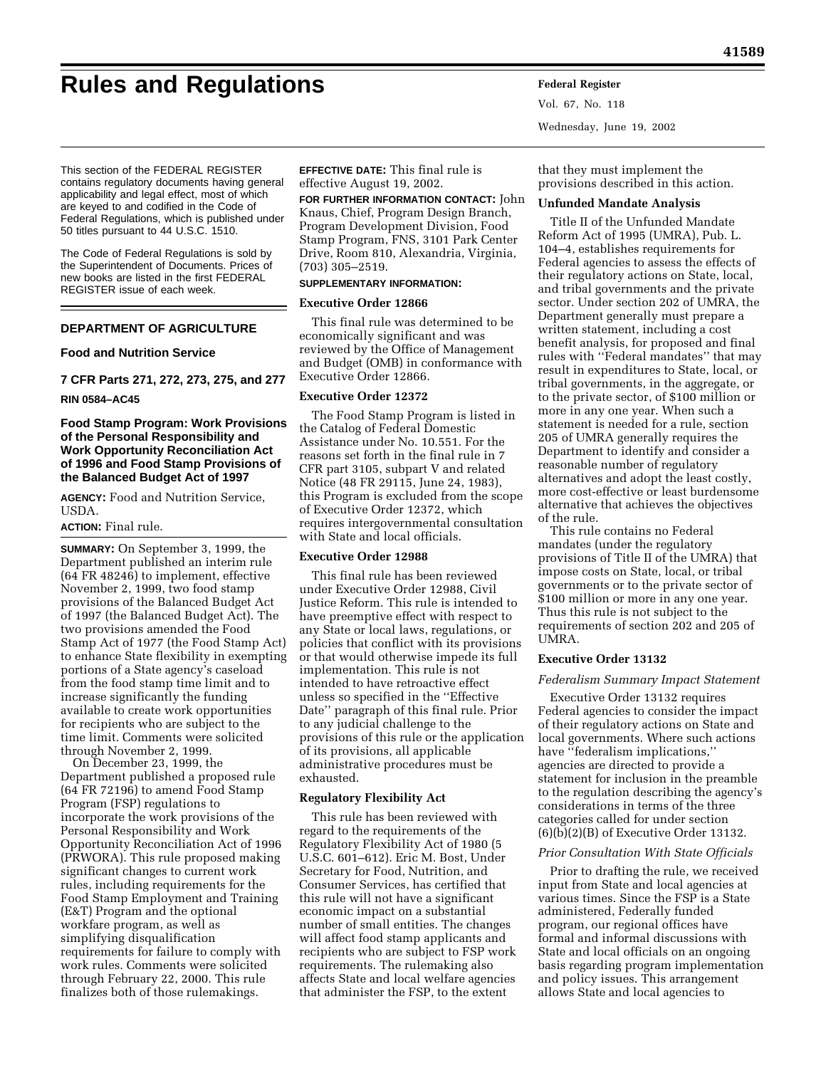# Rules and Regulations

This section of the FEDERAL REGISTER contains regulatory documents having general applicability and legal effect, most of which are keyed to and codified in the Code of Federal Regulations, which is published under 50 titles pursuant to 44 U.S.C. 1510.

The Code of Federal Regulations is sold by the Superintendent of Documents. Prices of new books are listed in the first FEDERAL REGISTER issue of each week.

## DEPARTMENT OF AGRICULTURE

### Food and Nutrition Service

### 7 CFR Parts 271, 272, 273, 275, and 277

**RIN 0584–AC45**

### Food Stamp Program: Work Provisions of the Personal Responsibility and Work Opportunity Reconciliation Act of 1996 and Food Stamp Provisions of the Balanced Budget Act of 1997

**AGENCY:** Food and Nutrition Service, USDA.

**ACTION:** Final rule.

**SUMMARY:** On September 3, 1999, the Department published an interim rule (64 FR 48246) to implement, effective November 2, 1999, two food stamp provisions of the Balanced Budget Act of 1997 (the Balanced Budget Act). The two provisions amended the Food Stamp Act of 1977 (the Food Stamp Act) to enhance State flexibility in exempting portions of a State agency's caseload from the food stamp time limit and to increase significantly the funding available to create work opportunities for recipients who are subject to the time limit. Comments were solicited through November 2, 1999.

On December 23, 1999, the Department published a proposed rule (64 FR 72196) to amend Food Stamp Program (FSP) regulations to incorporate the work provisions of the Personal Responsibility and Work Opportunity Reconciliation Act of 1996 (PRWORA). This rule proposed making significant changes to current work rules, including requirements for the Food Stamp Employment and Training (E&T) Program and the optional workfare program, as well as simplifying disqualification requirements for failure to comply with work rules. Comments were solicited through February 22, 2000. This rule finalizes both of those rulemakings.

**EFFECTIVE DATE:** This final rule is effective August 19, 2002.

**FOR FURTHER INFORMATION CONTACT:** John Knaus, Chief, Program Design Branch, Program Development Division, Food Stamp Program, FNS, 3101 Park Center Drive, Room 810, Alexandria, Virginia, (703) 305–2519.

**SUPPLEMENTARY INFORMATION:**

#### Executive Order 12866

This final rule was determined to be economically significant and was reviewed by the Office of Management and Budget (OMB) in conformance with Executive Order 12866.

#### Executive Order 12372

The Food Stamp Program is listed in the Catalog of Federal Domestic Assistance under No. 10.551. For the reasons set forth in the final rule in 7 CFR part 3105, subpart V and related Notice (48 FR 29115, June 24, 1983), this Program is excluded from the scope of Executive Order 12372, which requires intergovernmental consultation with State and local officials.

#### Executive Order 12988

This final rule has been reviewed under Executive Order 12988, Civil Justice Reform. This rule is intended to have preemptive effect with respect to any State or local laws, regulations, or policies that conflict with its provisions or that would otherwise impede its full implementation. This rule is not intended to have retroactive effect unless so specified in the ''Effective Date'' paragraph of this final rule. Prior to any judicial challenge to the provisions of this rule or the application of its provisions, all applicable administrative procedures must be exhausted.

#### Regulatory Flexibility Act

This rule has been reviewed with regard to the requirements of the Regulatory Flexibility Act of 1980 (5 U.S.C. 601–612). Eric M. Bost, Under Secretary for Food, Nutrition, and Consumer Services, has certified that this rule will not have a significant economic impact on a substantial number of small entities. The changes will affect food stamp applicants and recipients who are subject to FSP work requirements. The rulemaking also affects State and local welfare agencies that administer the FSP, to the extent that they must implement the provisions described in this action.

#### Unfunded Mandate Analysis

Title II of the Unfunded Mandate Reform Act of 1995 (UMRA), Pub. L. 104–4, establishes requirements for Federal agencies to assess the effects of their regulatory actions on State, local, and tribal governments and the private sector. Under section 202 of UMRA, the Department generally must prepare a written statement, including a cost benefit analysis, for proposed and final rules with ''Federal mandates'' that may result in expenditures to State, local, or tribal governments, in the aggregate, or to the private sector, of $100 million or more in any one year. When such a statement is needed for a rule, section 205 of UMRA generally requires the Department to identify and consider a reasonable number of regulatory alternatives and adopt the least costly, more cost-effective or least burdensome alternative that achieves the objectives of the rule.

This rule contains no Federal mandates (under the regulatory provisions of Title II of the UMRA) that impose costs on State, local, or tribal governments or to the private sector of $100 million or more in any one year. Thus this rule is not subject to the requirements of section 202 and 205 of UMRA.

#### Executive Order 13132

*Federalism Summary Impact Statement*

Executive Order 13132 requires Federal agencies to consider the impact of their regulatory actions on State and local governments. Where such actions have ''federalism implications,'' agencies are directed to provide a statement for inclusion in the preamble to the regulation describing the agency's considerations in terms of the three categories called for under section (6)(b)(2)(B) of Executive Order 13132.

*Prior Consultation With State Officials*

Prior to drafting the rule, we received input from State and local agencies at various times. Since the FSP is a State administered, Federally funded program, our regional offices have formal and informal discussions with State and local officials on an ongoing basis regarding program implementation and policy issues. This arrangement allows State and local agencies to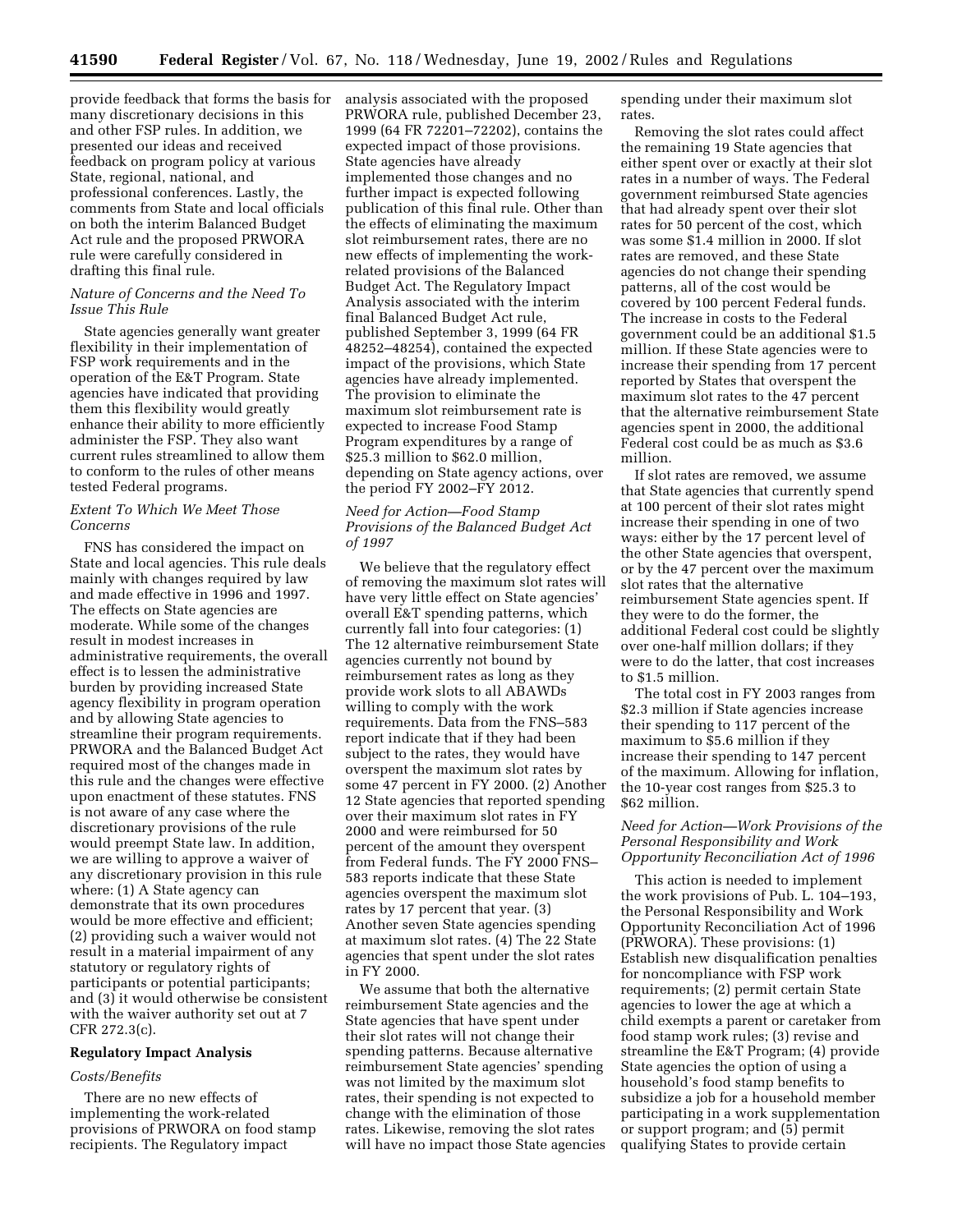provide feedback that forms the basis for many discretionary decisions in this and other FSP rules. In addition, we presented our ideas and received feedback on program policy at various State, regional, national, and professional conferences. Lastly, the comments from State and local officials on both the interim Balanced Budget Act rule and the proposed PRWORA rule were carefully considered in drafting this final rule.

*Nature of Concerns and the Need To Issue This Rule*

State agencies generally want greater flexibility in their implementation of FSP work requirements and in the operation of the E&T Program. State agencies have indicated that providing them this flexibility would greatly enhance their ability to more efficiently administer the FSP. They also want current rules streamlined to allow them to conform to the rules of other means tested Federal programs.

*Extent To Which We Meet Those Concerns*

FNS has considered the impact on State and local agencies. This rule deals mainly with changes required by law and made effective in 1996 and 1997. The effects on State agencies are moderate. While some of the changes result in modest increases in administrative requirements, the overall effect is to lessen the administrative burden by providing increased State agency flexibility in program operation and by allowing State agencies to streamline their program requirements. PRWORA and the Balanced Budget Act required most of the changes made in this rule and the changes were effective upon enactment of these statutes. FNS is not aware of any case where the discretionary provisions of the rule would preempt State law. In addition, we are willing to approve a waiver of any discretionary provision in this rule where: (1) A State agency can demonstrate that its own procedures would be more effective and efficient; (2) providing such a waiver would not result in a material impairment of any statutory or regulatory rights of participants or potential participants; and (3) it would otherwise be consistent with the waiver authority set out at 7 CFR 272.3(c).

**Regulatory Impact Analysis**

*Costs/Benefits*

There are no new effects of implementing the work-related provisions of PRWORA on food stamp recipients. The Regulatory impact analysis associated with the proposed PRWORA rule, published December 23, 1999 (64 FR 72201–72202), contains the expected impact of those provisions. State agencies have already implemented those changes and no further impact is expected following publication of this final rule. Other than the effects of eliminating the maximum slot reimbursement rates, there are no new effects of implementing the work-related provisions of the Balanced Budget Act. The Regulatory Impact Analysis associated with the interim final Balanced Budget Act rule, published September 3, 1999 (64 FR 48252–48254), contained the expected impact of the provisions, which State agencies have already implemented. The provision to eliminate the maximum slot reimbursement rate is expected to increase Food Stamp Program expenditures by a range of $25.3 million to $62.0 million, depending on State agency actions, over the period FY 2002–FY 2012.

*Need for Action—Food Stamp Provisions of the Balanced Budget Act of 1997*

We believe that the regulatory effect of removing the maximum slot rates will have very little effect on State agencies' overall E&T spending patterns, which currently fall into four categories: (1) The 12 alternative reimbursement State agencies currently not bound by reimbursement rates as long as they provide work slots to all ABAWDs willing to comply with the work requirements. Data from the FNS–583 report indicate that if they had been subject to the rates, they would have overspent the maximum slot rates by some 47 percent in FY 2000. (2) Another 12 State agencies that reported spending over their maximum slot rates in FY 2000 and were reimbursed for 50 percent of the amount they overspent from Federal funds. The FY 2000 FNS–583 reports indicate that these State agencies overspent the maximum slot rates by 17 percent that year. (3) Another seven State agencies spending at maximum slot rates. (4) The 22 State agencies that spent under the slot rates in FY 2000.

We assume that both the alternative reimbursement State agencies and the State agencies that have spent under their slot rates will not change their spending patterns. Because alternative reimbursement State agencies' spending was not limited by the maximum slot rates, their spending is not expected to change with the elimination of those rates. Likewise, removing the slot rates will have no impact those State agencies spending under their maximum slot rates.

Removing the slot rates could affect the remaining 19 State agencies that either spent over or exactly at their slot rates in a number of ways. The Federal government reimbursed State agencies that had already spent over their slot rates for 50 percent of the cost, which was some $1.4 million in 2000. If slot rates are removed, and these State agencies do not change their spending patterns, all of the cost would be covered by 100 percent Federal funds. The increase in costs to the Federal government could be an additional $1.5 million. If these State agencies were to increase their spending from 17 percent reported by States that overspent the maximum slot rates to the 47 percent that the alternative reimbursement State agencies spent in 2000, the additional Federal cost could be as much as $3.6 million.

If slot rates are removed, we assume that State agencies that currently spend at 100 percent of their slot rates might increase their spending in one of two ways: either by the 17 percent level of the other State agencies that overspent, or by the 47 percent over the maximum slot rates that the alternative reimbursement State agencies spent. If they were to do the former, the additional Federal cost could be slightly over one-half million dollars; if they were to do the latter, that cost increases to $1.5 million.

The total cost in FY 2003 ranges from $2.3 million if State agencies increase their spending to 117 percent of the maximum to $5.6 million if they increase their spending to 147 percent of the maximum. Allowing for inflation, the 10-year cost ranges from $25.3 to $62 million.

*Need for Action—Work Provisions of the Personal Responsibility and Work Opportunity Reconciliation Act of 1996*

This action is needed to implement the work provisions of Pub. L. 104–193, the Personal Responsibility and Work Opportunity Reconciliation Act of 1996 (PRWORA). These provisions: (1) Establish new disqualification penalties for noncompliance with FSP work requirements; (2) permit certain State agencies to lower the age at which a child exempts a parent or caretaker from food stamp work rules; (3) revise and streamline the E&T Program; (4) provide State agencies the option of using a household's food stamp benefits to subsidize a job for a household member participating in a work supplementation or support program; and (5) permit qualifying States to provide certain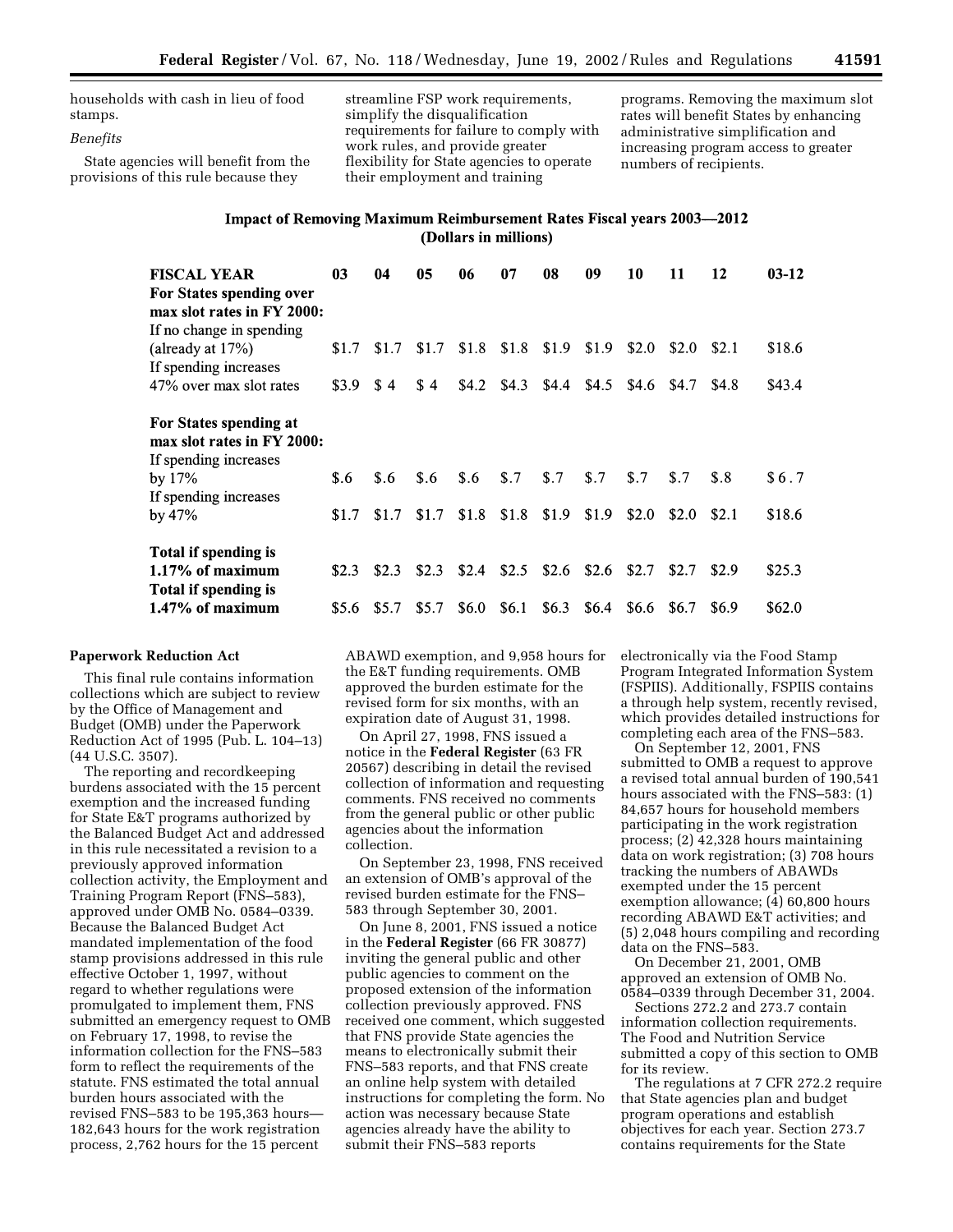households with cash in lieu of food stamps.

*Benefits*

State agencies will benefit from the provisions of this rule because they streamline FSP work requirements, simplify the disqualification requirements for failure to comply with work rules, and provide greater flexibility for State agencies to operate their employment and training programs. Removing the maximum slot rates will benefit States by enhancing administrative simplification and increasing program access to greater numbers of recipients.

**Impact of Removing Maximum Reimbursement Rates Fiscal years 2003—2012 (Dollars in millions)**

| FISCAL YEAR | 03 | 04 | 05 | 06 | 07 | 08 | 09 | 10 | 11 | 12 | 03-12 |
|---|---|---|---|---|---|---|---|---|---|---|---|
| **For States spending over max slot rates in FY 2000:** | | | | | | | | | | | |
| If no change in spending (already at 17%) | $1.7 | $1.7 | $1.7 | $1.8 | $1.8 | $1.9 | $1.9 | $2.0 | $2.0 | $2.1 | $18.6 |
| If spending increases 47% over max slot rates | $3.9 | $ 4 | $ 4 | $4.2 | $4.3 | $4.4 | $4.5 | $4.6 | $4.7 | $4.8 | $43.4 |
| **For States spending at max slot rates in FY 2000:** | | | | | | | | | | | |
| If spending increases by 17% | $.6 | $.6 | $.6 | $.6 | $.7 | $.7 | $.7 | $.7 | $.7 | $.8 | $ 6 . 7 |
| If spending increases by 47% | $1.7 | $1.7 | $1.7 | $1.8 | $1.8 | $1.9 | $1.9 | $2.0 | $2.0 | $2.1 | $18.6 |
| **Total if spending is 1.17% of maximum** | $2.3 | $2.3 | $2.3 | $2.4 | $2.5 | $2.6 | $2.6 | $2.7 | $2.7 | $2.9 | $25.3 |
| **Total if spending is 1.47% of maximum** | $5.6 | $5.7 | $5.7 | $6.0 | $6.1 | $6.3 | $6.4 | $6.6 | $6.7 | $6.9 | $62.0 |

**Paperwork Reduction Act**

This final rule contains information collections which are subject to review by the Office of Management and Budget (OMB) under the Paperwork Reduction Act of 1995 (Pub. L. 104–13) (44 U.S.C. 3507).

The reporting and recordkeeping burdens associated with the 15 percent exemption and the increased funding for State E&T programs authorized by the Balanced Budget Act and addressed in this rule necessitated a revision to a previously approved information collection activity, the Employment and Training Program Report (FNS–583), approved under OMB No. 0584–0339. Because the Balanced Budget Act mandated implementation of the food stamp provisions addressed in this rule effective October 1, 1997, without regard to whether regulations were promulgated to implement them, FNS submitted an emergency request to OMB on February 17, 1998, to revise the information collection for the FNS–583 form to reflect the requirements of the statute. FNS estimated the total annual burden hours associated with the revised FNS–583 to be 195,363 hours—182,643 hours for the work registration process, 2,762 hours for the 15 percent ABAWD exemption, and 9,958 hours for the E&T funding requirements. OMB approved the burden estimate for the revised form for six months, with an expiration date of August 31, 1998.

On April 27, 1998, FNS issued a notice in the **Federal Register** (63 FR 20567) describing in detail the revised collection of information and requesting comments. FNS received no comments from the general public or other public agencies about the information collection.

On September 23, 1998, FNS received an extension of OMB's approval of the revised burden estimate for the FNS–583 through September 30, 2001.

On June 8, 2001, FNS issued a notice in the **Federal Register** (66 FR 30877) inviting the general public and other public agencies to comment on the proposed extension of the information collection previously approved. FNS received one comment, which suggested that FNS provide State agencies the means to electronically submit their FNS–583 reports, and that FNS create an online help system with detailed instructions for completing the form. No action was necessary because State agencies already have the ability to submit their FNS–583 reports electronically via the Food Stamp Program Integrated Information System (FSPIIS). Additionally, FSPIIS contains a through help system, recently revised, which provides detailed instructions for completing each area of the FNS–583.

On September 12, 2001, FNS submitted to OMB a request to approve a revised total annual burden of 190,541 hours associated with the FNS–583: (1) 84,657 hours for household members participating in the work registration process; (2) 42,328 hours maintaining data on work registration; (3) 708 hours tracking the numbers of ABAWDs exempted under the 15 percent exemption allowance; (4) 60,800 hours recording ABAWD E&T activities; and (5) 2,048 hours compiling and recording data on the FNS–583.

On December 21, 2001, OMB approved an extension of OMB No. 0584–0339 through December 31, 2004.

Sections 272.2 and 273.7 contain information collection requirements. The Food and Nutrition Service submitted a copy of this section to OMB for its review.

The regulations at 7 CFR 272.2 require that State agencies plan and budget program operations and establish objectives for each year. Section 273.7 contains requirements for the State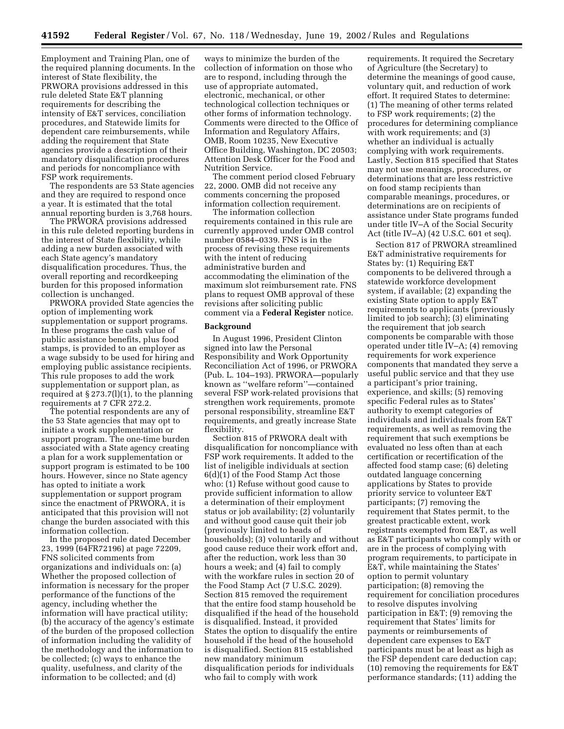Employment and Training Plan, one of the required planning documents. In the interest of State flexibility, the PRWORA provisions addressed in this rule deleted State E&T planning requirements for describing the intensity of E&T services, conciliation procedures, and Statewide limits for dependent care reimbursements, while adding the requirement that State agencies provide a description of their mandatory disqualification procedures and periods for noncompliance with FSP work requirements.

The respondents are 53 State agencies and they are required to respond once a year. It is estimated that the total annual reporting burden is 3,768 hours.

The PRWORA provisions addressed in this rule deleted reporting burdens in the interest of State flexibility, while adding a new burden associated with each State agency's mandatory disqualification procedures. Thus, the overall reporting and recordkeeping burden for this proposed information collection is unchanged.

PRWORA provided State agencies the option of implementing work supplementation or support programs. In these programs the cash value of public assistance benefits, plus food stamps, is provided to an employer as a wage subsidy to be used for hiring and employing public assistance recipients. This rule proposes to add the work supplementation or support plan, as required at § 273.7(l)(1), to the planning requirements at 7 CFR 272.2.

The potential respondents are any of the 53 State agencies that may opt to initiate a work supplementation or support program. The one-time burden associated with a State agency creating a plan for a work supplementation or support program is estimated to be 100 hours. However, since no State agency has opted to initiate a work supplementation or support program since the enactment of PRWORA, it is anticipated that this provision will not change the burden associated with this information collection.

In the proposed rule dated December 23, 1999 (64FR72196) at page 72209, FNS solicited comments from organizations and individuals on: (a) Whether the proposed collection of information is necessary for the proper performance of the functions of the agency, including whether the information will have practical utility; (b) the accuracy of the agency's estimate of the burden of the proposed collection of information including the validity of the methodology and the information to be collected; (c) ways to enhance the quality, usefulness, and clarity of the information to be collected; and (d) ways to minimize the burden of the collection of information on those who are to respond, including through the use of appropriate automated, electronic, mechanical, or other technological collection techniques or other forms of information technology. Comments were directed to the Office of Information and Regulatory Affairs, OMB, Room 10235, New Executive Office Building, Washington, DC 20503; Attention Desk Officer for the Food and Nutrition Service.

The comment period closed February 22, 2000. OMB did not receive any comments concerning the proposed information collection requirement.

The information collection requirements contained in this rule are currently approved under OMB control number 0584–0339. FNS is in the process of revising these requirements with the intent of reducing administrative burden and accommodating the elimination of the maximum slot reimbursement rate. FNS plans to request OMB approval of these revisions after soliciting public comment via a **Federal Register** notice.

## Background

In August 1996, President Clinton signed into law the Personal Responsibility and Work Opportunity Reconciliation Act of 1996, or PRWORA (Pub. L. 104–193). PRWORA—popularly known as ''welfare reform''—contained several FSP work-related provisions that strengthen work requirements, promote personal responsibility, streamline E&T requirements, and greatly increase State flexibility.

Section 815 of PRWORA dealt with disqualification for noncompliance with FSP work requirements. It added to the list of ineligible individuals at section 6(d)(1) of the Food Stamp Act those who: (1) Refuse without good cause to provide sufficient information to allow a determination of their employment status or job availability; (2) voluntarily and without good cause quit their job (previously limited to heads of households); (3) voluntarily and without good cause reduce their work effort and, after the reduction, work less than 30 hours a week; and (4) fail to comply with the workfare rules in section 20 of the Food Stamp Act (7 U.S.C. 2029). Section 815 removed the requirement that the entire food stamp household be disqualified if the head of the household is disqualified. Instead, it provided States the option to disqualify the entire household if the head of the household is disqualified. Section 815 established new mandatory minimum disqualification periods for individuals who fail to comply with work requirements. It required the Secretary of Agriculture (the Secretary) to determine the meanings of good cause, voluntary quit, and reduction of work effort. It required States to determine: (1) The meaning of other terms related to FSP work requirements; (2) the procedures for determining compliance with work requirements; and (3) whether an individual is actually complying with work requirements. Lastly, Section 815 specified that States may not use meanings, procedures, or determinations that are less restrictive on food stamp recipients than comparable meanings, procedures, or determinations are on recipients of assistance under State programs funded under title IV–A of the Social Security Act (title IV–A) (42 U.S.C. 601 et seq).

Section 817 of PRWORA streamlined E&T administrative requirements for States by: (1) Requiring E&T components to be delivered through a statewide workforce development system, if available; (2) expanding the existing State option to apply E&T requirements to applicants (previously limited to job search); (3) eliminating the requirement that job search components be comparable with those operated under title IV–A; (4) removing requirements for work experience components that mandated they serve a useful public service and that they use a participant's prior training, experience, and skills; (5) removing specific Federal rules as to States' authority to exempt categories of individuals and individuals from E&T requirements, as well as removing the requirement that such exemptions be evaluated no less often than at each certification or recertification of the affected food stamp case; (6) deleting outdated language concerning applications by States to provide priority service to volunteer E&T participants; (7) removing the requirement that States permit, to the greatest practicable extent, work registrants exempted from E&T, as well as E&T participants who comply with or are in the process of complying with program requirements, to participate in E&T, while maintaining the States' option to permit voluntary participation; (8) removing the requirement for conciliation procedures to resolve disputes involving participation in E&T; (9) removing the requirement that States' limits for payments or reimbursements of dependent care expenses to E&T participants must be at least as high as the FSP dependent care deduction cap; (10) removing the requirements for E&T performance standards; (11) adding the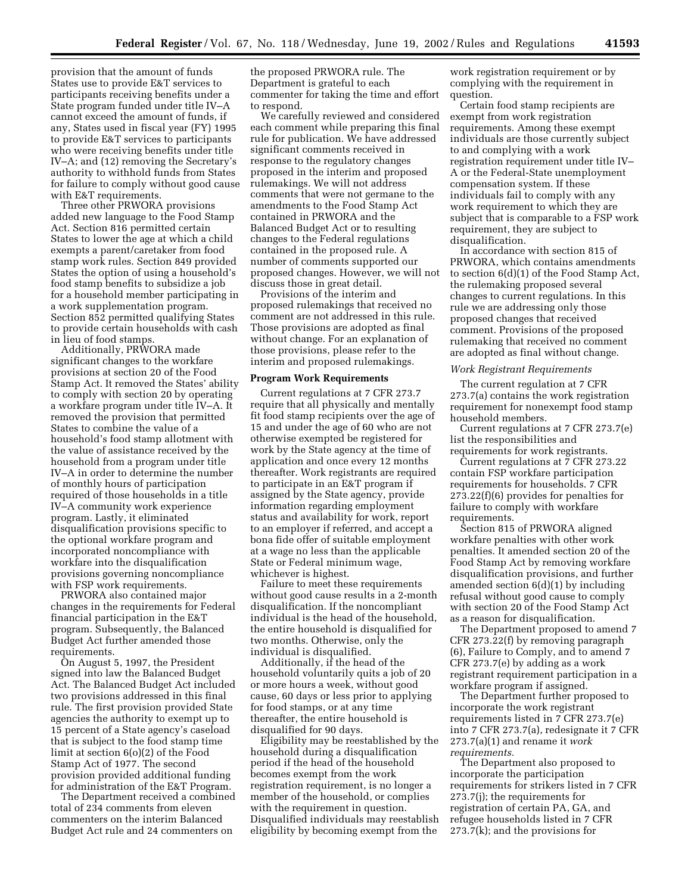provision that the amount of funds States use to provide E&T services to participants receiving benefits under a State program funded under title IV–A cannot exceed the amount of funds, if any, States used in fiscal year (FY) 1995 to provide E&T services to participants who were receiving benefits under title IV–A; and (12) removing the Secretary's authority to withhold funds from States for failure to comply without good cause with E&T requirements.

Three other PRWORA provisions added new language to the Food Stamp Act. Section 816 permitted certain States to lower the age at which a child exempts a parent/caretaker from food stamp work rules. Section 849 provided States the option of using a household's food stamp benefits to subsidize a job for a household member participating in a work supplementation program. Section 852 permitted qualifying States to provide certain households with cash in lieu of food stamps.

Additionally, PRWORA made significant changes to the workfare provisions at section 20 of the Food Stamp Act. It removed the States' ability to comply with section 20 by operating a workfare program under title IV–A. It removed the provision that permitted States to combine the value of a household's food stamp allotment with the value of assistance received by the household from a program under title IV–A in order to determine the number of monthly hours of participation required of those households in a title IV–A community work experience program. Lastly, it eliminated disqualification provisions specific to the optional workfare program and incorporated noncompliance with workfare into the disqualification provisions governing noncompliance with FSP work requirements.

PRWORA also contained major changes in the requirements for Federal financial participation in the E&T program. Subsequently, the Balanced Budget Act further amended those requirements.

On August 5, 1997, the President signed into law the Balanced Budget Act. The Balanced Budget Act included two provisions addressed in this final rule. The first provision provided State agencies the authority to exempt up to 15 percent of a State agency's caseload that is subject to the food stamp time limit at section 6(o)(2) of the Food Stamp Act of 1977. The second provision provided additional funding for administration of the E&T Program.

The Department received a combined total of 234 comments from eleven commenters on the interim Balanced Budget Act rule and 24 commenters on the proposed PRWORA rule. The Department is grateful to each commenter for taking the time and effort to respond.

We carefully reviewed and considered each comment while preparing this final rule for publication. We have addressed significant comments received in response to the regulatory changes proposed in the interim and proposed rulemakings. We will not address comments that were not germane to the amendments to the Food Stamp Act contained in PRWORA and the Balanced Budget Act or to resulting changes to the Federal regulations contained in the proposed rule. A number of comments supported our proposed changes. However, we will not discuss those in great detail.

Provisions of the interim and proposed rulemakings that received no comment are not addressed in this rule. Those provisions are adopted as final without change. For an explanation of those provisions, please refer to the interim and proposed rulemakings.

**Program Work Requirements**

Current regulations at 7 CFR 273.7 require that all physically and mentally fit food stamp recipients over the age of 15 and under the age of 60 who are not otherwise exempted be registered for work by the State agency at the time of application and once every 12 months thereafter. Work registrants are required to participate in an E&T program if assigned by the State agency, provide information regarding employment status and availability for work, report to an employer if referred, and accept a bona fide offer of suitable employment at a wage no less than the applicable State or Federal minimum wage, whichever is highest.

Failure to meet these requirements without good cause results in a 2-month disqualification. If the noncompliant individual is the head of the household, the entire household is disqualified for two months. Otherwise, only the individual is disqualified.

Additionally, if the head of the household voluntarily quits a job of 20 or more hours a week, without good cause, 60 days or less prior to applying for food stamps, or at any time thereafter, the entire household is disqualified for 90 days.

Eligibility may be reestablished by the household during a disqualification period if the head of the household becomes exempt from the work registration requirement, is no longer a member of the household, or complies with the requirement in question. Disqualified individuals may reestablish eligibility by becoming exempt from the work registration requirement or by complying with the requirement in question.

Certain food stamp recipients are exempt from work registration requirements. Among these exempt individuals are those currently subject to and complying with a work registration requirement under title IV–A or the Federal-State unemployment compensation system. If these individuals fail to comply with any work requirement to which they are subject that is comparable to a FSP work requirement, they are subject to disqualification.

In accordance with section 815 of PRWORA, which contains amendments to section 6(d)(1) of the Food Stamp Act, the rulemaking proposed several changes to current regulations. In this rule we are addressing only those proposed changes that received comment. Provisions of the proposed rulemaking that received no comment are adopted as final without change.

*Work Registrant Requirements*

The current regulation at 7 CFR 273.7(a) contains the work registration requirement for nonexempt food stamp household members.

Current regulations at 7 CFR 273.7(e) list the responsibilities and requirements for work registrants.

Current regulations at 7 CFR 273.22 contain FSP workfare participation requirements for households. 7 CFR 273.22(f)(6) provides for penalties for failure to comply with workfare requirements.

Section 815 of PRWORA aligned workfare penalties with other work penalties. It amended section 20 of the Food Stamp Act by removing workfare disqualification provisions, and further amended section 6(d)(1) by including refusal without good cause to comply with section 20 of the Food Stamp Act as a reason for disqualification.

The Department proposed to amend 7 CFR 273.22(f) by removing paragraph (6), Failure to Comply, and to amend 7 CFR 273.7(e) by adding as a work registrant requirement participation in a workfare program if assigned.

The Department further proposed to incorporate the work registrant requirements listed in 7 CFR 273.7(e) into 7 CFR 273.7(a), redesignate it 7 CFR 273.7(a)(1) and rename it *work requirements.*

The Department also proposed to incorporate the participation requirements for strikers listed in 7 CFR 273.7(j); the requirements for registration of certain PA, GA, and refugee households listed in 7 CFR 273.7(k); and the provisions for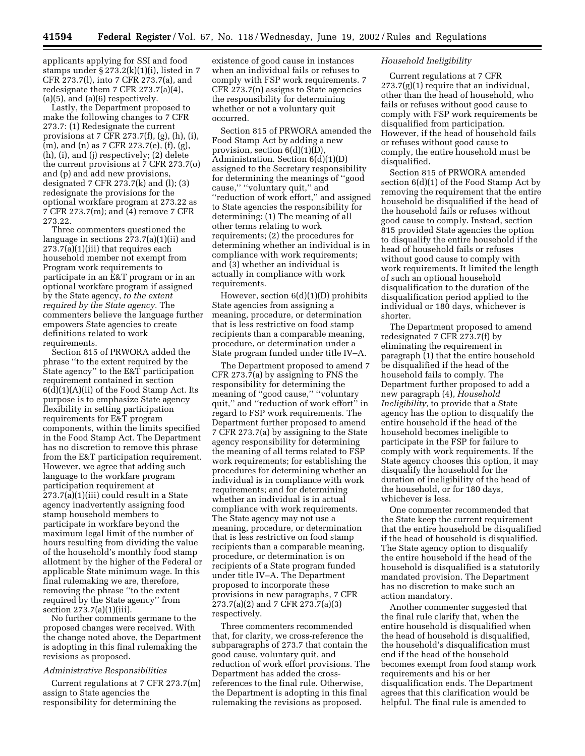applicants applying for SSI and food stamps under § 273.2(k)(1)(i), listed in 7 CFR 273.7(l), into 7 CFR 273.7(a), and redesignate them 7 CFR 273.7(a)(4), (a)(5), and (a)(6) respectively.

Lastly, the Department proposed to make the following changes to 7 CFR 273.7: (1) Redesignate the current provisions at 7 CFR 273.7(f), (g), (h), (i), (m), and (n) as 7 CFR 273.7(e), (f), (g), (h), (i), and (j) respectively; (2) delete the current provisions at 7 CFR 273.7(o) and (p) and add new provisions, designated 7 CFR 273.7(k) and (l); (3) redesignate the provisions for the optional workfare program at 273.22 as 7 CFR 273.7(m); and (4) remove 7 CFR 273.22.

Three commenters questioned the language in sections 273.7(a)(1)(ii) and 273.7(a)(1)(iii) that requires each household member not exempt from Program work requirements to participate in an E&T program or in an optional workfare program if assigned by the State agency, *to the extent required by the State agency.* The commenters believe the language further empowers State agencies to create definitions related to work requirements.

Section 815 of PRWORA added the phrase ''to the extent required by the State agency'' to the E&T participation requirement contained in section 6(d)(1)(A)(ii) of the Food Stamp Act. Its purpose is to emphasize State agency flexibility in setting participation requirements for E&T program components, within the limits specified in the Food Stamp Act. The Department has no discretion to remove this phrase from the E&T participation requirement. However, we agree that adding such language to the workfare program participation requirement at 273.7(a)(1)(iii) could result in a State agency inadvertently assigning food stamp household members to participate in workfare beyond the maximum legal limit of the number of hours resulting from dividing the value of the household's monthly food stamp allotment by the higher of the Federal or applicable State minimum wage. In this final rulemaking we are, therefore, removing the phrase ''to the extent required by the State agency'' from section 273.7(a)(1)(iii).

No further comments germane to the proposed changes were received. With the change noted above, the Department is adopting in this final rulemaking the revisions as proposed.

*Administrative Responsibilities*

Current regulations at 7 CFR 273.7(m) assign to State agencies the responsibility for determining the existence of good cause in instances when an individual fails or refuses to comply with FSP work requirements. 7 CFR 273.7(n) assigns to State agencies the responsibility for determining whether or not a voluntary quit occurred.

Section 815 of PRWORA amended the Food Stamp Act by adding a new provision, section 6(d)(1)(D), Administration. Section 6(d)(1)(D) assigned to the Secretary responsibility for determining the meanings of ''good cause,'' ''voluntary quit,'' and ''reduction of work effort,'' and assigned to State agencies the responsibility for determining: (1) The meaning of all other terms relating to work requirements; (2) the procedures for determining whether an individual is in compliance with work requirements; and (3) whether an individual is actually in compliance with work requirements.

However, section 6(d)(1)(D) prohibits State agencies from assigning a meaning, procedure, or determination that is less restrictive on food stamp recipients than a comparable meaning, procedure, or determination under a State program funded under title IV–A.

The Department proposed to amend 7 CFR 273.7(a) by assigning to FNS the responsibility for determining the meaning of ''good cause,'' ''voluntary quit,'' and ''reduction of work effort'' in regard to FSP work requirements. The Department further proposed to amend 7 CFR 273.7(a) by assigning to the State agency responsibility for determining the meaning of all terms related to FSP work requirements; for establishing the procedures for determining whether an individual is in compliance with work requirements; and for determining whether an individual is in actual compliance with work requirements. The State agency may not use a meaning, procedure, or determination that is less restrictive on food stamp recipients than a comparable meaning, procedure, or determination is on recipients of a State program funded under title IV–A. The Department proposed to incorporate these provisions in new paragraphs, 7 CFR 273.7(a)(2) and 7 CFR 273.7(a)(3) respectively.

Three commenters recommended that, for clarity, we cross-reference the subparagraphs of 273.7 that contain the good cause, voluntary quit, and reduction of work effort provisions. The Department has added the cross-references to the final rule. Otherwise, the Department is adopting in this final rulemaking the revisions as proposed.

*Household Ineligibility*

Current regulations at 7 CFR 273.7(g)(1) require that an individual, other than the head of household, who fails or refuses without good cause to comply with FSP work requirements be disqualified from participation. However, if the head of household fails or refuses without good cause to comply, the entire household must be disqualified.

Section 815 of PRWORA amended section 6(d)(1) of the Food Stamp Act by removing the requirement that the entire household be disqualified if the head of the household fails or refuses without good cause to comply. Instead, section 815 provided State agencies the option to disqualify the entire household if the head of household fails or refuses without good cause to comply with work requirements. It limited the length of such an optional household disqualification to the duration of the disqualification period applied to the individual or 180 days, whichever is shorter.

The Department proposed to amend redesignated 7 CFR 273.7(f) by eliminating the requirement in paragraph (1) that the entire household be disqualified if the head of the household fails to comply. The Department further proposed to add a new paragraph (4), *Household Ineligibility,* to provide that a State agency has the option to disqualify the entire household if the head of the household becomes ineligible to participate in the FSP for failure to comply with work requirements. If the State agency chooses this option, it may disqualify the household for the duration of ineligibility of the head of the household, or for 180 days, whichever is less.

One commenter recommended that the State keep the current requirement that the entire household be disqualified if the head of household is disqualified. The State agency option to disqualify the entire household if the head of the household is disqualified is a statutorily mandated provision. The Department has no discretion to make such an action mandatory.

Another commenter suggested that the final rule clarify that, when the entire household is disqualified when the head of household is disqualified, the household's disqualification must end if the head of the household becomes exempt from food stamp work requirements and his or her disqualification ends. The Department agrees that this clarification would be helpful. The final rule is amended to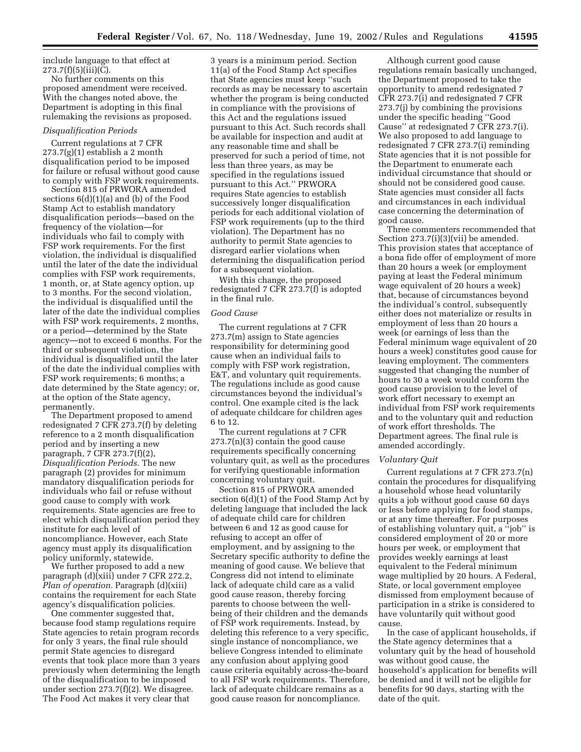include language to that effect at 273.7(f)(5)(iii)(C).

No further comments on this proposed amendment were received. With the changes noted above, the Department is adopting in this final rulemaking the revisions as proposed.

*Disqualification Periods*

Current regulations at 7 CFR 273.7(g)(1) establish a 2 month disqualification period to be imposed for failure or refusal without good cause to comply with FSP work requirements.

Section 815 of PRWORA amended sections 6(d)(1)(a) and (b) of the Food Stamp Act to establish mandatory disqualification periods—based on the frequency of the violation—for individuals who fail to comply with FSP work requirements. For the first violation, the individual is disqualified until the later of the date the individual complies with FSP work requirements, 1 month, or, at State agency option, up to 3 months. For the second violation, the individual is disqualified until the later of the date the individual complies with FSP work requirements, 2 months, or a period—determined by the State agency—not to exceed 6 months. For the third or subsequent violation, the individual is disqualified until the later of the date the individual complies with FSP work requirements; 6 months; a date determined by the State agency; or, at the option of the State agency, permanently.

The Department proposed to amend redesignated 7 CFR 273.7(f) by deleting reference to a 2 month disqualification period and by inserting a new paragraph, 7 CFR 273.7(f)(2), *Disqualification Periods.* The new paragraph (2) provides for minimum mandatory disqualification periods for individuals who fail or refuse without good cause to comply with work requirements. State agencies are free to elect which disqualification period they institute for each level of noncompliance. However, each State agency must apply its disqualification policy uniformly, statewide.

We further proposed to add a new paragraph (d)(xiii) under 7 CFR 272.2, *Plan of operation.* Paragraph (d)(xiii) contains the requirement for each State agency's disqualification policies.

One commenter suggested that, because food stamp regulations require State agencies to retain program records for only 3 years, the final rule should permit State agencies to disregard events that took place more than 3 years previously when determining the length of the disqualification to be imposed under section 273.7(f)(2). We disagree. The Food Act makes it very clear that 3 years is a minimum period. Section 11(a) of the Food Stamp Act specifies that State agencies must keep "such records as may be necessary to ascertain whether the program is being conducted in compliance with the provisions of this Act and the regulations issued pursuant to this Act. Such records shall be available for inspection and audit at any reasonable time and shall be preserved for such a period of time, not less than three years, as may be specified in the regulations issued pursuant to this Act." PRWORA requires State agencies to establish successively longer disqualification periods for each additional violation of FSP work requirements (up to the third violation). The Department has no authority to permit State agencies to disregard earlier violations when determining the disqualification period for a subsequent violation.

With this change, the proposed redesignated 7 CFR 273.7(f) is adopted in the final rule.

*Good Cause*

The current regulations at 7 CFR 273.7(m) assign to State agencies responsibility for determining good cause when an individual fails to comply with FSP work registration, E&T, and voluntary quit requirements. The regulations include as good cause circumstances beyond the individual's control. One example cited is the lack of adequate childcare for children ages 6 to 12.

The current regulations at 7 CFR 273.7(n)(3) contain the good cause requirements specifically concerning voluntary quit, as well as the procedures for verifying questionable information concerning voluntary quit.

Section 815 of PRWORA amended section 6(d)(1) of the Food Stamp Act by deleting language that included the lack of adequate child care for children between 6 and 12 as good cause for refusing to accept an offer of employment, and by assigning to the Secretary specific authority to define the meaning of good cause. We believe that Congress did not intend to eliminate lack of adequate child care as a valid good cause reason, thereby forcing parents to choose between the well-being of their children and the demands of FSP work requirements. Instead, by deleting this reference to a very specific, single instance of noncompliance, we believe Congress intended to eliminate any confusion about applying good cause criteria equitably across-the-board to all FSP work requirements. Therefore, lack of adequate childcare remains as a good cause reason for noncompliance.

Although current good cause regulations remain basically unchanged, the Department proposed to take the opportunity to amend redesignated 7 CFR 273.7(i) and redesignated 7 CFR 273.7(j) by combining the provisions under the specific heading "Good Cause" at redesignated 7 CFR 273.7(i). We also proposed to add language to redesignated 7 CFR 273.7(i) reminding State agencies that it is not possible for the Department to enumerate each individual circumstance that should or should not be considered good cause. State agencies must consider all facts and circumstances in each individual case concerning the determination of good cause.

Three commenters recommended that Section 273.7(i)(3)(vii) be amended. This provision states that acceptance of a bona fide offer of employment of more than 20 hours a week (or employment paying at least the Federal minimum wage equivalent of 20 hours a week) that, because of circumstances beyond the individual's control, subsequently either does not materialize or results in employment of less than 20 hours a week (or earnings of less than the Federal minimum wage equivalent of 20 hours a week) constitutes good cause for leaving employment. The commenters suggested that changing the number of hours to 30 a week would conform the good cause provision to the level of work effort necessary to exempt an individual from FSP work requirements and to the voluntary quit and reduction of work effort thresholds. The Department agrees. The final rule is amended accordingly.

*Voluntary Quit*

Current regulations at 7 CFR 273.7(n) contain the procedures for disqualifying a household whose head voluntarily quits a job without good cause 60 days or less before applying for food stamps, or at any time thereafter. For purposes of establishing voluntary quit, a "job" is considered employment of 20 or more hours per week, or employment that provides weekly earnings at least equivalent to the Federal minimum wage multiplied by 20 hours. A Federal, State, or local government employee dismissed from employment because of participation in a strike is considered to have voluntarily quit without good cause.

In the case of applicant households, if the State agency determines that a voluntary quit by the head of household was without good cause, the household's application for benefits will be denied and it will not be eligible for benefits for 90 days, starting with the date of the quit.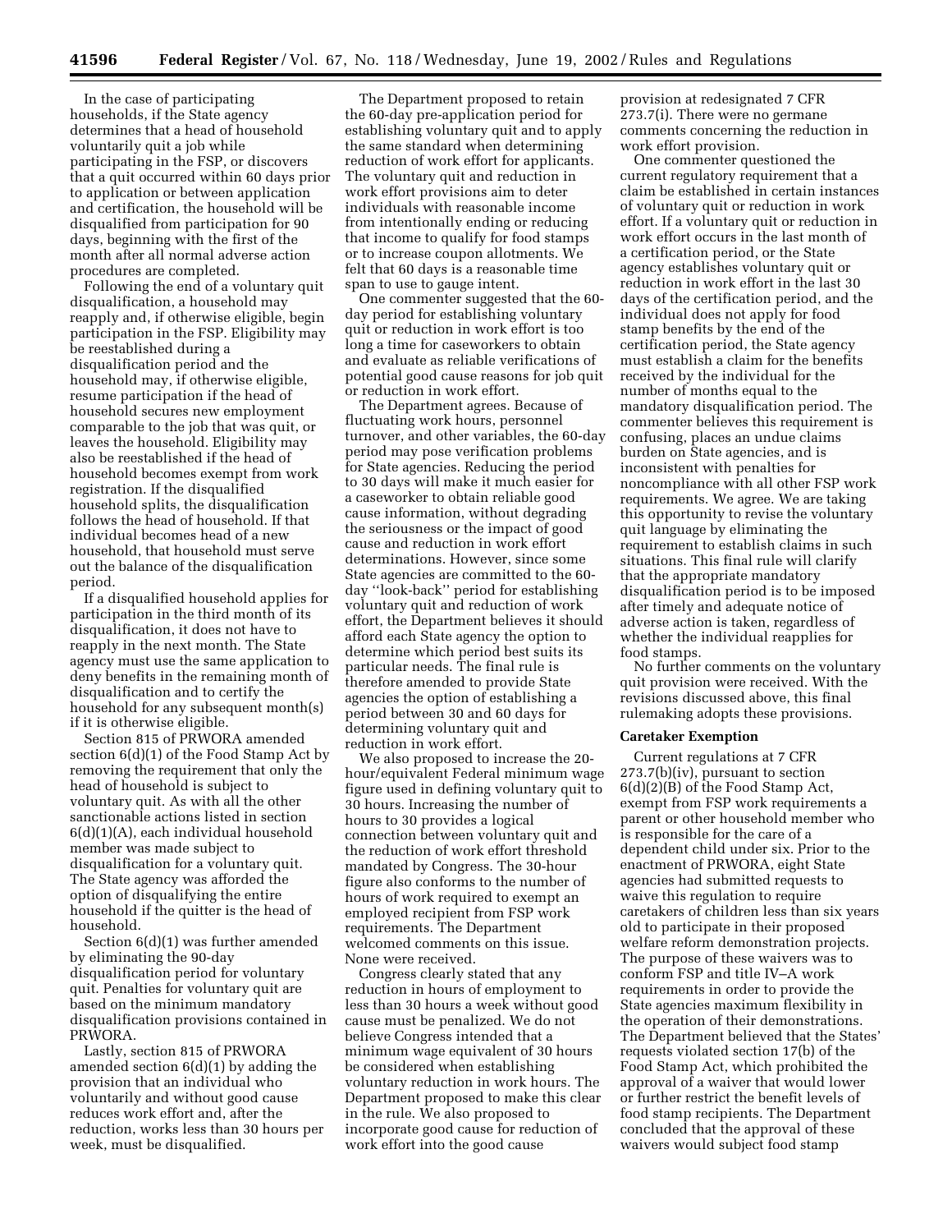In the case of participating households, if the State agency determines that a head of household voluntarily quit a job while participating in the FSP, or discovers that a quit occurred within 60 days prior to application or between application and certification, the household will be disqualified from participation for 90 days, beginning with the first of the month after all normal adverse action procedures are completed.

Following the end of a voluntary quit disqualification, a household may reapply and, if otherwise eligible, begin participation in the FSP. Eligibility may be reestablished during a disqualification period and the household may, if otherwise eligible, resume participation if the head of household secures new employment comparable to the job that was quit, or leaves the household. Eligibility may also be reestablished if the head of household becomes exempt from work registration. If the disqualified household splits, the disqualification follows the head of household. If that individual becomes head of a new household, that household must serve out the balance of the disqualification period.

If a disqualified household applies for participation in the third month of its disqualification, it does not have to reapply in the next month. The State agency must use the same application to deny benefits in the remaining month of disqualification and to certify the household for any subsequent month(s) if it is otherwise eligible.

Section 815 of PRWORA amended section 6(d)(1) of the Food Stamp Act by removing the requirement that only the head of household is subject to voluntary quit. As with all the other sanctionable actions listed in section 6(d)(1)(A), each individual household member was made subject to disqualification for a voluntary quit. The State agency was afforded the option of disqualifying the entire household if the quitter is the head of household.

Section 6(d)(1) was further amended by eliminating the 90-day disqualification period for voluntary quit. Penalties for voluntary quit are based on the minimum mandatory disqualification provisions contained in PRWORA.

Lastly, section 815 of PRWORA amended section 6(d)(1) by adding the provision that an individual who voluntarily and without good cause reduces work effort and, after the reduction, works less than 30 hours per week, must be disqualified.

The Department proposed to retain the 60-day pre-application period for establishing voluntary quit and to apply the same standard when determining reduction of work effort for applicants. The voluntary quit and reduction in work effort provisions aim to deter individuals with reasonable income from intentionally ending or reducing that income to qualify for food stamps or to increase coupon allotments. We felt that 60 days is a reasonable time span to use to gauge intent.

One commenter suggested that the 60-day period for establishing voluntary quit or reduction in work effort is too long a time for caseworkers to obtain and evaluate as reliable verifications of potential good cause reasons for job quit or reduction in work effort.

The Department agrees. Because of fluctuating work hours, personnel turnover, and other variables, the 60-day period may pose verification problems for State agencies. Reducing the period to 30 days will make it much easier for a caseworker to obtain reliable good cause information, without degrading the seriousness or the impact of good cause and reduction in work effort determinations. However, since some State agencies are committed to the 60-day ''look-back'' period for establishing voluntary quit and reduction of work effort, the Department believes it should afford each State agency the option to determine which period best suits its particular needs. The final rule is therefore amended to provide State agencies the option of establishing a period between 30 and 60 days for determining voluntary quit and reduction in work effort.

We also proposed to increase the 20-hour/equivalent Federal minimum wage figure used in defining voluntary quit to 30 hours. Increasing the number of hours to 30 provides a logical connection between voluntary quit and the reduction of work effort threshold mandated by Congress. The 30-hour figure also conforms to the number of hours of work required to exempt an employed recipient from FSP work requirements. The Department welcomed comments on this issue. None were received.

Congress clearly stated that any reduction in hours of employment to less than 30 hours a week without good cause must be penalized. We do not believe Congress intended that a minimum wage equivalent of 30 hours be considered when establishing voluntary reduction in work hours. The Department proposed to make this clear in the rule. We also proposed to incorporate good cause for reduction of work effort into the good cause provision at redesignated 7 CFR 273.7(i). There were no germane comments concerning the reduction in work effort provision.

One commenter questioned the current regulatory requirement that a claim be established in certain instances of voluntary quit or reduction in work effort. If a voluntary quit or reduction in work effort occurs in the last month of a certification period, or the State agency establishes voluntary quit or reduction in work effort in the last 30 days of the certification period, and the individual does not apply for food stamp benefits by the end of the certification period, the State agency must establish a claim for the benefits received by the individual for the number of months equal to the mandatory disqualification period. The commenter believes this requirement is confusing, places an undue claims burden on State agencies, and is inconsistent with penalties for noncompliance with all other FSP work requirements. We agree. We are taking this opportunity to revise the voluntary quit language by eliminating the requirement to establish claims in such situations. This final rule will clarify that the appropriate mandatory disqualification period is to be imposed after timely and adequate notice of adverse action is taken, regardless of whether the individual reapplies for food stamps.

No further comments on the voluntary quit provision were received. With the revisions discussed above, this final rulemaking adopts these provisions.

**Caretaker Exemption**

Current regulations at 7 CFR 273.7(b)(iv), pursuant to section 6(d)(2)(B) of the Food Stamp Act, exempt from FSP work requirements a parent or other household member who is responsible for the care of a dependent child under six. Prior to the enactment of PRWORA, eight State agencies had submitted requests to waive this regulation to require caretakers of children less than six years old to participate in their proposed welfare reform demonstration projects. The purpose of these waivers was to conform FSP and title IV–A work requirements in order to provide the State agencies maximum flexibility in the operation of their demonstrations. The Department believed that the States' requests violated section 17(b) of the Food Stamp Act, which prohibited the approval of a waiver that would lower or further restrict the benefit levels of food stamp recipients. The Department concluded that the approval of these waivers would subject food stamp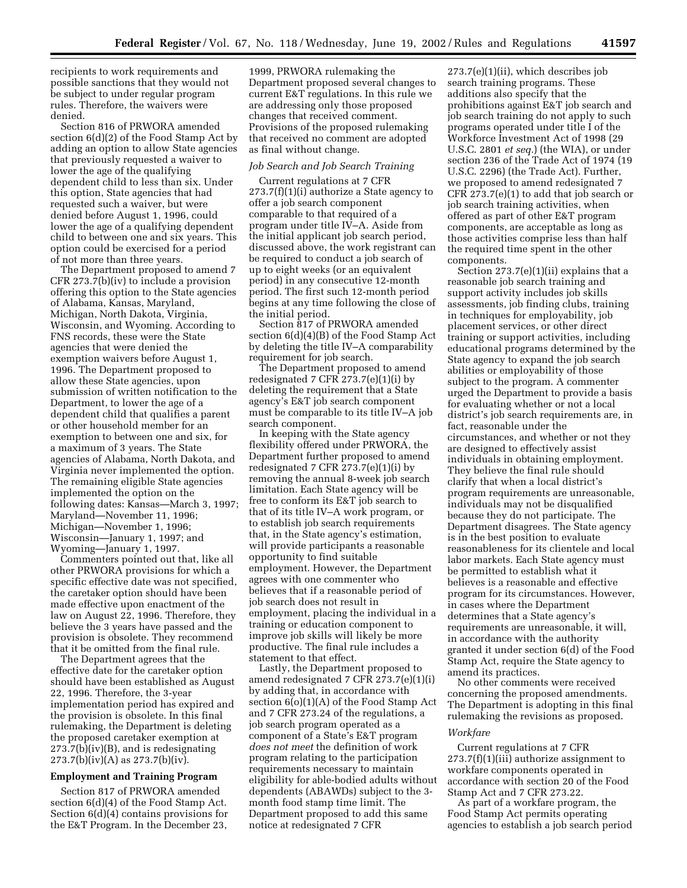recipients to work requirements and possible sanctions that they would not be subject to under regular program rules. Therefore, the waivers were denied.

Section 816 of PRWORA amended section 6(d)(2) of the Food Stamp Act by adding an option to allow State agencies that previously requested a waiver to lower the age of the qualifying dependent child to less than six. Under this option, State agencies that had requested such a waiver, but were denied before August 1, 1996, could lower the age of a qualifying dependent child to between one and six years. This option could be exercised for a period of not more than three years.

The Department proposed to amend 7 CFR 273.7(b)(iv) to include a provision offering this option to the State agencies of Alabama, Kansas, Maryland, Michigan, North Dakota, Virginia, Wisconsin, and Wyoming. According to FNS records, these were the State agencies that were denied the exemption waivers before August 1, 1996. The Department proposed to allow these State agencies, upon submission of written notification to the Department, to lower the age of a dependent child that qualifies a parent or other household member for an exemption to between one and six, for a maximum of 3 years. The State agencies of Alabama, North Dakota, and Virginia never implemented the option. The remaining eligible State agencies implemented the option on the following dates: Kansas—March 3, 1997; Maryland—November 11, 1996; Michigan—November 1, 1996; Wisconsin—January 1, 1997; and Wyoming—January 1, 1997.

Commenters pointed out that, like all other PRWORA provisions for which a specific effective date was not specified, the caretaker option should have been made effective upon enactment of the law on August 22, 1996. Therefore, they believe the 3 years have passed and the provision is obsolete. They recommend that it be omitted from the final rule.

The Department agrees that the effective date for the caretaker option should have been established as August 22, 1996. Therefore, the 3-year implementation period has expired and the provision is obsolete. In this final rulemaking, the Department is deleting the proposed caretaker exemption at 273.7(b)(iv)(B), and is redesignating 273.7(b)(iv)(A) as 273.7(b)(iv).

**Employment and Training Program**

Section 817 of PRWORA amended section 6(d)(4) of the Food Stamp Act. Section 6(d)(4) contains provisions for the E&T Program. In the December 23, 1999, PRWORA rulemaking the Department proposed several changes to current E&T regulations. In this rule we are addressing only those proposed changes that received comment. Provisions of the proposed rulemaking that received no comment are adopted as final without change.

*Job Search and Job Search Training*

Current regulations at 7 CFR 273.7(f)(1)(i) authorize a State agency to offer a job search component comparable to that required of a program under title IV–A. Aside from the initial applicant job search period, discussed above, the work registrant can be required to conduct a job search of up to eight weeks (or an equivalent period) in any consecutive 12-month period. The first such 12-month period begins at any time following the close of the initial period.

Section 817 of PRWORA amended section 6(d)(4)(B) of the Food Stamp Act by deleting the title IV–A comparability requirement for job search.

The Department proposed to amend redesignated 7 CFR 273.7(e)(1)(i) by deleting the requirement that a State agency's E&T job search component must be comparable to its title IV–A job search component.

In keeping with the State agency flexibility offered under PRWORA, the Department further proposed to amend redesignated 7 CFR 273.7(e)(1)(i) by removing the annual 8-week job search limitation. Each State agency will be free to conform its E&T job search to that of its title IV–A work program, or to establish job search requirements that, in the State agency's estimation, will provide participants a reasonable opportunity to find suitable employment. However, the Department agrees with one commenter who believes that if a reasonable period of job search does not result in employment, placing the individual in a training or education component to improve job skills will likely be more productive. The final rule includes a statement to that effect.

Lastly, the Department proposed to amend redesignated 7 CFR 273.7(e)(1)(i) by adding that, in accordance with section 6(o)(1)(A) of the Food Stamp Act and 7 CFR 273.24 of the regulations, a job search program operated as a component of a State's E&T program *does not meet* the definition of work program relating to the participation requirements necessary to maintain eligibility for able-bodied adults without dependents (ABAWDs) subject to the 3-month food stamp time limit. The Department proposed to add this same notice at redesignated 7 CFR 273.7(e)(1)(ii), which describes job search training programs. These additions also specify that the prohibitions against E&T job search and job search training do not apply to such programs operated under title I of the Workforce Investment Act of 1998 (29 U.S.C. 2801 *et seq.*) (the WIA), or under section 236 of the Trade Act of 1974 (19 U.S.C. 2296) (the Trade Act). Further, we proposed to amend redesignated 7 CFR 273.7(e)(1) to add that job search or job search training activities, when offered as part of other E&T program components, are acceptable as long as those activities comprise less than half the required time spent in the other components.

Section 273.7(e)(1)(ii) explains that a reasonable job search training and support activity includes job skills assessments, job finding clubs, training in techniques for employability, job placement services, or other direct training or support activities, including educational programs determined by the State agency to expand the job search abilities or employability of those subject to the program. A commenter urged the Department to provide a basis for evaluating whether or not a local district's job search requirements are, in fact, reasonable under the circumstances, and whether or not they are designed to effectively assist individuals in obtaining employment. They believe the final rule should clarify that when a local district's program requirements are unreasonable, individuals may not be disqualified because they do not participate. The Department disagrees. The State agency is in the best position to evaluate reasonableness for its clientele and local labor markets. Each State agency must be permitted to establish what it believes is a reasonable and effective program for its circumstances. However, in cases where the Department determines that a State agency's requirements are unreasonable, it will, in accordance with the authority granted it under section 6(d) of the Food Stamp Act, require the State agency to amend its practices.

No other comments were received concerning the proposed amendments. The Department is adopting in this final rulemaking the revisions as proposed.

*Workfare*

Current regulations at 7 CFR 273.7(f)(1)(iii) authorize assignment to workfare components operated in accordance with section 20 of the Food Stamp Act and 7 CFR 273.22.

As part of a workfare program, the Food Stamp Act permits operating agencies to establish a job search period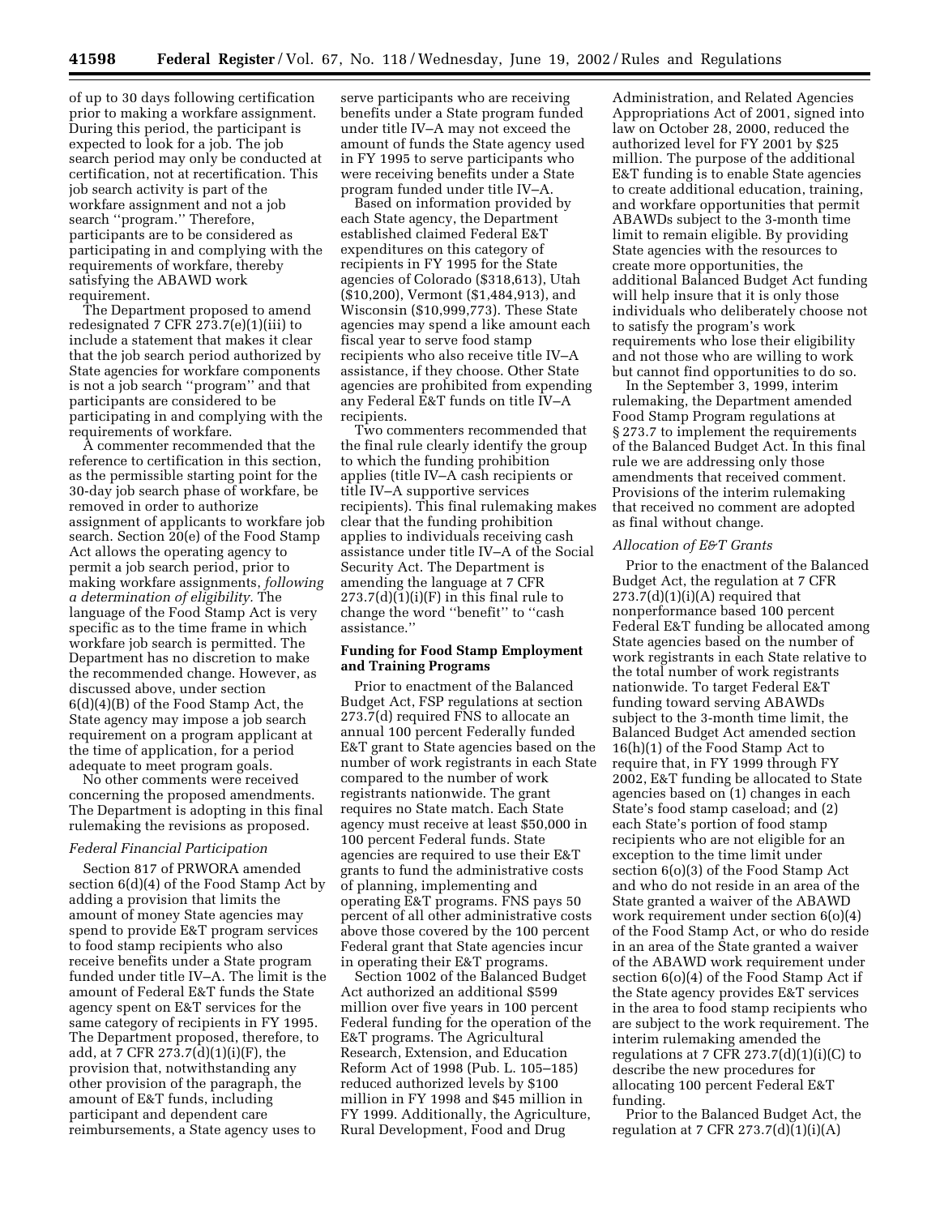of up to 30 days following certification prior to making a workfare assignment. During this period, the participant is expected to look for a job. The job search period may only be conducted at certification, not at recertification. This job search activity is part of the workfare assignment and not a job search ''program.'' Therefore, participants are to be considered as participating in and complying with the requirements of workfare, thereby satisfying the ABAWD work requirement.

The Department proposed to amend redesignated 7 CFR 273.7(e)(1)(iii) to include a statement that makes it clear that the job search period authorized by State agencies for workfare components is not a job search ''program'' and that participants are considered to be participating in and complying with the requirements of workfare.

A commenter recommended that the reference to certification in this section, as the permissible starting point for the 30-day job search phase of workfare, be removed in order to authorize assignment of applicants to workfare job search. Section 20(e) of the Food Stamp Act allows the operating agency to permit a job search period, prior to making workfare assignments, *following a determination of eligibility.* The language of the Food Stamp Act is very specific as to the time frame in which workfare job search is permitted. The Department has no discretion to make the recommended change. However, as discussed above, under section 6(d)(4)(B) of the Food Stamp Act, the State agency may impose a job search requirement on a program applicant at the time of application, for a period adequate to meet program goals.

No other comments were received concerning the proposed amendments. The Department is adopting in this final rulemaking the revisions as proposed.

*Federal Financial Participation*

Section 817 of PRWORA amended section 6(d)(4) of the Food Stamp Act by adding a provision that limits the amount of money State agencies may spend to provide E&T program services to food stamp recipients who also receive benefits under a State program funded under title IV–A. The limit is the amount of Federal E&T funds the State agency spent on E&T services for the same category of recipients in FY 1995. The Department proposed, therefore, to add, at 7 CFR 273.7(d)(1)(i)(F), the provision that, notwithstanding any other provision of the paragraph, the amount of E&T funds, including participant and dependent care reimbursements, a State agency uses to serve participants who are receiving benefits under a State program funded under title IV–A may not exceed the amount of funds the State agency used in FY 1995 to serve participants who were receiving benefits under a State program funded under title IV–A.

Based on information provided by each State agency, the Department established claimed Federal E&T expenditures on this category of recipients in FY 1995 for the State agencies of Colorado ($318,613), Utah ($10,200), Vermont ($1,484,913), and Wisconsin ($10,999,773). These State agencies may spend a like amount each fiscal year to serve food stamp recipients who also receive title IV–A assistance, if they choose. Other State agencies are prohibited from expending any Federal E&T funds on title IV–A recipients.

Two commenters recommended that the final rule clearly identify the group to which the funding prohibition applies (title IV–A cash recipients or title IV–A supportive services recipients). This final rulemaking makes clear that the funding prohibition applies to individuals receiving cash assistance under title IV–A of the Social Security Act. The Department is amending the language at 7 CFR 273.7(d)(1)(i)(F) in this final rule to change the word ''benefit'' to ''cash assistance.''

**Funding for Food Stamp Employment and Training Programs**

Prior to enactment of the Balanced Budget Act, FSP regulations at section 273.7(d) required FNS to allocate an annual 100 percent Federally funded E&T grant to State agencies based on the number of work registrants in each State compared to the number of work registrants nationwide. The grant requires no State match. Each State agency must receive at least $50,000 in 100 percent Federal funds. State agencies are required to use their E&T grants to fund the administrative costs of planning, implementing and operating E&T programs. FNS pays 50 percent of all other administrative costs above those covered by the 100 percent Federal grant that State agencies incur in operating their E&T programs.

Section 1002 of the Balanced Budget Act authorized an additional $599 million over five years in 100 percent Federal funding for the operation of the E&T programs. The Agricultural Research, Extension, and Education Reform Act of 1998 (Pub. L. 105–185) reduced authorized levels by $100 million in FY 1998 and $45 million in FY 1999. Additionally, the Agriculture, Rural Development, Food and Drug Administration, and Related Agencies Appropriations Act of 2001, signed into law on October 28, 2000, reduced the authorized level for FY 2001 by $25 million. The purpose of the additional E&T funding is to enable State agencies to create additional education, training, and workfare opportunities that permit ABAWDs subject to the 3-month time limit to remain eligible. By providing State agencies with the resources to create more opportunities, the additional Balanced Budget Act funding will help insure that it is only those individuals who deliberately choose not to satisfy the program's work requirements who lose their eligibility and not those who are willing to work but cannot find opportunities to do so.

In the September 3, 1999, interim rulemaking, the Department amended Food Stamp Program regulations at § 273.7 to implement the requirements of the Balanced Budget Act. In this final rule we are addressing only those amendments that received comment. Provisions of the interim rulemaking that received no comment are adopted as final without change.

*Allocation of E&T Grants*

Prior to the enactment of the Balanced Budget Act, the regulation at 7 CFR 273.7(d)(1)(i)(A) required that nonperformance based 100 percent Federal E&T funding be allocated among State agencies based on the number of work registrants in each State relative to the total number of work registrants nationwide. To target Federal E&T funding toward serving ABAWDs subject to the 3-month time limit, the Balanced Budget Act amended section 16(h)(1) of the Food Stamp Act to require that, in FY 1999 through FY 2002, E&T funding be allocated to State agencies based on (1) changes in each State's food stamp caseload; and (2) each State's portion of food stamp recipients who are not eligible for an exception to the time limit under section 6(o)(3) of the Food Stamp Act and who do not reside in an area of the State granted a waiver of the ABAWD work requirement under section 6(o)(4) of the Food Stamp Act, or who do reside in an area of the State granted a waiver of the ABAWD work requirement under section 6(o)(4) of the Food Stamp Act if the State agency provides E&T services in the area to food stamp recipients who are subject to the work requirement. The interim rulemaking amended the regulations at 7 CFR 273.7(d)(1)(i)(C) to describe the new procedures for allocating 100 percent Federal E&T funding.

Prior to the Balanced Budget Act, the regulation at 7 CFR 273.7(d)(1)(i)(A)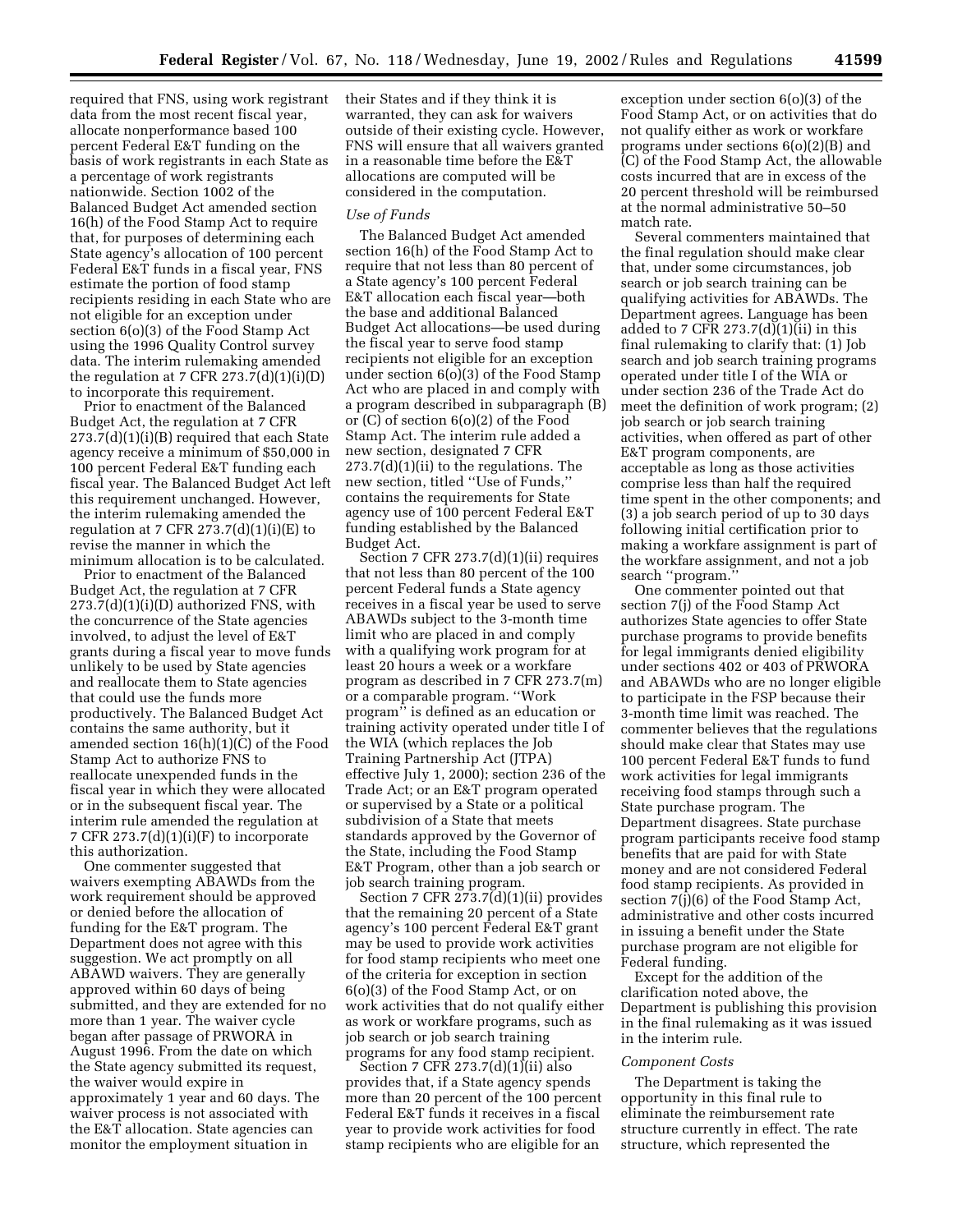required that FNS, using work registrant data from the most recent fiscal year, allocate nonperformance based 100 percent Federal E&T funding on the basis of work registrants in each State as a percentage of work registrants nationwide. Section 1002 of the Balanced Budget Act amended section 16(h) of the Food Stamp Act to require that, for purposes of determining each State agency's allocation of 100 percent Federal E&T funds in a fiscal year, FNS estimate the portion of food stamp recipients residing in each State who are not eligible for an exception under section 6(o)(3) of the Food Stamp Act using the 1996 Quality Control survey data. The interim rulemaking amended the regulation at 7 CFR 273.7(d)(1)(i)(D) to incorporate this requirement.

Prior to enactment of the Balanced Budget Act, the regulation at 7 CFR 273.7(d)(1)(i)(B) required that each State agency receive a minimum of $50,000 in 100 percent Federal E&T funding each fiscal year. The Balanced Budget Act left this requirement unchanged. However, the interim rulemaking amended the regulation at 7 CFR 273.7(d)(1)(i)(E) to revise the manner in which the minimum allocation is to be calculated.

Prior to enactment of the Balanced Budget Act, the regulation at 7 CFR 273.7(d)(1)(i)(D) authorized FNS, with the concurrence of the State agencies involved, to adjust the level of E&T grants during a fiscal year to move funds unlikely to be used by State agencies and reallocate them to State agencies that could use the funds more productively. The Balanced Budget Act contains the same authority, but it amended section 16(h)(1)(C) of the Food Stamp Act to authorize FNS to reallocate unexpended funds in the fiscal year in which they were allocated or in the subsequent fiscal year. The interim rule amended the regulation at 7 CFR 273.7(d)(1)(i)(F) to incorporate this authorization.

One commenter suggested that waivers exempting ABAWDs from the work requirement should be approved or denied before the allocation of funding for the E&T program. The Department does not agree with this suggestion. We act promptly on all ABAWD waivers. They are generally approved within 60 days of being submitted, and they are extended for no more than 1 year. The waiver cycle began after passage of PRWORA in August 1996. From the date on which the State agency submitted its request, the waiver would expire in approximately 1 year and 60 days. The waiver process is not associated with the E&T allocation. State agencies can monitor the employment situation in their States and if they think it is warranted, they can ask for waivers outside of their existing cycle. However, FNS will ensure that all waivers granted in a reasonable time before the E&T allocations are computed will be considered in the computation.

*Use of Funds*

The Balanced Budget Act amended section 16(h) of the Food Stamp Act to require that not less than 80 percent of a State agency's 100 percent Federal E&T allocation each fiscal year—both the base and additional Balanced Budget Act allocations—be used during the fiscal year to serve food stamp recipients not eligible for an exception under section 6(o)(3) of the Food Stamp Act who are placed in and comply with a program described in subparagraph (B) or (C) of section 6(o)(2) of the Food Stamp Act. The interim rule added a new section, designated 7 CFR 273.7(d)(1)(ii) to the regulations. The new section, titled "Use of Funds," contains the requirements for State agency use of 100 percent Federal E&T funding established by the Balanced Budget Act.

Section 7 CFR 273.7(d)(1)(ii) requires that not less than 80 percent of the 100 percent Federal funds a State agency receives in a fiscal year be used to serve ABAWDs subject to the 3-month time limit who are placed in and comply with a qualifying work program for at least 20 hours a week or a workfare program as described in 7 CFR 273.7(m) or a comparable program. "Work program" is defined as an education or training activity operated under title I of the WIA (which replaces the Job Training Partnership Act (JTPA) effective July 1, 2000); section 236 of the Trade Act; or an E&T program operated or supervised by a State or a political subdivision of a State that meets standards approved by the Governor of the State, including the Food Stamp E&T Program, other than a job search or job search training program.

Section 7 CFR 273.7(d)(1)(ii) provides that the remaining 20 percent of a State agency's 100 percent Federal E&T grant may be used to provide work activities for food stamp recipients who meet one of the criteria for exception in section 6(o)(3) of the Food Stamp Act, or on work activities that do not qualify either as work or workfare programs, such as job search or job search training programs for any food stamp recipient.

Section 7 CFR 273.7(d)(1)(ii) also provides that, if a State agency spends more than 20 percent of the 100 percent Federal E&T funds it receives in a fiscal year to provide work activities for food stamp recipients who are eligible for an exception under section 6(o)(3) of the Food Stamp Act, or on activities that do not qualify either as work or workfare programs under sections 6(o)(2)(B) and (C) of the Food Stamp Act, the allowable costs incurred that are in excess of the 20 percent threshold will be reimbursed at the normal administrative 50–50 match rate.

Several commenters maintained that the final regulation should make clear that, under some circumstances, job search or job search training can be qualifying activities for ABAWDs. The Department agrees. Language has been added to 7 CFR 273.7(d)(1)(ii) in this final rulemaking to clarify that: (1) Job search and job search training programs operated under title I of the WIA or under section 236 of the Trade Act do meet the definition of work program; (2) job search or job search training activities, when offered as part of other E&T program components, are acceptable as long as those activities comprise less than half the required time spent in the other components; and (3) a job search period of up to 30 days following initial certification prior to making a workfare assignment is part of the workfare assignment, and not a job search "program."

One commenter pointed out that section 7(j) of the Food Stamp Act authorizes State agencies to offer State purchase programs to provide benefits for legal immigrants denied eligibility under sections 402 or 403 of PRWORA and ABAWDs who are no longer eligible to participate in the FSP because their 3-month time limit was reached. The commenter believes that the regulations should make clear that States may use 100 percent Federal E&T funds to fund work activities for legal immigrants receiving food stamps through such a State purchase program. The Department disagrees. State purchase program participants receive food stamp benefits that are paid for with State money and are not considered Federal food stamp recipients. As provided in section 7(j)(6) of the Food Stamp Act, administrative and other costs incurred in issuing a benefit under the State purchase program are not eligible for Federal funding.

Except for the addition of the clarification noted above, the Department is publishing this provision in the final rulemaking as it was issued in the interim rule.

*Component Costs*

The Department is taking the opportunity in this final rule to eliminate the reimbursement rate structure currently in effect. The rate structure, which represented the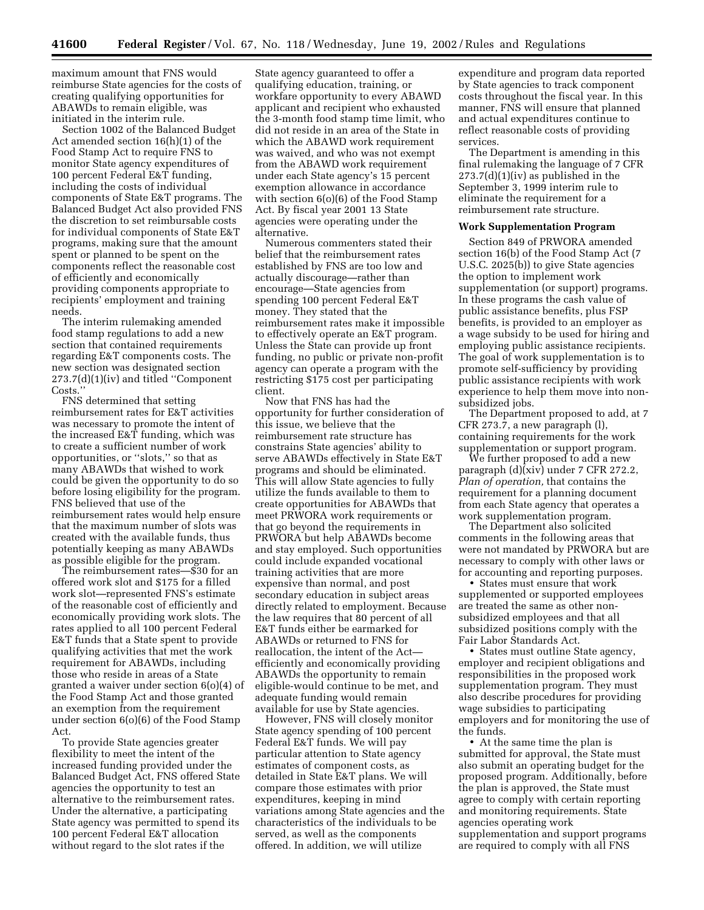maximum amount that FNS would reimburse State agencies for the costs of creating qualifying opportunities for ABAWDs to remain eligible, was initiated in the interim rule.

Section 1002 of the Balanced Budget Act amended section 16(h)(1) of the Food Stamp Act to require FNS to monitor State agency expenditures of 100 percent Federal E&T funding, including the costs of individual components of State E&T programs. The Balanced Budget Act also provided FNS the discretion to set reimbursable costs for individual components of State E&T programs, making sure that the amount spent or planned to be spent on the components reflect the reasonable cost of efficiently and economically providing components appropriate to recipients' employment and training needs.

The interim rulemaking amended food stamp regulations to add a new section that contained requirements regarding E&T components costs. The new section was designated section 273.7(d)(1)(iv) and titled ''Component Costs.''

FNS determined that setting reimbursement rates for E&T activities was necessary to promote the intent of the increased E&T funding, which was to create a sufficient number of work opportunities, or ''slots,'' so that as many ABAWDs that wished to work could be given the opportunity to do so before losing eligibility for the program. FNS believed that use of the reimbursement rates would help ensure that the maximum number of slots was created with the available funds, thus potentially keeping as many ABAWDs as possible eligible for the program.

The reimbursement rates—$30 for an offered work slot and $175 for a filled work slot—represented FNS's estimate of the reasonable cost of efficiently and economically providing work slots. The rates applied to all 100 percent Federal E&T funds that a State spent to provide qualifying activities that met the work requirement for ABAWDs, including those who reside in areas of a State granted a waiver under section 6(o)(4) of the Food Stamp Act and those granted an exemption from the requirement under section 6(o)(6) of the Food Stamp Act.

To provide State agencies greater flexibility to meet the intent of the increased funding provided under the Balanced Budget Act, FNS offered State agencies the opportunity to test an alternative to the reimbursement rates. Under the alternative, a participating State agency was permitted to spend its 100 percent Federal E&T allocation without regard to the slot rates if the State agency guaranteed to offer a qualifying education, training, or workfare opportunity to every ABAWD applicant and recipient who exhausted the 3-month food stamp time limit, who did not reside in an area of the State in which the ABAWD work requirement was waived, and who was not exempt from the ABAWD work requirement under each State agency's 15 percent exemption allowance in accordance with section 6(o)(6) of the Food Stamp Act. By fiscal year 2001 13 State agencies were operating under the alternative.

Numerous commenters stated their belief that the reimbursement rates established by FNS are too low and actually discourage—rather than encourage—State agencies from spending 100 percent Federal E&T money. They stated that the reimbursement rates make it impossible to effectively operate an E&T program. Unless the State can provide up front funding, no public or private non-profit agency can operate a program with the restricting $175 cost per participating client.

Now that FNS has had the opportunity for further consideration of this issue, we believe that the reimbursement rate structure has constrains State agencies' ability to serve ABAWDs effectively in State E&T programs and should be eliminated. This will allow State agencies to fully utilize the funds available to them to create opportunities for ABAWDs that meet PRWORA work requirements or that go beyond the requirements in PRWORA but help ABAWDs become and stay employed. Such opportunities could include expanded vocational training activities that are more expensive than normal, and post secondary education in subject areas directly related to employment. Because the law requires that 80 percent of all E&T funds either be earmarked for ABAWDs or returned to FNS for reallocation, the intent of the Act—efficiently and economically providing ABAWDs the opportunity to remain eligible-would continue to be met, and adequate funding would remain available for use by State agencies.

However, FNS will closely monitor State agency spending of 100 percent Federal E&T funds. We will pay particular attention to State agency estimates of component costs, as detailed in State E&T plans. We will compare those estimates with prior expenditures, keeping in mind variations among State agencies and the characteristics of the individuals to be served, as well as the components offered. In addition, we will utilize expenditure and program data reported by State agencies to track component costs throughout the fiscal year. In this manner, FNS will ensure that planned and actual expenditures continue to reflect reasonable costs of providing services.

The Department is amending in this final rulemaking the language of 7 CFR 273.7(d)(1)(iv) as published in the September 3, 1999 interim rule to eliminate the requirement for a reimbursement rate structure.

**Work Supplementation Program**

Section 849 of PRWORA amended section 16(b) of the Food Stamp Act (7 U.S.C. 2025(b)) to give State agencies the option to implement work supplementation (or support) programs. In these programs the cash value of public assistance benefits, plus FSP benefits, is provided to an employer as a wage subsidy to be used for hiring and employing public assistance recipients. The goal of work supplementation is to promote self-sufficiency by providing public assistance recipients with work experience to help them move into non-subsidized jobs.

The Department proposed to add, at 7 CFR 273.7, a new paragraph (l), containing requirements for the work supplementation or support program.

We further proposed to add a new paragraph (d)(xiv) under 7 CFR 272.2, *Plan of operation,* that contains the requirement for a planning document from each State agency that operates a work supplementation program.

The Department also solicited comments in the following areas that were not mandated by PRWORA but are necessary to comply with other laws or for accounting and reporting purposes.

- States must ensure that work supplemented or supported employees are treated the same as other non-subsidized employees and that all subsidized positions comply with the Fair Labor Standards Act.
- States must outline State agency, employer and recipient obligations and responsibilities in the proposed work supplementation program. They must also describe procedures for providing wage subsidies to participating employers and for monitoring the use of the funds.
- At the same time the plan is submitted for approval, the State must also submit an operating budget for the proposed program. Additionally, before the plan is approved, the State must agree to comply with certain reporting and monitoring requirements. State agencies operating work supplementation and support programs are required to comply with all FNS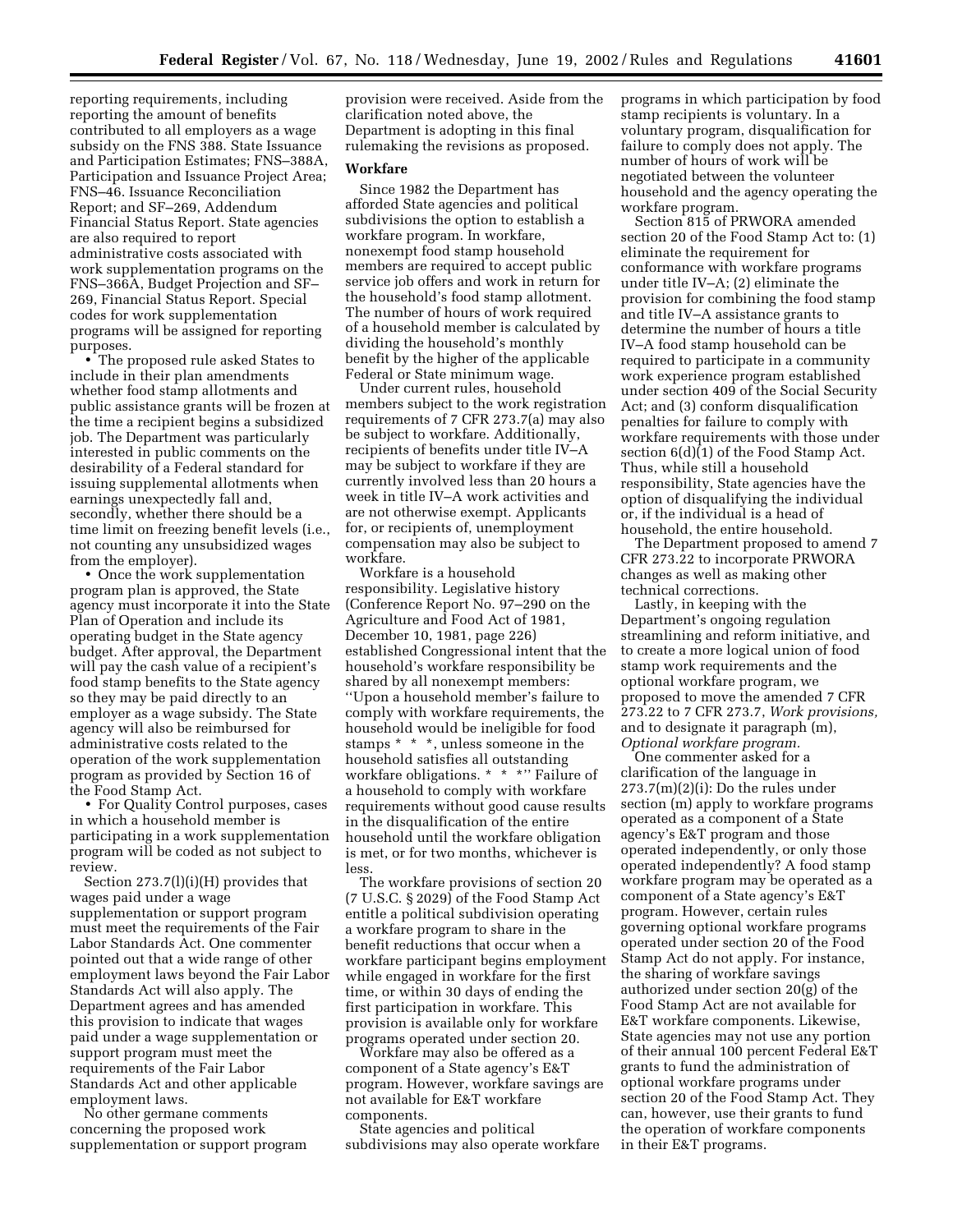reporting requirements, including reporting the amount of benefits contributed to all employers as a wage subsidy on the FNS 388. State Issuance and Participation Estimates; FNS–388A, Participation and Issuance Project Area; FNS–46. Issuance Reconciliation Report; and SF–269, Addendum Financial Status Report. State agencies are also required to report administrative costs associated with work supplementation programs on the FNS–366A, Budget Projection and SF–269, Financial Status Report. Special codes for work supplementation programs will be assigned for reporting purposes.

• The proposed rule asked States to include in their plan amendments whether food stamp allotments and public assistance grants will be frozen at the time a recipient begins a subsidized job. The Department was particularly interested in public comments on the desirability of a Federal standard for issuing supplemental allotments when earnings unexpectedly fall and, secondly, whether there should be a time limit on freezing benefit levels (i.e., not counting any unsubsidized wages from the employer).

• Once the work supplementation program plan is approved, the State agency must incorporate it into the State Plan of Operation and include its operating budget in the State agency budget. After approval, the Department will pay the cash value of a recipient's food stamp benefits to the State agency so they may be paid directly to an employer as a wage subsidy. The State agency will also be reimbursed for administrative costs related to the operation of the work supplementation program as provided by Section 16 of the Food Stamp Act.

• For Quality Control purposes, cases in which a household member is participating in a work supplementation program will be coded as not subject to review.

Section 273.7(l)(i)(H) provides that wages paid under a wage supplementation or support program must meet the requirements of the Fair Labor Standards Act. One commenter pointed out that a wide range of other employment laws beyond the Fair Labor Standards Act will also apply. The Department agrees and has amended this provision to indicate that wages paid under a wage supplementation or support program must meet the requirements of the Fair Labor Standards Act and other applicable employment laws.

No other germane comments concerning the proposed work supplementation or support program provision were received. Aside from the clarification noted above, the Department is adopting in this final rulemaking the revisions as proposed.

**Workfare**

Since 1982 the Department has afforded State agencies and political subdivisions the option to establish a workfare program. In workfare, nonexempt food stamp household members are required to accept public service job offers and work in return for the household's food stamp allotment. The number of hours of work required of a household member is calculated by dividing the household's monthly benefit by the higher of the applicable Federal or State minimum wage.

Under current rules, household members subject to the work registration requirements of 7 CFR 273.7(a) may also be subject to workfare. Additionally, recipients of benefits under title IV–A may be subject to workfare if they are currently involved less than 20 hours a week in title IV–A work activities and are not otherwise exempt. Applicants for, or recipients of, unemployment compensation may also be subject to workfare.

Workfare is a household responsibility. Legislative history (Conference Report No. 97–290 on the Agriculture and Food Act of 1981, December 10, 1981, page 226) established Congressional intent that the household's workfare responsibility be shared by all nonexempt members: "Upon a household member's failure to comply with workfare requirements, the household would be ineligible for food stamps * * *, unless someone in the household satisfies all outstanding workfare obligations. * * *" Failure of a household to comply with workfare requirements without good cause results in the disqualification of the entire household until the workfare obligation is met, or for two months, whichever is less.

The workfare provisions of section 20 (7 U.S.C. § 2029) of the Food Stamp Act entitle a political subdivision operating a workfare program to share in the benefit reductions that occur when a workfare participant begins employment while engaged in workfare for the first time, or within 30 days of ending the first participation in workfare. This provision is available only for workfare programs operated under section 20.

Workfare may also be offered as a component of a State agency's E&T program. However, workfare savings are not available for E&T workfare components.

State agencies and political subdivisions may also operate workfare programs in which participation by food stamp recipients is voluntary. In a voluntary program, disqualification for failure to comply does not apply. The number of hours of work will be negotiated between the volunteer household and the agency operating the workfare program.

Section 815 of PRWORA amended section 20 of the Food Stamp Act to: (1) eliminate the requirement for conformance with workfare programs under title IV–A; (2) eliminate the provision for combining the food stamp and title IV–A assistance grants to determine the number of hours a title IV–A food stamp household can be required to participate in a community work experience program established under section 409 of the Social Security Act; and (3) conform disqualification penalties for failure to comply with workfare requirements with those under section 6(d)(1) of the Food Stamp Act. Thus, while still a household responsibility, State agencies have the option of disqualifying the individual or, if the individual is a head of household, the entire household.

The Department proposed to amend 7 CFR 273.22 to incorporate PRWORA changes as well as making other technical corrections.

Lastly, in keeping with the Department's ongoing regulation streamlining and reform initiative, and to create a more logical union of food stamp work requirements and the optional workfare program, we proposed to move the amended 7 CFR 273.22 to 7 CFR 273.7, *Work provisions,* and to designate it paragraph (m), *Optional workfare program.*

One commenter asked for a clarification of the language in 273.7(m)(2)(i): Do the rules under section (m) apply to workfare programs operated as a component of a State agency's E&T program and those operated independently, or only those operated independently? A food stamp workfare program may be operated as a component of a State agency's E&T program. However, certain rules governing optional workfare programs operated under section 20 of the Food Stamp Act do not apply. For instance, the sharing of workfare savings authorized under section 20(g) of the Food Stamp Act are not available for E&T workfare components. Likewise, State agencies may not use any portion of their annual 100 percent Federal E&T grants to fund the administration of optional workfare programs under section 20 of the Food Stamp Act. They can, however, use their grants to fund the operation of workfare components in their E&T programs.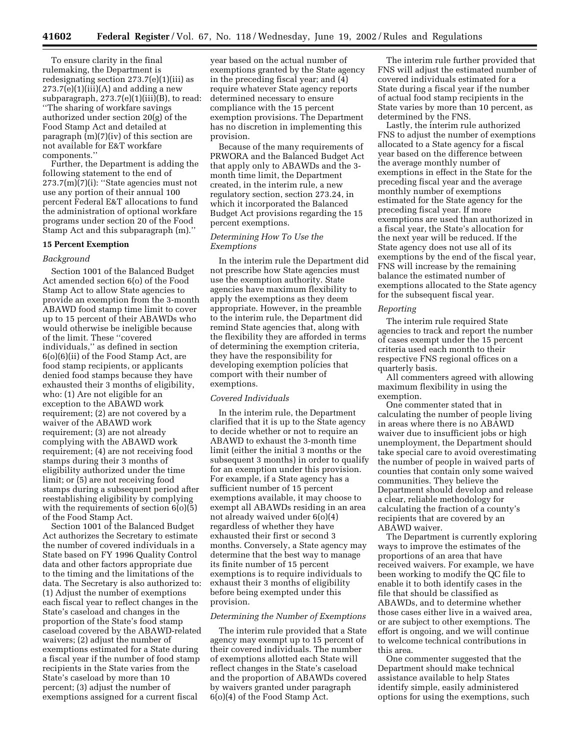To ensure clarity in the final rulemaking, the Department is redesignating section 273.7(e)(1)(iii) as 273.7(e)(1)(iii)(A) and adding a new subparagraph, 273.7(e)(1)(iii)(B), to read: ''The sharing of workfare savings authorized under section 20(g) of the Food Stamp Act and detailed at paragraph (m)(7)(iv) of this section are not available for E&T workfare components.''

Further, the Department is adding the following statement to the end of 273.7(m)(7)(i): ''State agencies must not use any portion of their annual 100 percent Federal E&T allocations to fund the administration of optional workfare programs under section 20 of the Food Stamp Act and this subparagraph (m).''

**15 Percent Exemption**

*Background*

Section 1001 of the Balanced Budget Act amended section 6(o) of the Food Stamp Act to allow State agencies to provide an exemption from the 3-month ABAWD food stamp time limit to cover up to 15 percent of their ABAWDs who would otherwise be ineligible because of the limit. These ''covered individuals,'' as defined in section 6(o)(6)(ii) of the Food Stamp Act, are food stamp recipients, or applicants denied food stamps because they have exhausted their 3 months of eligibility, who: (1) Are not eligible for an exception to the ABAWD work requirement; (2) are not covered by a waiver of the ABAWD work requirement; (3) are not already complying with the ABAWD work requirement; (4) are not receiving food stamps during their 3 months of eligibility authorized under the time limit; or (5) are not receiving food stamps during a subsequent period after reestablishing eligibility by complying with the requirements of section 6(o)(5) of the Food Stamp Act.

Section 1001 of the Balanced Budget Act authorizes the Secretary to estimate the number of covered individuals in a State based on FY 1996 Quality Control data and other factors appropriate due to the timing and the limitations of the data. The Secretary is also authorized to: (1) Adjust the number of exemptions each fiscal year to reflect changes in the State's caseload and changes in the proportion of the State's food stamp caseload covered by the ABAWD-related waivers; (2) adjust the number of exemptions estimated for a State during a fiscal year if the number of food stamp recipients in the State varies from the State's caseload by more than 10 percent; (3) adjust the number of exemptions assigned for a current fiscal year based on the actual number of exemptions granted by the State agency in the preceding fiscal year; and (4) require whatever State agency reports determined necessary to ensure compliance with the 15 percent exemption provisions. The Department has no discretion in implementing this provision.

Because of the many requirements of PRWORA and the Balanced Budget Act that apply only to ABAWDs and the 3-month time limit, the Department created, in the interim rule, a new regulatory section, section 273.24, in which it incorporated the Balanced Budget Act provisions regarding the 15 percent exemptions.

*Determining How To Use the Exemptions*

In the interim rule the Department did not prescribe how State agencies must use the exemption authority. State agencies have maximum flexibility to apply the exemptions as they deem appropriate. However, in the preamble to the interim rule, the Department did remind State agencies that, along with the flexibility they are afforded in terms of determining the exemption criteria, they have the responsibility for developing exemption policies that comport with their number of exemptions.

*Covered Individuals*

In the interim rule, the Department clarified that it is up to the State agency to decide whether or not to require an ABAWD to exhaust the 3-month time limit (either the initial 3 months or the subsequent 3 months) in order to qualify for an exemption under this provision. For example, if a State agency has a sufficient number of 15 percent exemptions available, it may choose to exempt all ABAWDs residing in an area not already waived under 6(o)(4) regardless of whether they have exhausted their first or second 3 months. Conversely, a State agency may determine that the best way to manage its finite number of 15 percent exemptions is to require individuals to exhaust their 3 months of eligibility before being exempted under this provision.

*Determining the Number of Exemptions*

The interim rule provided that a State agency may exempt up to 15 percent of their covered individuals. The number of exemptions allotted each State will reflect changes in the State's caseload and the proportion of ABAWDs covered by waivers granted under paragraph 6(o)(4) of the Food Stamp Act.

The interim rule further provided that FNS will adjust the estimated number of covered individuals estimated for a State during a fiscal year if the number of actual food stamp recipients in the State varies by more than 10 percent, as determined by the FNS.

Lastly, the interim rule authorized FNS to adjust the number of exemptions allocated to a State agency for a fiscal year based on the difference between the average monthly number of exemptions in effect in the State for the preceding fiscal year and the average monthly number of exemptions estimated for the State agency for the preceding fiscal year. If more exemptions are used than authorized in a fiscal year, the State's allocation for the next year will be reduced. If the State agency does not use all of its exemptions by the end of the fiscal year, FNS will increase by the remaining balance the estimated number of exemptions allocated to the State agency for the subsequent fiscal year.

*Reporting*

The interim rule required State agencies to track and report the number of cases exempt under the 15 percent criteria used each month to their respective FNS regional offices on a quarterly basis.

All commenters agreed with allowing maximum flexibility in using the exemption.

One commenter stated that in calculating the number of people living in areas where there is no ABAWD waiver due to insufficient jobs or high unemployment, the Department should take special care to avoid overestimating the number of people in waived parts of counties that contain only some waived communities. They believe the Department should develop and release a clear, reliable methodology for calculating the fraction of a county's recipients that are covered by an ABAWD waiver.

The Department is currently exploring ways to improve the estimates of the proportions of an area that have received waivers. For example, we have been working to modify the QC file to enable it to both identify cases in the file that should be classified as ABAWDs, and to determine whether those cases either live in a waived area, or are subject to other exemptions. The effort is ongoing, and we will continue to welcome technical contributions in this area.

One commenter suggested that the Department should make technical assistance available to help States identify simple, easily administered options for using the exemptions, such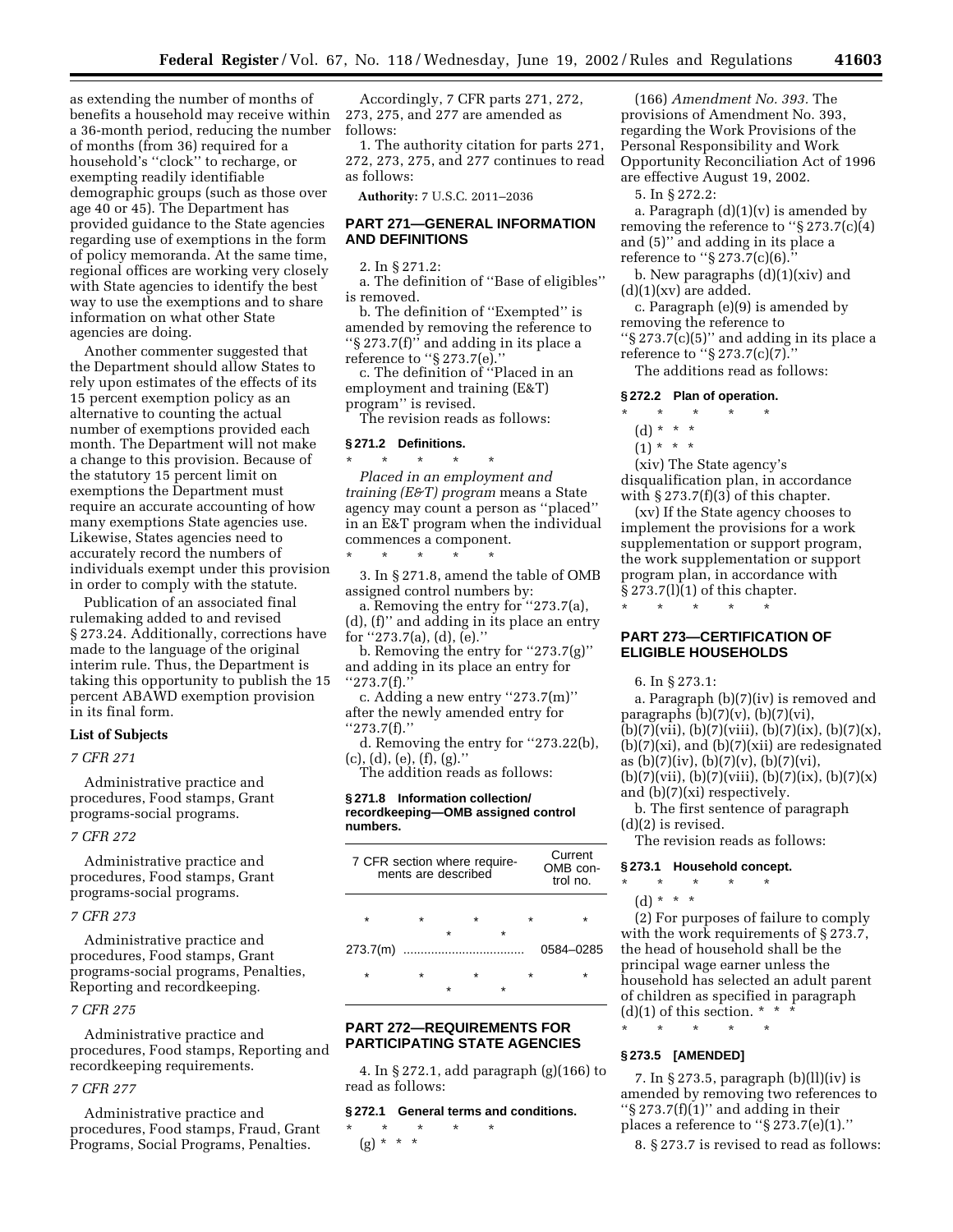as extending the number of months of benefits a household may receive within a 36-month period, reducing the number of months (from 36) required for a household's ''clock'' to recharge, or exempting readily identifiable demographic groups (such as those over age 40 or 45). The Department has provided guidance to the State agencies regarding use of exemptions in the form of policy memoranda. At the same time, regional offices are working very closely with State agencies to identify the best way to use the exemptions and to share information on what other State agencies are doing.

Another commenter suggested that the Department should allow States to rely upon estimates of the effects of its 15 percent exemption policy as an alternative to counting the actual number of exemptions provided each month. The Department will not make a change to this provision. Because of the statutory 15 percent limit on exemptions the Department must require an accurate accounting of how many exemptions State agencies use. Likewise, States agencies need to accurately record the numbers of individuals exempt under this provision in order to comply with the statute.

Publication of an associated final rulemaking added to and revised § 273.24. Additionally, corrections have made to the language of the original interim rule. Thus, the Department is taking this opportunity to publish the 15 percent ABAWD exemption provision in its final form.

**List of Subjects**

*7 CFR 271*

Administrative practice and procedures, Food stamps, Grant programs-social programs.

*7 CFR 272*

Administrative practice and procedures, Food stamps, Grant programs-social programs.

*7 CFR 273*

Administrative practice and procedures, Food stamps, Grant programs-social programs, Penalties, Reporting and recordkeeping.

*7 CFR 275*

Administrative practice and procedures, Food stamps, Reporting and recordkeeping requirements.

*7 CFR 277*

Administrative practice and procedures, Food stamps, Fraud, Grant Programs, Social Programs, Penalties.

Accordingly, 7 CFR parts 271, 272, 273, 275, and 277 are amended as follows:

1. The authority citation for parts 271, 272, 273, 275, and 277 continues to read as follows:

**Authority:** 7 U.S.C. 2011–2036

## PART 271—GENERAL INFORMATION AND DEFINITIONS

2. In § 271.2:

a. The definition of ''Base of eligibles'' is removed.

b. The definition of ''Exempted'' is amended by removing the reference to ''§ 273.7(f)'' and adding in its place a reference to ''§ 273.7(e).''

c. The definition of ''Placed in an employment and training (E&T) program'' is revised.

The revision reads as follows:

### § 271.2 Definitions.

\* \* \* \* \*

*Placed in an employment and training (E&T) program* means a State agency may count a person as ''placed'' in an E&T program when the individual commences a component.

\* \* \* \* \*

3. In § 271.8, amend the table of OMB assigned control numbers by:

a. Removing the entry for ''273.7(a), (d), (f)'' and adding in its place an entry for ''273.7(a), (d), (e).''

b. Removing the entry for ''273.7(g)'' and adding in its place an entry for ''273.7(f).''

c. Adding a new entry ''273.7(m)'' after the newly amended entry for ''273.7(f).''

d. Removing the entry for ''273.22(b), (c), (d), (e), (f), (g).''

The addition reads as follows:

### § 271.8 Information collection/recordkeeping—OMB assigned control numbers.

| 7 CFR section where requirements are described | Current OMB control no. |
|---|---|
| \* \* \* \* \* \* \* | |
| 273.7(m) | 0584–0285 |
| \* \* \* \* \* \* \* | |

## PART 272—REQUIREMENTS FOR PARTICIPATING STATE AGENCIES

4. In § 272.1, add paragraph (g)(166) to read as follows:

### § 272.1 General terms and conditions.

\* \* \* \* \*

(g) \* \* \*

(166) *Amendment No. 393.* The provisions of Amendment No. 393, regarding the Work Provisions of the Personal Responsibility and Work Opportunity Reconciliation Act of 1996 are effective August 19, 2002.

5. In § 272.2:

a. Paragraph (d)(1)(v) is amended by removing the reference to ''§ 273.7(c)(4) and (5)'' and adding in its place a reference to ''§ 273.7(c)(6).''

b. New paragraphs (d)(1)(xiv) and (d)(1)(xv) are added.

c. Paragraph (e)(9) is amended by removing the reference to ''§ 273.7(c)(5)'' and adding in its place a reference to ''§ 273.7(c)(7).''

The additions read as follows:

### § 272.2 Plan of operation.

\* \* \* \* \*

(d) \* \* \*

(1) \* \* \*

(xiv) The State agency's disqualification plan, in accordance with § 273.7(f)(3) of this chapter.

(xv) If the State agency chooses to implement the provisions for a work supplementation or support program, the work supplementation or support program plan, in accordance with § 273.7(l)(1) of this chapter.

\* \* \* \* \*

## PART 273—CERTIFICATION OF ELIGIBLE HOUSEHOLDS

6. In § 273.1:

a. Paragraph (b)(7)(iv) is removed and paragraphs (b)(7)(v), (b)(7)(vi), (b)(7)(vii), (b)(7)(viii), (b)(7)(ix), (b)(7)(x), (b)(7)(xi), and (b)(7)(xii) are redesignated as (b)(7)(iv), (b)(7)(v), (b)(7)(vi), (b)(7)(vii), (b)(7)(viii), (b)(7)(ix), (b)(7)(x) and (b)(7)(xi) respectively.

b. The first sentence of paragraph (d)(2) is revised.

The revision reads as follows:

### § 273.1 Household concept.

\* \* \* \* \*

(d) \* \* \*

(2) For purposes of failure to comply with the work requirements of § 273.7, the head of household shall be the principal wage earner unless the household has selected an adult parent of children as specified in paragraph (d)(1) of this section. \* \* \*

\* \* \* \* \*

### § 273.5 [AMENDED]

7. In § 273.5, paragraph (b)(ll)(iv) is amended by removing two references to ''§ 273.7(f)(1)'' and adding in their places a reference to ''§ 273.7(e)(1).''

8. § 273.7 is revised to read as follows: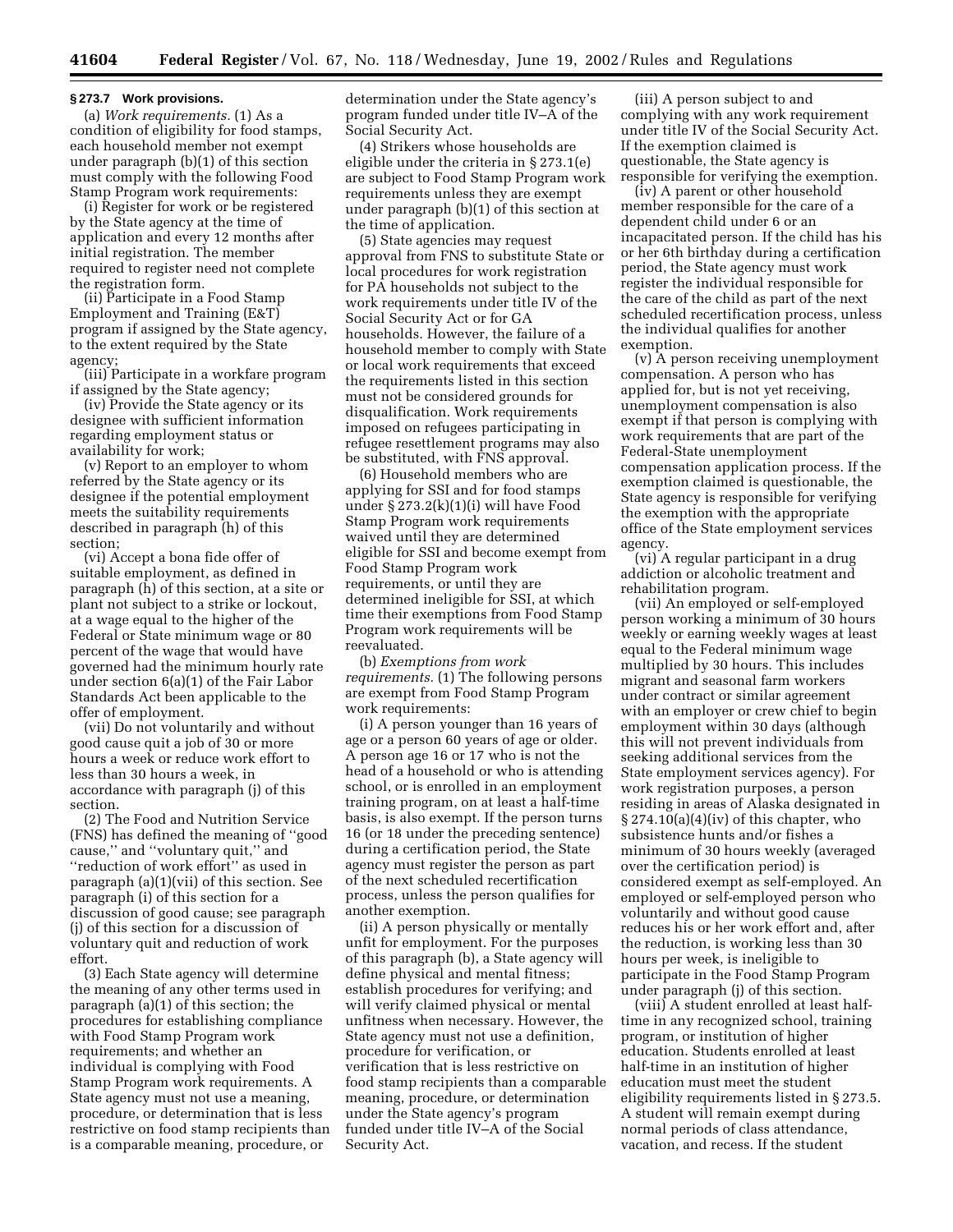### § 273.7 Work provisions.

(a) *Work requirements.* (1) As a condition of eligibility for food stamps, each household member not exempt under paragraph (b)(1) of this section must comply with the following Food Stamp Program work requirements:

(i) Register for work or be registered by the State agency at the time of application and every 12 months after initial registration. The member required to register need not complete the registration form.

(ii) Participate in a Food Stamp Employment and Training (E&T) program if assigned by the State agency, to the extent required by the State agency;

(iii) Participate in a workfare program if assigned by the State agency;

(iv) Provide the State agency or its designee with sufficient information regarding employment status or availability for work;

(v) Report to an employer to whom referred by the State agency or its designee if the potential employment meets the suitability requirements described in paragraph (h) of this section;

(vi) Accept a bona fide offer of suitable employment, as defined in paragraph (h) of this section, at a site or plant not subject to a strike or lockout, at a wage equal to the higher of the Federal or State minimum wage or 80 percent of the wage that would have governed had the minimum hourly rate under section 6(a)(1) of the Fair Labor Standards Act been applicable to the offer of employment.

(vii) Do not voluntarily and without good cause quit a job of 30 or more hours a week or reduce work effort to less than 30 hours a week, in accordance with paragraph (j) of this section.

(2) The Food and Nutrition Service (FNS) has defined the meaning of ''good cause,'' and ''voluntary quit,'' and ''reduction of work effort'' as used in paragraph (a)(1)(vii) of this section. See paragraph (i) of this section for a discussion of good cause; see paragraph (j) of this section for a discussion of voluntary quit and reduction of work effort.

(3) Each State agency will determine the meaning of any other terms used in paragraph (a)(1) of this section; the procedures for establishing compliance with Food Stamp Program work requirements; and whether an individual is complying with Food Stamp Program work requirements. A State agency must not use a meaning, procedure, or determination that is less restrictive on food stamp recipients than is a comparable meaning, procedure, or determination under the State agency's program funded under title IV–A of the Social Security Act.

(4) Strikers whose households are eligible under the criteria in § 273.1(e) are subject to Food Stamp Program work requirements unless they are exempt under paragraph (b)(1) of this section at the time of application.

(5) State agencies may request approval from FNS to substitute State or local procedures for work registration for PA households not subject to the work requirements under title IV of the Social Security Act or for GA households. However, the failure of a household member to comply with State or local work requirements that exceed the requirements listed in this section must not be considered grounds for disqualification. Work requirements imposed on refugees participating in refugee resettlement programs may also be substituted, with FNS approval.

(6) Household members who are applying for SSI and for food stamps under § 273.2(k)(1)(i) will have Food Stamp Program work requirements waived until they are determined eligible for SSI and become exempt from Food Stamp Program work requirements, or until they are determined ineligible for SSI, at which time their exemptions from Food Stamp Program work requirements will be reevaluated.

(b) *Exemptions from work requirements.* (1) The following persons are exempt from Food Stamp Program work requirements:

(i) A person younger than 16 years of age or a person 60 years of age or older. A person age 16 or 17 who is not the head of a household or who is attending school, or is enrolled in an employment training program, on at least a half-time basis, is also exempt. If the person turns 16 (or 18 under the preceding sentence) during a certification period, the State agency must register the person as part of the next scheduled recertification process, unless the person qualifies for another exemption.

(ii) A person physically or mentally unfit for employment. For the purposes of this paragraph (b), a State agency will define physical and mental fitness; establish procedures for verifying; and will verify claimed physical or mental unfitness when necessary. However, the State agency must not use a definition, procedure for verification, or verification that is less restrictive on food stamp recipients than a comparable meaning, procedure, or determination under the State agency's program funded under title IV–A of the Social Security Act.

(iii) A person subject to and complying with any work requirement under title IV of the Social Security Act. If the exemption claimed is questionable, the State agency is responsible for verifying the exemption.

(iv) A parent or other household member responsible for the care of a dependent child under 6 or an incapacitated person. If the child has his or her 6th birthday during a certification period, the State agency must work register the individual responsible for the care of the child as part of the next scheduled recertification process, unless the individual qualifies for another exemption.

(v) A person receiving unemployment compensation. A person who has applied for, but is not yet receiving, unemployment compensation is also exempt if that person is complying with work requirements that are part of the Federal-State unemployment compensation application process. If the exemption claimed is questionable, the State agency is responsible for verifying the exemption with the appropriate office of the State employment services agency.

(vi) A regular participant in a drug addiction or alcoholic treatment and rehabilitation program.

(vii) An employed or self-employed person working a minimum of 30 hours weekly or earning weekly wages at least equal to the Federal minimum wage multiplied by 30 hours. This includes migrant and seasonal farm workers under contract or similar agreement with an employer or crew chief to begin employment within 30 days (although this will not prevent individuals from seeking additional services from the State employment services agency). For work registration purposes, a person residing in areas of Alaska designated in § 274.10(a)(4)(iv) of this chapter, who subsistence hunts and/or fishes a minimum of 30 hours weekly (averaged over the certification period) is considered exempt as self-employed. An employed or self-employed person who voluntarily and without good cause reduces his or her work effort and, after the reduction, is working less than 30 hours per week, is ineligible to participate in the Food Stamp Program under paragraph (j) of this section.

(viii) A student enrolled at least half-time in any recognized school, training program, or institution of higher education. Students enrolled at least half-time in an institution of higher education must meet the student eligibility requirements listed in § 273.5. A student will remain exempt during normal periods of class attendance, vacation, and recess. If the student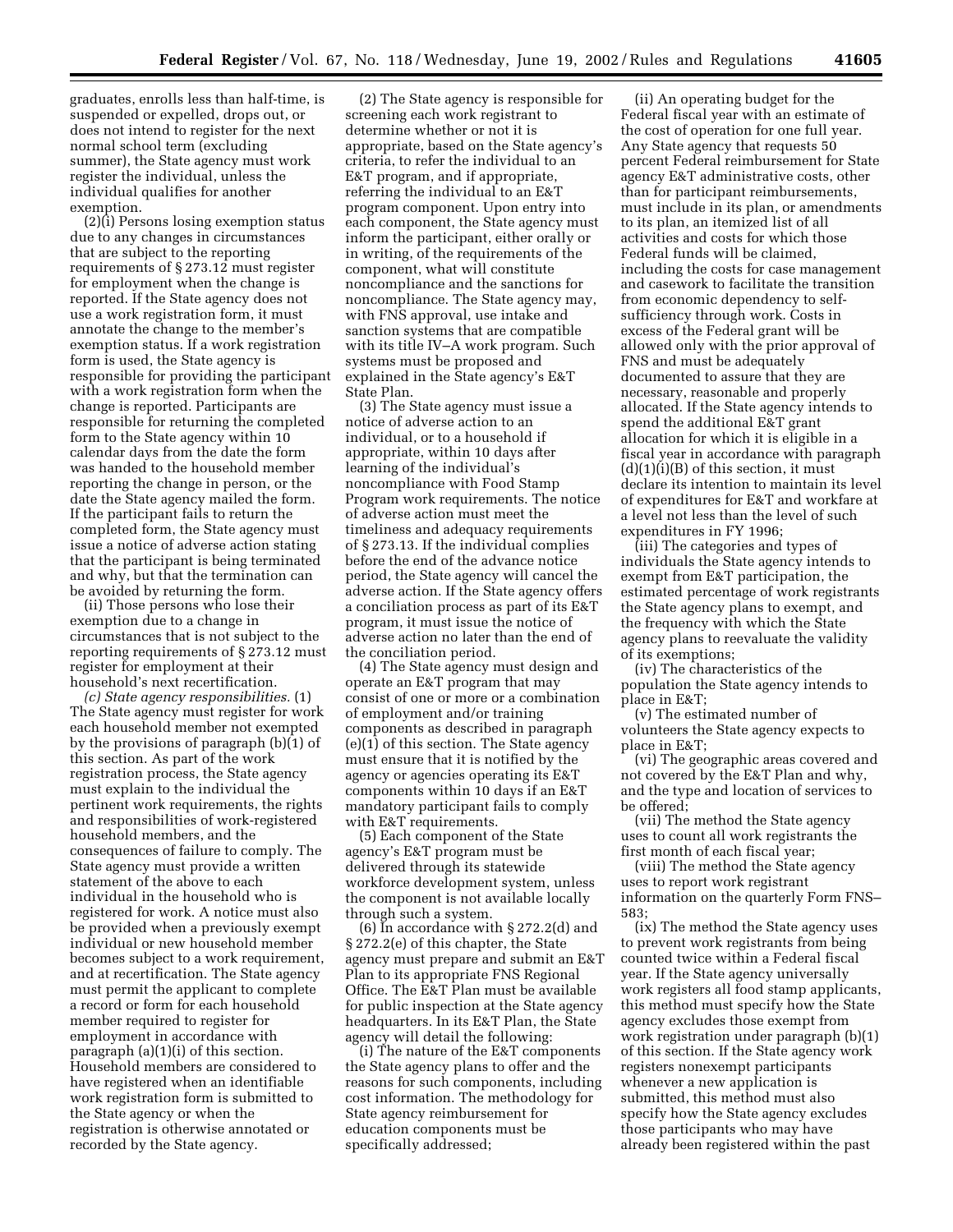graduates, enrolls less than half-time, is suspended or expelled, drops out, or does not intend to register for the next normal school term (excluding summer), the State agency must work register the individual, unless the individual qualifies for another exemption.

(2)(i) Persons losing exemption status due to any changes in circumstances that are subject to the reporting requirements of § 273.12 must register for employment when the change is reported. If the State agency does not use a work registration form, it must annotate the change to the member's exemption status. If a work registration form is used, the State agency is responsible for providing the participant with a work registration form when the change is reported. Participants are responsible for returning the completed form to the State agency within 10 calendar days from the date the form was handed to the household member reporting the change in person, or the date the State agency mailed the form. If the participant fails to return the completed form, the State agency must issue a notice of adverse action stating that the participant is being terminated and why, but that the termination can be avoided by returning the form.

(ii) Those persons who lose their exemption due to a change in circumstances that is not subject to the reporting requirements of § 273.12 must register for employment at their household's next recertification.

*(c) State agency responsibilities.* (1) The State agency must register for work each household member not exempted by the provisions of paragraph (b)(1) of this section. As part of the work registration process, the State agency must explain to the individual the pertinent work requirements, the rights and responsibilities of work-registered household members, and the consequences of failure to comply. The State agency must provide a written statement of the above to each individual in the household who is registered for work. A notice must also be provided when a previously exempt individual or new household member becomes subject to a work requirement, and at recertification. The State agency must permit the applicant to complete a record or form for each household member required to register for employment in accordance with paragraph (a)(1)(i) of this section. Household members are considered to have registered when an identifiable work registration form is submitted to the State agency or when the registration is otherwise annotated or recorded by the State agency.

(2) The State agency is responsible for screening each work registrant to determine whether or not it is appropriate, based on the State agency's criteria, to refer the individual to an E&T program, and if appropriate, referring the individual to an E&T program component. Upon entry into each component, the State agency must inform the participant, either orally or in writing, of the requirements of the component, what will constitute noncompliance and the sanctions for noncompliance. The State agency may, with FNS approval, use intake and sanction systems that are compatible with its title IV–A work program. Such systems must be proposed and explained in the State agency's E&T State Plan.

(3) The State agency must issue a notice of adverse action to an individual, or to a household if appropriate, within 10 days after learning of the individual's noncompliance with Food Stamp Program work requirements. The notice of adverse action must meet the timeliness and adequacy requirements of § 273.13. If the individual complies before the end of the advance notice period, the State agency will cancel the adverse action. If the State agency offers a conciliation process as part of its E&T program, it must issue the notice of adverse action no later than the end of the conciliation period.

(4) The State agency must design and operate an E&T program that may consist of one or more or a combination of employment and/or training components as described in paragraph (e)(1) of this section. The State agency must ensure that it is notified by the agency or agencies operating its E&T components within 10 days if an E&T mandatory participant fails to comply with E&T requirements.

(5) Each component of the State agency's E&T program must be delivered through its statewide workforce development system, unless the component is not available locally through such a system.

(6) In accordance with § 272.2(d) and § 272.2(e) of this chapter, the State agency must prepare and submit an E&T Plan to its appropriate FNS Regional Office. The E&T Plan must be available for public inspection at the State agency headquarters. In its E&T Plan, the State agency will detail the following:

(i) The nature of the E&T components the State agency plans to offer and the reasons for such components, including cost information. The methodology for State agency reimbursement for education components must be specifically addressed;

(ii) An operating budget for the Federal fiscal year with an estimate of the cost of operation for one full year. Any State agency that requests 50 percent Federal reimbursement for State agency E&T administrative costs, other than for participant reimbursements, must include in its plan, or amendments to its plan, an itemized list of all activities and costs for which those Federal funds will be claimed, including the costs for case management and casework to facilitate the transition from economic dependency to self-sufficiency through work. Costs in excess of the Federal grant will be allowed only with the prior approval of FNS and must be adequately documented to assure that they are necessary, reasonable and properly allocated. If the State agency intends to spend the additional E&T grant allocation for which it is eligible in a fiscal year in accordance with paragraph (d)(1)(i)(B) of this section, it must declare its intention to maintain its level of expenditures for E&T and workfare at a level not less than the level of such expenditures in FY 1996;

(iii) The categories and types of individuals the State agency intends to exempt from E&T participation, the estimated percentage of work registrants the State agency plans to exempt, and the frequency with which the State agency plans to reevaluate the validity of its exemptions;

(iv) The characteristics of the population the State agency intends to place in E&T;

(v) The estimated number of volunteers the State agency expects to place in E&T;

(vi) The geographic areas covered and not covered by the E&T Plan and why, and the type and location of services to be offered;

(vii) The method the State agency uses to count all work registrants the first month of each fiscal year;

(viii) The method the State agency uses to report work registrant information on the quarterly Form FNS–583;

(ix) The method the State agency uses to prevent work registrants from being counted twice within a Federal fiscal year. If the State agency universally work registers all food stamp applicants, this method must specify how the State agency excludes those exempt from work registration under paragraph (b)(1) of this section. If the State agency work registers nonexempt participants whenever a new application is submitted, this method must also specify how the State agency excludes those participants who may have already been registered within the past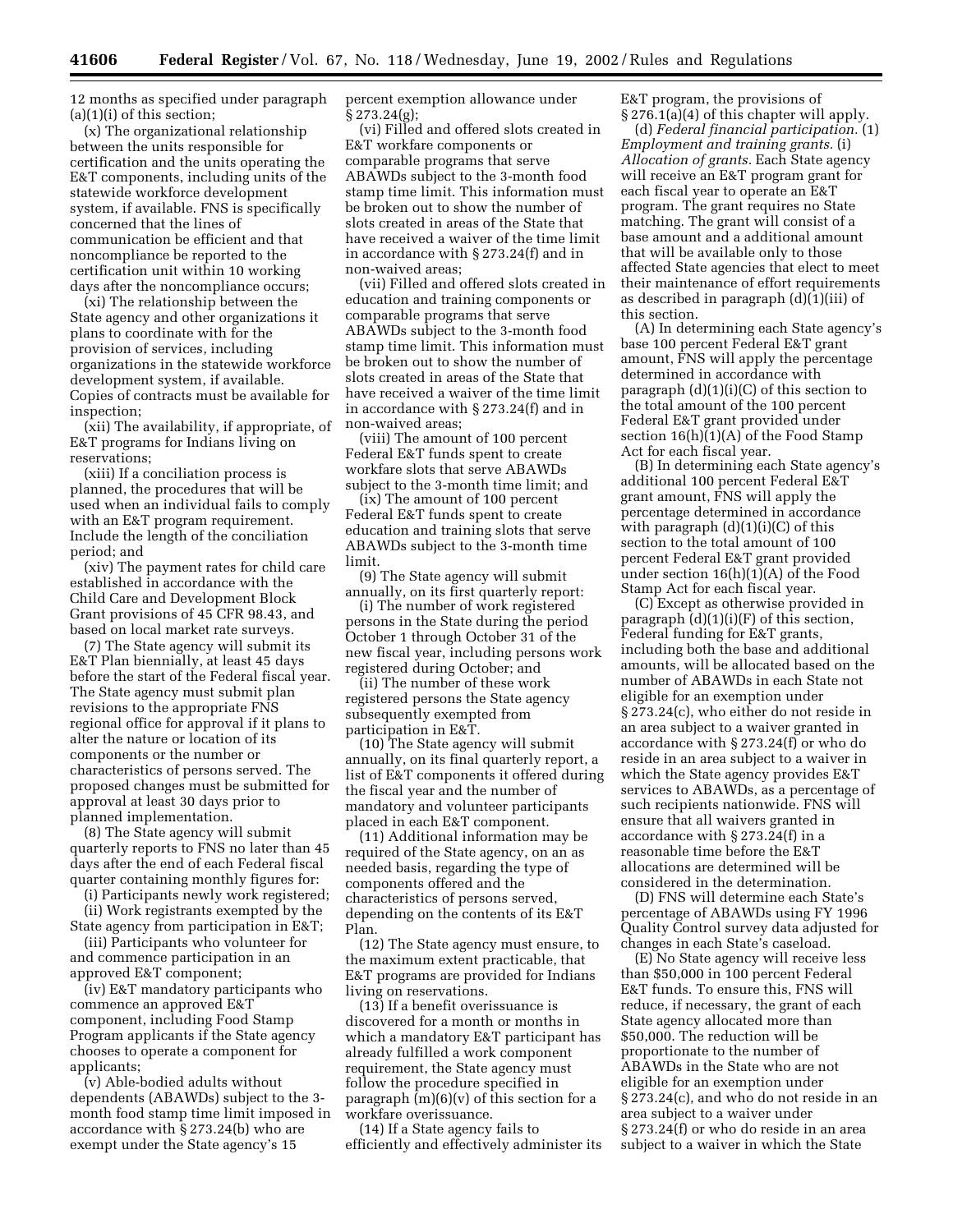12 months as specified under paragraph (a)(1)(i) of this section;

(x) The organizational relationship between the units responsible for certification and the units operating the E&T components, including units of the statewide workforce development system, if available. FNS is specifically concerned that the lines of communication be efficient and that noncompliance be reported to the certification unit within 10 working days after the noncompliance occurs;

(xi) The relationship between the State agency and other organizations it plans to coordinate with for the provision of services, including organizations in the statewide workforce development system, if available. Copies of contracts must be available for inspection;

(xii) The availability, if appropriate, of E&T programs for Indians living on reservations;

(xiii) If a conciliation process is planned, the procedures that will be used when an individual fails to comply with an E&T program requirement. Include the length of the conciliation period; and

(xiv) The payment rates for child care established in accordance with the Child Care and Development Block Grant provisions of 45 CFR 98.43, and based on local market rate surveys.

(7) The State agency will submit its E&T Plan biennially, at least 45 days before the start of the Federal fiscal year. The State agency must submit plan revisions to the appropriate FNS regional office for approval if it plans to alter the nature or location of its components or the number or characteristics of persons served. The proposed changes must be submitted for approval at least 30 days prior to planned implementation.

(8) The State agency will submit quarterly reports to FNS no later than 45 days after the end of each Federal fiscal quarter containing monthly figures for:

(i) Participants newly work registered;

(ii) Work registrants exempted by the State agency from participation in E&T;

(iii) Participants who volunteer for and commence participation in an approved E&T component;

(iv) E&T mandatory participants who commence an approved E&T component, including Food Stamp Program applicants if the State agency chooses to operate a component for applicants;

(v) Able-bodied adults without dependents (ABAWDs) subject to the 3-month food stamp time limit imposed in accordance with § 273.24(b) who are exempt under the State agency's 15 percent exemption allowance under § 273.24(g);

(vi) Filled and offered slots created in E&T workfare components or comparable programs that serve ABAWDs subject to the 3-month food stamp time limit. This information must be broken out to show the number of slots created in areas of the State that have received a waiver of the time limit in accordance with § 273.24(f) and in non-waived areas;

(vii) Filled and offered slots created in education and training components or comparable programs that serve ABAWDs subject to the 3-month food stamp time limit. This information must be broken out to show the number of slots created in areas of the State that have received a waiver of the time limit in accordance with § 273.24(f) and in non-waived areas;

(viii) The amount of 100 percent Federal E&T funds spent to create workfare slots that serve ABAWDs subject to the 3-month time limit; and

(ix) The amount of 100 percent Federal E&T funds spent to create education and training slots that serve ABAWDs subject to the 3-month time limit.

(9) The State agency will submit annually, on its first quarterly report:

(i) The number of work registered persons in the State during the period October 1 through October 31 of the new fiscal year, including persons work registered during October; and

(ii) The number of these work registered persons the State agency subsequently exempted from participation in E&T.

(10) The State agency will submit annually, on its final quarterly report, a list of E&T components it offered during the fiscal year and the number of mandatory and volunteer participants placed in each E&T component.

(11) Additional information may be required of the State agency, on an as needed basis, regarding the type of components offered and the characteristics of persons served, depending on the contents of its E&T Plan.

(12) The State agency must ensure, to the maximum extent practicable, that E&T programs are provided for Indians living on reservations.

(13) If a benefit overissuance is discovered for a month or months in which a mandatory E&T participant has already fulfilled a work component requirement, the State agency must follow the procedure specified in paragraph (m)(6)(v) of this section for a workfare overissuance.

(14) If a State agency fails to efficiently and effectively administer its E&T program, the provisions of § 276.1(a)(4) of this chapter will apply.

(d) *Federal financial participation.* (1) *Employment and training grants.* (i) *Allocation of grants.* Each State agency will receive an E&T program grant for each fiscal year to operate an E&T program. The grant requires no State matching. The grant will consist of a base amount and a additional amount that will be available only to those affected State agencies that elect to meet their maintenance of effort requirements as described in paragraph (d)(1)(iii) of this section.

(A) In determining each State agency's base 100 percent Federal E&T grant amount, FNS will apply the percentage determined in accordance with paragraph (d)(1)(i)(C) of this section to the total amount of the 100 percent Federal E&T grant provided under section 16(h)(1)(A) of the Food Stamp Act for each fiscal year.

(B) In determining each State agency's additional 100 percent Federal E&T grant amount, FNS will apply the percentage determined in accordance with paragraph (d)(1)(i)(C) of this section to the total amount of 100 percent Federal E&T grant provided under section 16(h)(1)(A) of the Food Stamp Act for each fiscal year.

(C) Except as otherwise provided in paragraph (d)(1)(i)(F) of this section, Federal funding for E&T grants, including both the base and additional amounts, will be allocated based on the number of ABAWDs in each State not eligible for an exemption under § 273.24(c), who either do not reside in an area subject to a waiver granted in accordance with § 273.24(f) or who do reside in an area subject to a waiver in which the State agency provides E&T services to ABAWDs, as a percentage of such recipients nationwide. FNS will ensure that all waivers granted in accordance with § 273.24(f) in a reasonable time before the E&T allocations are determined will be considered in the determination.

(D) FNS will determine each State's percentage of ABAWDs using FY 1996 Quality Control survey data adjusted for changes in each State's caseload.

(E) No State agency will receive less than $50,000 in 100 percent Federal E&T funds. To ensure this, FNS will reduce, if necessary, the grant of each State agency allocated more than $50,000. The reduction will be proportionate to the number of ABAWDs in the State who are not eligible for an exemption under § 273.24(c), and who do not reside in an area subject to a waiver under § 273.24(f) or who do reside in an area subject to a waiver in which the State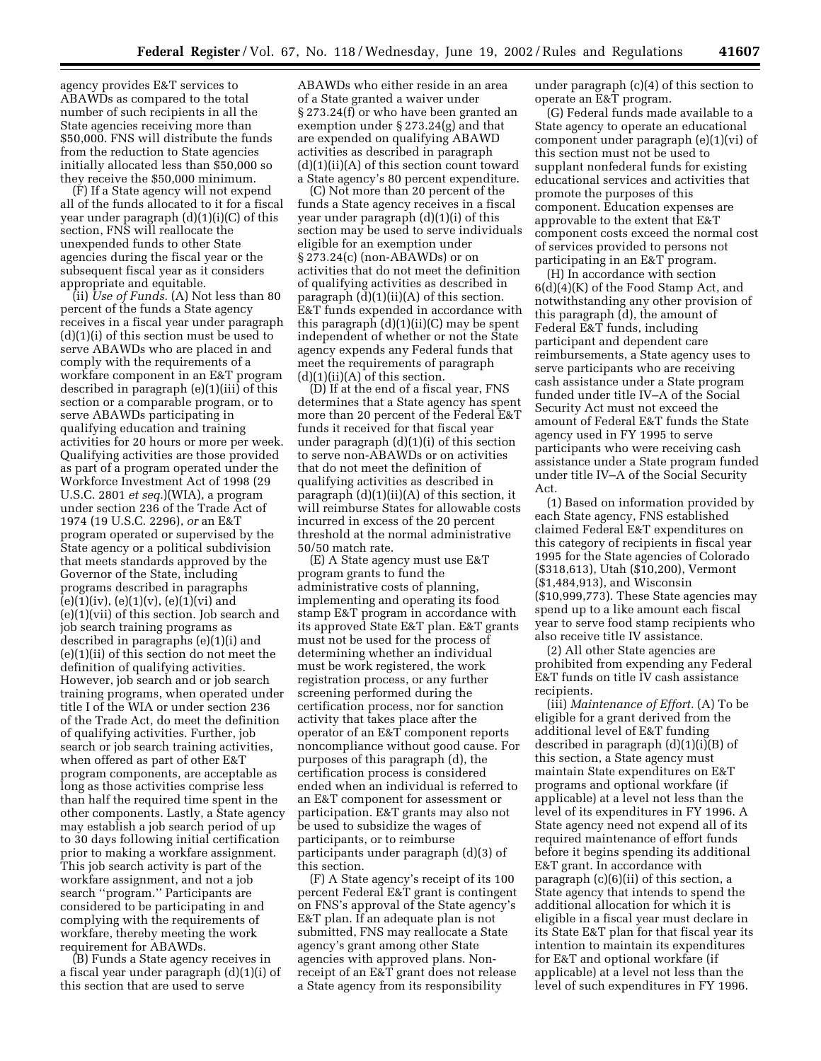agency provides E&T services to ABAWDs as compared to the total number of such recipients in all the State agencies receiving more than $50,000. FNS will distribute the funds from the reduction to State agencies initially allocated less than $50,000 so they receive the $50,000 minimum.

(F) If a State agency will not expend all of the funds allocated to it for a fiscal year under paragraph (d)(1)(i)(C) of this section, FNS will reallocate the unexpended funds to other State agencies during the fiscal year or the subsequent fiscal year as it considers appropriate and equitable.

(ii) *Use of Funds.* (A) Not less than 80 percent of the funds a State agency receives in a fiscal year under paragraph (d)(1)(i) of this section must be used to serve ABAWDs who are placed in and comply with the requirements of a workfare component in an E&T program described in paragraph (e)(1)(iii) of this section or a comparable program, or to serve ABAWDs participating in qualifying education and training activities for 20 hours or more per week. Qualifying activities are those provided as part of a program operated under the Workforce Investment Act of 1998 (29 U.S.C. 2801 *et seq.*)(WIA), a program under section 236 of the Trade Act of 1974 (19 U.S.C. 2296), *or* an E&T program operated or supervised by the State agency or a political subdivision that meets standards approved by the Governor of the State, including programs described in paragraphs (e)(1)(iv), (e)(1)(v), (e)(1)(vi) and (e)(1)(vii) of this section. Job search and job search training programs as described in paragraphs (e)(1)(i) and (e)(1)(ii) of this section do not meet the definition of qualifying activities. However, job search and or job search training programs, when operated under title I of the WIA or under section 236 of the Trade Act, do meet the definition of qualifying activities. Further, job search or job search training activities, when offered as part of other E&T program components, are acceptable as long as those activities comprise less than half the required time spent in the other components. Lastly, a State agency may establish a job search period of up to 30 days following initial certification prior to making a workfare assignment. This job search activity is part of the workfare assignment, and not a job search ''program.'' Participants are considered to be participating in and complying with the requirements of workfare, thereby meeting the work requirement for ABAWDs.

(B) Funds a State agency receives in a fiscal year under paragraph (d)(1)(i) of this section that are used to serve ABAWDs who either reside in an area of a State granted a waiver under § 273.24(f) or who have been granted an exemption under § 273.24(g) and that are expended on qualifying ABAWD activities as described in paragraph (d)(1)(ii)(A) of this section count toward a State agency's 80 percent expenditure.

(C) Not more than 20 percent of the funds a State agency receives in a fiscal year under paragraph (d)(1)(i) of this section may be used to serve individuals eligible for an exemption under § 273.24(c) (non-ABAWDs) or on activities that do not meet the definition of qualifying activities as described in paragraph (d)(1)(ii)(A) of this section. E&T funds expended in accordance with this paragraph (d)(1)(ii)(C) may be spent independent of whether or not the State agency expends any Federal funds that meet the requirements of paragraph (d)(1)(ii)(A) of this section.

(D) If at the end of a fiscal year, FNS determines that a State agency has spent more than 20 percent of the Federal E&T funds it received for that fiscal year under paragraph (d)(1)(i) of this section to serve non-ABAWDs or on activities that do not meet the definition of qualifying activities as described in paragraph (d)(1)(ii)(A) of this section, it will reimburse States for allowable costs incurred in excess of the 20 percent threshold at the normal administrative 50/50 match rate.

(E) A State agency must use E&T program grants to fund the administrative costs of planning, implementing and operating its food stamp E&T program in accordance with its approved State E&T plan. E&T grants must not be used for the process of determining whether an individual must be work registered, the work registration process, or any further screening performed during the certification process, nor for sanction activity that takes place after the operator of an E&T component reports noncompliance without good cause. For purposes of this paragraph (d), the certification process is considered ended when an individual is referred to an E&T component for assessment or participation. E&T grants may also not be used to subsidize the wages of participants, or to reimburse participants under paragraph (d)(3) of this section.

(F) A State agency's receipt of its 100 percent Federal E&T grant is contingent on FNS's approval of the State agency's E&T plan. If an adequate plan is not submitted, FNS may reallocate a State agency's grant among other State agencies with approved plans. Non-receipt of an E&T grant does not release a State agency from its responsibility under paragraph (c)(4) of this section to operate an E&T program.

(G) Federal funds made available to a State agency to operate an educational component under paragraph (e)(1)(vi) of this section must not be used to supplant nonfederal funds for existing educational services and activities that promote the purposes of this component. Education expenses are approvable to the extent that E&T component costs exceed the normal cost of services provided to persons not participating in an E&T program.

(H) In accordance with section 6(d)(4)(K) of the Food Stamp Act, and notwithstanding any other provision of this paragraph (d), the amount of Federal E&T funds, including participant and dependent care reimbursements, a State agency uses to serve participants who are receiving cash assistance under a State program funded under title IV–A of the Social Security Act must not exceed the amount of Federal E&T funds the State agency used in FY 1995 to serve participants who were receiving cash assistance under a State program funded under title IV–A of the Social Security Act.

(*1*) Based on information provided by each State agency, FNS established claimed Federal E&T expenditures on this category of recipients in fiscal year 1995 for the State agencies of Colorado ($318,613), Utah ($10,200), Vermont ($1,484,913), and Wisconsin ($10,999,773). These State agencies may spend up to a like amount each fiscal year to serve food stamp recipients who also receive title IV assistance.

(*2*) All other State agencies are prohibited from expending any Federal E&T funds on title IV cash assistance recipients.

(iii) *Maintenance of Effort.* (A) To be eligible for a grant derived from the additional level of E&T funding described in paragraph (d)(1)(i)(B) of this section, a State agency must maintain State expenditures on E&T programs and optional workfare (if applicable) at a level not less than the level of its expenditures in FY 1996. A State agency need not expend all of its required maintenance of effort funds before it begins spending its additional E&T grant. In accordance with paragraph (c)(6)(ii) of this section, a State agency that intends to spend the additional allocation for which it is eligible in a fiscal year must declare in its State E&T plan for that fiscal year its intention to maintain its expenditures for E&T and optional workfare (if applicable) at a level not less than the level of such expenditures in FY 1996.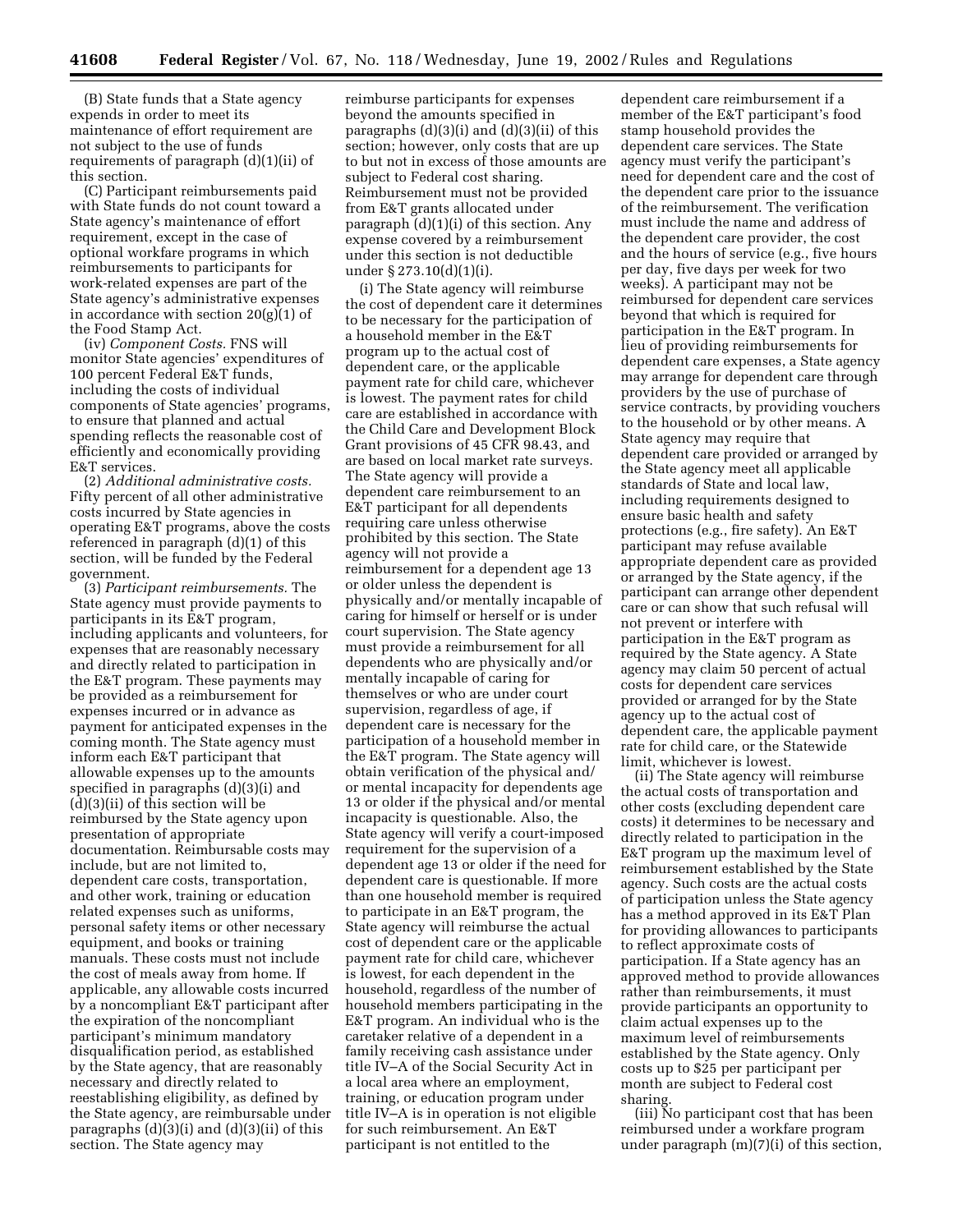(B) State funds that a State agency expends in order to meet its maintenance of effort requirement are not subject to the use of funds requirements of paragraph (d)(1)(ii) of this section.

(C) Participant reimbursements paid with State funds do not count toward a State agency's maintenance of effort requirement, except in the case of optional workfare programs in which reimbursements to participants for work-related expenses are part of the State agency's administrative expenses in accordance with section 20(g)(1) of the Food Stamp Act.

(iv) *Component Costs.* FNS will monitor State agencies' expenditures of 100 percent Federal E&T funds, including the costs of individual components of State agencies' programs, to ensure that planned and actual spending reflects the reasonable cost of efficiently and economically providing E&T services.

(2) *Additional administrative costs.* Fifty percent of all other administrative costs incurred by State agencies in operating E&T programs, above the costs referenced in paragraph (d)(1) of this section, will be funded by the Federal government.

(3) *Participant reimbursements.* The State agency must provide payments to participants in its E&T program, including applicants and volunteers, for expenses that are reasonably necessary and directly related to participation in the E&T program. These payments may be provided as a reimbursement for expenses incurred or in advance as payment for anticipated expenses in the coming month. The State agency must inform each E&T participant that allowable expenses up to the amounts specified in paragraphs (d)(3)(i) and (d)(3)(ii) of this section will be reimbursed by the State agency upon presentation of appropriate documentation. Reimbursable costs may include, but are not limited to, dependent care costs, transportation, and other work, training or education related expenses such as uniforms, personal safety items or other necessary equipment, and books or training manuals. These costs must not include the cost of meals away from home. If applicable, any allowable costs incurred by a noncompliant E&T participant after the expiration of the noncompliant participant's minimum mandatory disqualification period, as established by the State agency, that are reasonably necessary and directly related to reestablishing eligibility, as defined by the State agency, are reimbursable under paragraphs (d)(3)(i) and (d)(3)(ii) of this section. The State agency may reimburse participants for expenses beyond the amounts specified in paragraphs (d)(3)(i) and (d)(3)(ii) of this section; however, only costs that are up to but not in excess of those amounts are subject to Federal cost sharing. Reimbursement must not be provided from E&T grants allocated under paragraph (d)(1)(i) of this section. Any expense covered by a reimbursement under this section is not deductible under § 273.10(d)(1)(i).

(i) The State agency will reimburse the cost of dependent care it determines to be necessary for the participation of a household member in the E&T program up to the actual cost of dependent care, or the applicable payment rate for child care, whichever is lowest. The payment rates for child care are established in accordance with the Child Care and Development Block Grant provisions of 45 CFR 98.43, and are based on local market rate surveys. The State agency will provide a dependent care reimbursement to an E&T participant for all dependents requiring care unless otherwise prohibited by this section. The State agency will not provide a reimbursement for a dependent age 13 or older unless the dependent is physically and/or mentally incapable of caring for himself or herself or is under court supervision. The State agency must provide a reimbursement for all dependents who are physically and/or mentally incapable of caring for themselves or who are under court supervision, regardless of age, if dependent care is necessary for the participation of a household member in the E&T program. The State agency will obtain verification of the physical and/or mental incapacity for dependents age 13 or older if the physical and/or mental incapacity is questionable. Also, the State agency will verify a court-imposed requirement for the supervision of a dependent age 13 or older if the need for dependent care is questionable. If more than one household member is required to participate in an E&T program, the State agency will reimburse the actual cost of dependent care or the applicable payment rate for child care, whichever is lowest, for each dependent in the household, regardless of the number of household members participating in the E&T program. An individual who is the caretaker relative of a dependent in a family receiving cash assistance under title IV–A of the Social Security Act in a local area where an employment, training, or education program under title IV–A is in operation is not eligible for such reimbursement. An E&T participant is not entitled to the dependent care reimbursement if a member of the E&T participant's food stamp household provides the dependent care services. The State agency must verify the participant's need for dependent care and the cost of the dependent care prior to the issuance of the reimbursement. The verification must include the name and address of the dependent care provider, the cost and the hours of service (e.g., five hours per day, five days per week for two weeks). A participant may not be reimbursed for dependent care services beyond that which is required for participation in the E&T program. In lieu of providing reimbursements for dependent care expenses, a State agency may arrange for dependent care through providers by the use of purchase of service contracts, by providing vouchers to the household or by other means. A State agency may require that dependent care provided or arranged by the State agency meet all applicable standards of State and local law, including requirements designed to ensure basic health and safety protections (e.g., fire safety). An E&T participant may refuse available appropriate dependent care as provided or arranged by the State agency, if the participant can arrange other dependent care or can show that such refusal will not prevent or interfere with participation in the E&T program as required by the State agency. A State agency may claim 50 percent of actual costs for dependent care services provided or arranged for by the State agency up to the actual cost of dependent care, the applicable payment rate for child care, or the Statewide limit, whichever is lowest.

(ii) The State agency will reimburse the actual costs of transportation and other costs (excluding dependent care costs) it determines to be necessary and directly related to participation in the E&T program up the maximum level of reimbursement established by the State agency. Such costs are the actual costs of participation unless the State agency has a method approved in its E&T Plan for providing allowances to participants to reflect approximate costs of participation. If a State agency has an approved method to provide allowances rather than reimbursements, it must provide participants an opportunity to claim actual expenses up to the maximum level of reimbursements established by the State agency. Only costs up to $25 per participant per month are subject to Federal cost sharing.

(iii) No participant cost that has been reimbursed under a workfare program under paragraph (m)(7)(i) of this section,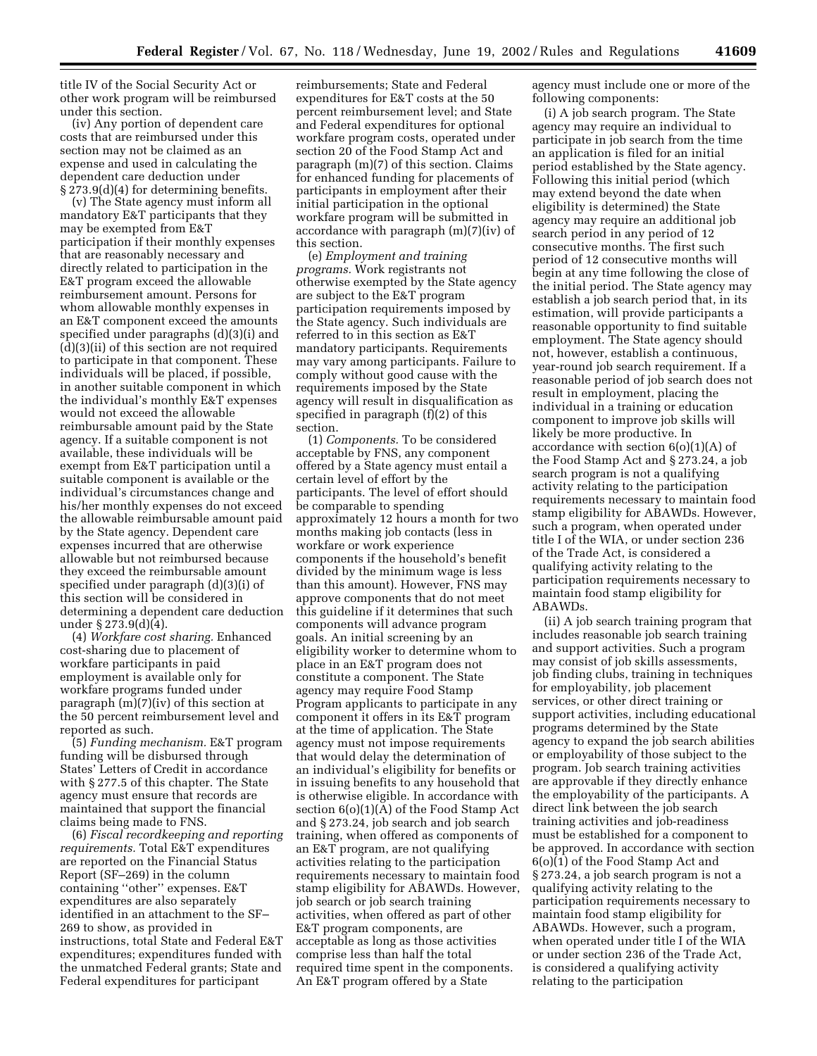title IV of the Social Security Act or other work program will be reimbursed under this section.

(iv) Any portion of dependent care costs that are reimbursed under this section may not be claimed as an expense and used in calculating the dependent care deduction under § 273.9(d)(4) for determining benefits.

(v) The State agency must inform all mandatory E&T participants that they may be exempted from E&T participation if their monthly expenses that are reasonably necessary and directly related to participation in the E&T program exceed the allowable reimbursement amount. Persons for whom allowable monthly expenses in an E&T component exceed the amounts specified under paragraphs (d)(3)(i) and (d)(3)(ii) of this section are not required to participate in that component. These individuals will be placed, if possible, in another suitable component in which the individual's monthly E&T expenses would not exceed the allowable reimbursable amount paid by the State agency. If a suitable component is not available, these individuals will be exempt from E&T participation until a suitable component is available or the individual's circumstances change and his/her monthly expenses do not exceed the allowable reimbursable amount paid by the State agency. Dependent care expenses incurred that are otherwise allowable but not reimbursed because they exceed the reimbursable amount specified under paragraph (d)(3)(i) of this section will be considered in determining a dependent care deduction under § 273.9(d)(4).

(4) *Workfare cost sharing.* Enhanced cost-sharing due to placement of workfare participants in paid employment is available only for workfare programs funded under paragraph (m)(7)(iv) of this section at the 50 percent reimbursement level and reported as such.

(5) *Funding mechanism.* E&T program funding will be disbursed through States' Letters of Credit in accordance with § 277.5 of this chapter. The State agency must ensure that records are maintained that support the financial claims being made to FNS.

(6) *Fiscal recordkeeping and reporting requirements.* Total E&T expenditures are reported on the Financial Status Report (SF–269) in the column containing "other" expenses. E&T expenditures are also separately identified in an attachment to the SF–269 to show, as provided in instructions, total State and Federal E&T expenditures; expenditures funded with the unmatched Federal grants; State and Federal expenditures for participant reimbursements; State and Federal expenditures for E&T costs at the 50 percent reimbursement level; and State and Federal expenditures for optional workfare program costs, operated under section 20 of the Food Stamp Act and paragraph (m)(7) of this section. Claims for enhanced funding for placements of participants in employment after their initial participation in the optional workfare program will be submitted in accordance with paragraph (m)(7)(iv) of this section.

(e) *Employment and training programs.* Work registrants not otherwise exempted by the State agency are subject to the E&T program participation requirements imposed by the State agency. Such individuals are referred to in this section as E&T mandatory participants. Requirements may vary among participants. Failure to comply without good cause with the requirements imposed by the State agency will result in disqualification as specified in paragraph (f)(2) of this section.

(1) *Components.* To be considered acceptable by FNS, any component offered by a State agency must entail a certain level of effort by the participants. The level of effort should be comparable to spending approximately 12 hours a month for two months making job contacts (less in workfare or work experience components if the household's benefit divided by the minimum wage is less than this amount). However, FNS may approve components that do not meet this guideline if it determines that such components will advance program goals. An initial screening by an eligibility worker to determine whom to place in an E&T program does not constitute a component. The State agency may require Food Stamp Program applicants to participate in any component it offers in its E&T program at the time of application. The State agency must not impose requirements that would delay the determination of an individual's eligibility for benefits or in issuing benefits to any household that is otherwise eligible. In accordance with section 6(o)(1)(A) of the Food Stamp Act and § 273.24, job search and job search training, when offered as components of an E&T program, are not qualifying activities relating to the participation requirements necessary to maintain food stamp eligibility for ABAWDs. However, job search or job search training activities, when offered as part of other E&T program components, are acceptable as long as those activities comprise less than half the total required time spent in the components. An E&T program offered by a State agency must include one or more of the following components:

(i) A job search program. The State agency may require an individual to participate in job search from the time an application is filed for an initial period established by the State agency. Following this initial period (which may extend beyond the date when eligibility is determined) the State agency may require an additional job search period in any period of 12 consecutive months. The first such period of 12 consecutive months will begin at any time following the close of the initial period. The State agency may establish a job search period that, in its estimation, will provide participants a reasonable opportunity to find suitable employment. The State agency should not, however, establish a continuous, year-round job search requirement. If a reasonable period of job search does not result in employment, placing the individual in a training or education component to improve job skills will likely be more productive. In accordance with section 6(o)(1)(A) of the Food Stamp Act and § 273.24, a job search program is not a qualifying activity relating to the participation requirements necessary to maintain food stamp eligibility for ABAWDs. However, such a program, when operated under title I of the WIA, or under section 236 of the Trade Act, is considered a qualifying activity relating to the participation requirements necessary to maintain food stamp eligibility for ABAWDs.

(ii) A job search training program that includes reasonable job search training and support activities. Such a program may consist of job skills assessments, job finding clubs, training in techniques for employability, job placement services, or other direct training or support activities, including educational programs determined by the State agency to expand the job search abilities or employability of those subject to the program. Job search training activities are approvable if they directly enhance the employability of the participants. A direct link between the job search training activities and job-readiness must be established for a component to be approved. In accordance with section 6(o)(1) of the Food Stamp Act and § 273.24, a job search program is not a qualifying activity relating to the participation requirements necessary to maintain food stamp eligibility for ABAWDs. However, such a program, when operated under title I of the WIA or under section 236 of the Trade Act, is considered a qualifying activity relating to the participation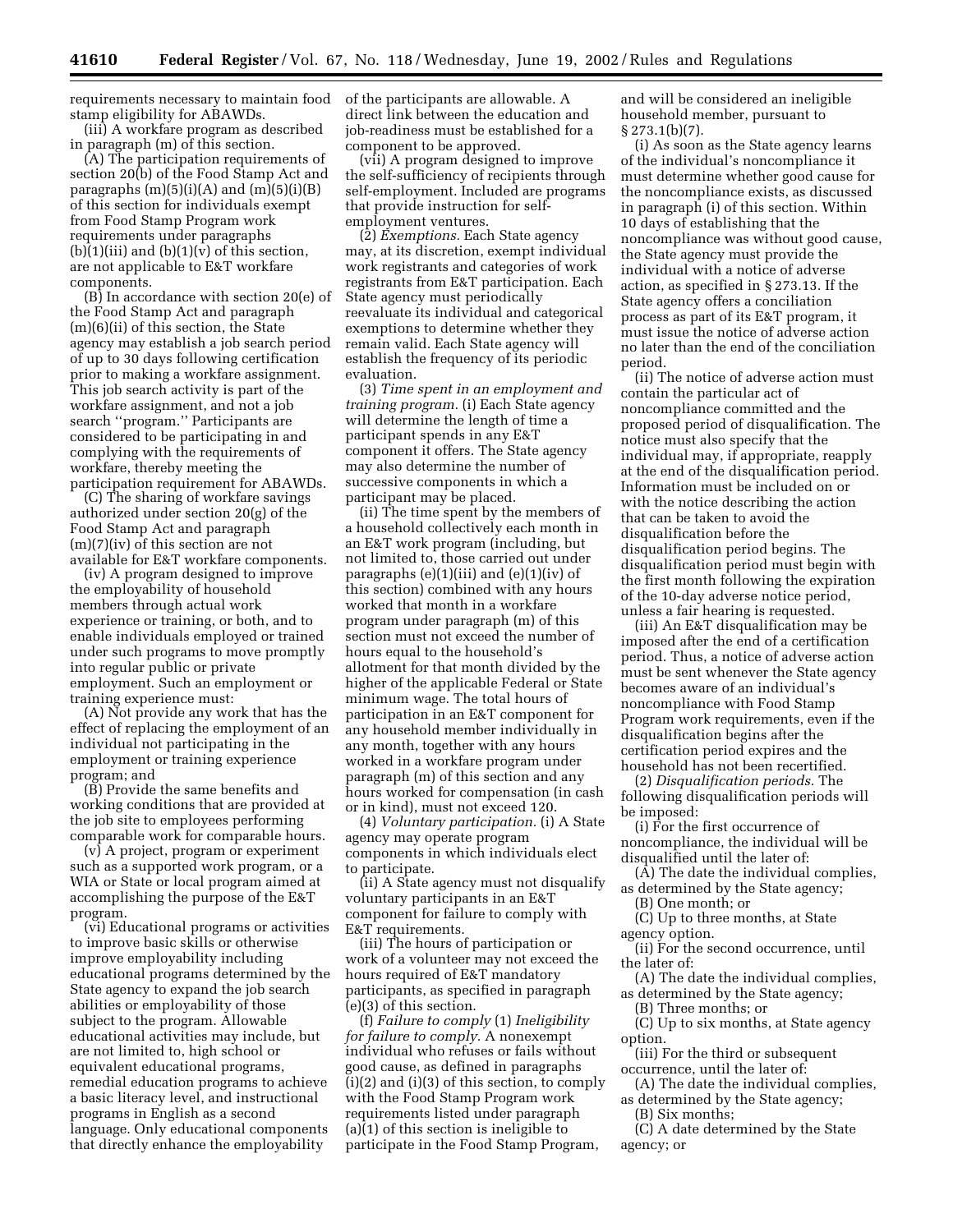requirements necessary to maintain food stamp eligibility for ABAWDs.

(iii) A workfare program as described in paragraph (m) of this section.

(A) The participation requirements of section 20(b) of the Food Stamp Act and paragraphs (m)(5)(i)(A) and (m)(5)(i)(B) of this section for individuals exempt from Food Stamp Program work requirements under paragraphs (b)(1)(iii) and (b)(1)(v) of this section, are not applicable to E&T workfare components.

(B) In accordance with section 20(e) of the Food Stamp Act and paragraph (m)(6)(ii) of this section, the State agency may establish a job search period of up to 30 days following certification prior to making a workfare assignment. This job search activity is part of the workfare assignment, and not a job search ''program.'' Participants are considered to be participating in and complying with the requirements of workfare, thereby meeting the participation requirement for ABAWDs.

(C) The sharing of workfare savings authorized under section 20(g) of the Food Stamp Act and paragraph (m)(7)(iv) of this section are not available for E&T workfare components.

(iv) A program designed to improve the employability of household members through actual work experience or training, or both, and to enable individuals employed or trained under such programs to move promptly into regular public or private employment. Such an employment or training experience must:

(A) Not provide any work that has the effect of replacing the employment of an individual not participating in the employment or training experience program; and

(B) Provide the same benefits and working conditions that are provided at the job site to employees performing comparable work for comparable hours.

(v) A project, program or experiment such as a supported work program, or a WIA or State or local program aimed at accomplishing the purpose of the E&T program.

(vi) Educational programs or activities to improve basic skills or otherwise improve employability including educational programs determined by the State agency to expand the job search abilities or employability of those subject to the program. Allowable educational activities may include, but are not limited to, high school or equivalent educational programs, remedial education programs to achieve a basic literacy level, and instructional programs in English as a second language. Only educational components that directly enhance the employability of the participants are allowable. A direct link between the education and job-readiness must be established for a component to be approved.

(vii) A program designed to improve the self-sufficiency of recipients through self-employment. Included are programs that provide instruction for self-employment ventures.

(2) *Exemptions.* Each State agency may, at its discretion, exempt individual work registrants and categories of work registrants from E&T participation. Each State agency must periodically reevaluate its individual and categorical exemptions to determine whether they remain valid. Each State agency will establish the frequency of its periodic evaluation.

(3) *Time spent in an employment and training program.* (i) Each State agency will determine the length of time a participant spends in any E&T component it offers. The State agency may also determine the number of successive components in which a participant may be placed.

(ii) The time spent by the members of a household collectively each month in an E&T work program (including, but not limited to, those carried out under paragraphs (e)(1)(iii) and (e)(1)(iv) of this section) combined with any hours worked that month in a workfare program under paragraph (m) of this section must not exceed the number of hours equal to the household's allotment for that month divided by the higher of the applicable Federal or State minimum wage. The total hours of participation in an E&T component for any household member individually in any month, together with any hours worked in a workfare program under paragraph (m) of this section and any hours worked for compensation (in cash or in kind), must not exceed 120.

(4) *Voluntary participation.* (i) A State agency may operate program components in which individuals elect to participate.

(ii) A State agency must not disqualify voluntary participants in an E&T component for failure to comply with E&T requirements.

(iii) The hours of participation or work of a volunteer may not exceed the hours required of E&T mandatory participants, as specified in paragraph (e)(3) of this section.

(f) *Failure to comply* (1) *Ineligibility for failure to comply.* A nonexempt individual who refuses or fails without good cause, as defined in paragraphs (i)(2) and (i)(3) of this section, to comply with the Food Stamp Program work requirements listed under paragraph (a)(1) of this section is ineligible to participate in the Food Stamp Program, and will be considered an ineligible household member, pursuant to § 273.1(b)(7).

(i) As soon as the State agency learns of the individual's noncompliance it must determine whether good cause for the noncompliance exists, as discussed in paragraph (i) of this section. Within 10 days of establishing that the noncompliance was without good cause, the State agency must provide the individual with a notice of adverse action, as specified in § 273.13. If the State agency offers a conciliation process as part of its E&T program, it must issue the notice of adverse action no later than the end of the conciliation period.

(ii) The notice of adverse action must contain the particular act of noncompliance committed and the proposed period of disqualification. The notice must also specify that the individual may, if appropriate, reapply at the end of the disqualification period. Information must be included on or with the notice describing the action that can be taken to avoid the disqualification before the disqualification period begins. The disqualification period must begin with the first month following the expiration of the 10-day adverse notice period, unless a fair hearing is requested.

(iii) An E&T disqualification may be imposed after the end of a certification period. Thus, a notice of adverse action must be sent whenever the State agency becomes aware of an individual's noncompliance with Food Stamp Program work requirements, even if the disqualification begins after the certification period expires and the household has not been recertified.

(2) *Disqualification periods.* The following disqualification periods will be imposed:

(i) For the first occurrence of noncompliance, the individual will be disqualified until the later of:

(A) The date the individual complies, as determined by the State agency;

(B) One month; or

(C) Up to three months, at State agency option.

(ii) For the second occurrence, until the later of:

(A) The date the individual complies, as determined by the State agency;

(B) Three months; or

(C) Up to six months, at State agency option.

(iii) For the third or subsequent occurrence, until the later of:

(A) The date the individual complies, as determined by the State agency;

(B) Six months;

(C) A date determined by the State agency; or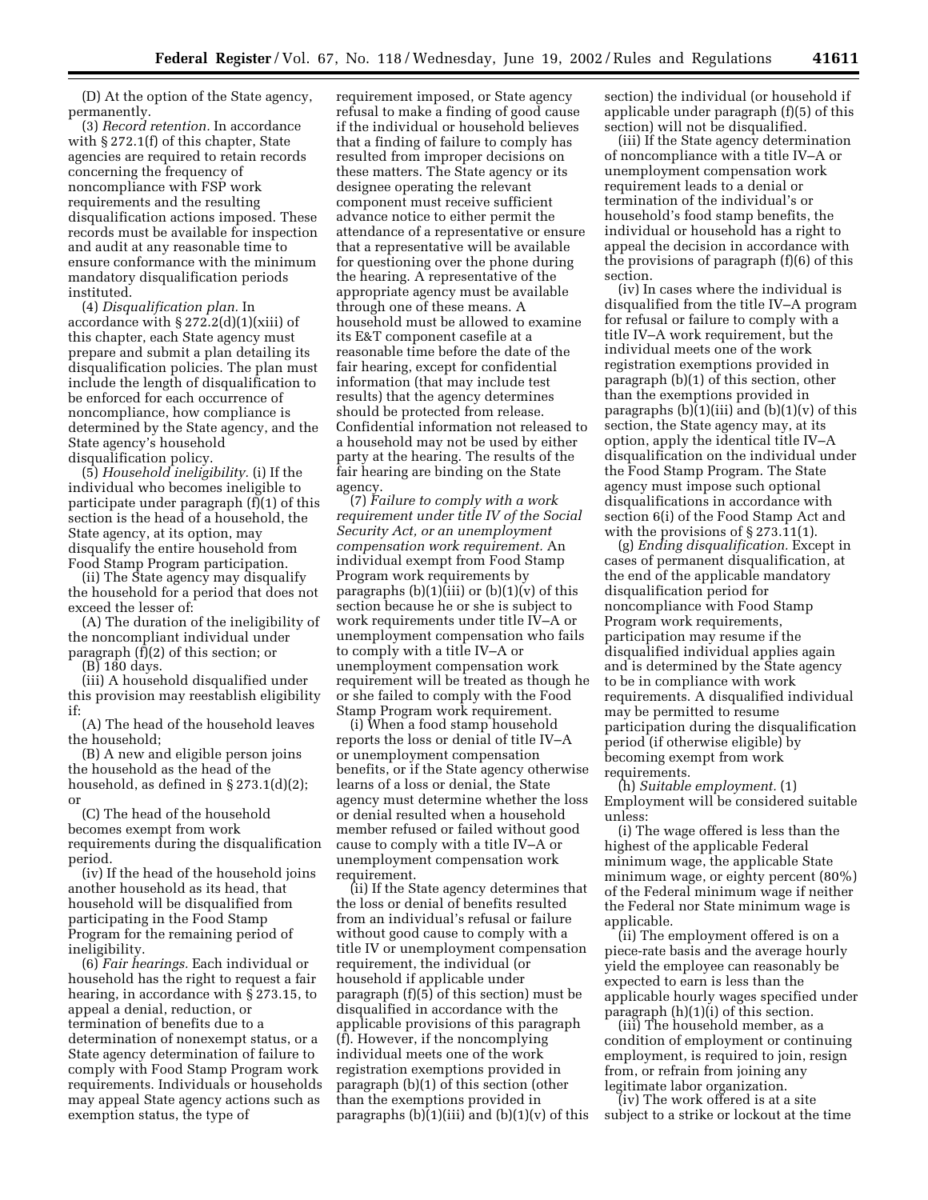(D) At the option of the State agency, permanently.

(3) *Record retention.* In accordance with § 272.1(f) of this chapter, State agencies are required to retain records concerning the frequency of noncompliance with FSP work requirements and the resulting disqualification actions imposed. These records must be available for inspection and audit at any reasonable time to ensure conformance with the minimum mandatory disqualification periods instituted.

(4) *Disqualification plan.* In accordance with § 272.2(d)(1)(xiii) of this chapter, each State agency must prepare and submit a plan detailing its disqualification policies. The plan must include the length of disqualification to be enforced for each occurrence of noncompliance, how compliance is determined by the State agency, and the State agency's household disqualification policy.

(5) *Household ineligibility.* (i) If the individual who becomes ineligible to participate under paragraph (f)(1) of this section is the head of a household, the State agency, at its option, may disqualify the entire household from Food Stamp Program participation.

(ii) The State agency may disqualify the household for a period that does not exceed the lesser of:

(A) The duration of the ineligibility of the noncompliant individual under paragraph (f)(2) of this section; or

(B) 180 days.

(iii) A household disqualified under this provision may reestablish eligibility if:

(A) The head of the household leaves the household;

(B) A new and eligible person joins the household as the head of the household, as defined in § 273.1(d)(2); or

(C) The head of the household becomes exempt from work requirements during the disqualification period.

(iv) If the head of the household joins another household as its head, that household will be disqualified from participating in the Food Stamp Program for the remaining period of ineligibility.

(6) *Fair hearings.* Each individual or household has the right to request a fair hearing, in accordance with § 273.15, to appeal a denial, reduction, or termination of benefits due to a determination of nonexempt status, or a State agency determination of failure to comply with Food Stamp Program work requirements. Individuals or households may appeal State agency actions such as exemption status, the type of requirement imposed, or State agency refusal to make a finding of good cause if the individual or household believes that a finding of failure to comply has resulted from improper decisions on these matters. The State agency or its designee operating the relevant component must receive sufficient advance notice to either permit the attendance of a representative or ensure that a representative will be available for questioning over the phone during the hearing. A representative of the appropriate agency must be available through one of these means. A household must be allowed to examine its E&T component casefile at a reasonable time before the date of the fair hearing, except for confidential information (that may include test results) that the agency determines should be protected from release. Confidential information not released to a household may not be used by either party at the hearing. The results of the fair hearing are binding on the State agency.

(7) *Failure to comply with a work requirement under title IV of the Social Security Act, or an unemployment compensation work requirement.* An individual exempt from Food Stamp Program work requirements by paragraphs (b)(1)(iii) or (b)(1)(v) of this section because he or she is subject to work requirements under title IV–A or unemployment compensation who fails to comply with a title IV–A or unemployment compensation work requirement will be treated as though he or she failed to comply with the Food Stamp Program work requirement.

(i) When a food stamp household reports the loss or denial of title IV–A or unemployment compensation benefits, or if the State agency otherwise learns of a loss or denial, the State agency must determine whether the loss or denial resulted when a household member refused or failed without good cause to comply with a title IV–A or unemployment compensation work requirement.

(ii) If the State agency determines that the loss or denial of benefits resulted from an individual's refusal or failure without good cause to comply with a title IV or unemployment compensation requirement, the individual (or household if applicable under paragraph (f)(5) of this section) must be disqualified in accordance with the applicable provisions of this paragraph (f). However, if the noncomplying individual meets one of the work registration exemptions provided in paragraph (b)(1) of this section (other than the exemptions provided in paragraphs (b)(1)(iii) and (b)(1)(v) of this section) the individual (or household if applicable under paragraph (f)(5) of this section) will not be disqualified.

(iii) If the State agency determination of noncompliance with a title IV–A or unemployment compensation work requirement leads to a denial or termination of the individual's or household's food stamp benefits, the individual or household has a right to appeal the decision in accordance with the provisions of paragraph (f)(6) of this section.

(iv) In cases where the individual is disqualified from the title IV–A program for refusal or failure to comply with a title IV–A work requirement, but the individual meets one of the work registration exemptions provided in paragraph (b)(1) of this section, other than the exemptions provided in paragraphs (b)(1)(iii) and (b)(1)(v) of this section, the State agency may, at its option, apply the identical title IV–A disqualification on the individual under the Food Stamp Program. The State agency must impose such optional disqualifications in accordance with section 6(i) of the Food Stamp Act and with the provisions of § 273.11(l).

(g) *Ending disqualification.* Except in cases of permanent disqualification, at the end of the applicable mandatory disqualification period for noncompliance with Food Stamp Program work requirements, participation may resume if the disqualified individual applies again and is determined by the State agency to be in compliance with work requirements. A disqualified individual may be permitted to resume participation during the disqualification period (if otherwise eligible) by becoming exempt from work requirements.

(h) *Suitable employment.* (1) Employment will be considered suitable unless:

(i) The wage offered is less than the highest of the applicable Federal minimum wage, the applicable State minimum wage, or eighty percent (80%) of the Federal minimum wage if neither the Federal nor State minimum wage is applicable.

(ii) The employment offered is on a piece-rate basis and the average hourly yield the employee can reasonably be expected to earn is less than the applicable hourly wages specified under paragraph (h)(1)(i) of this section.

(iii) The household member, as a condition of employment or continuing employment, is required to join, resign from, or refrain from joining any legitimate labor organization.

(iv) The work offered is at a site subject to a strike or lockout at the time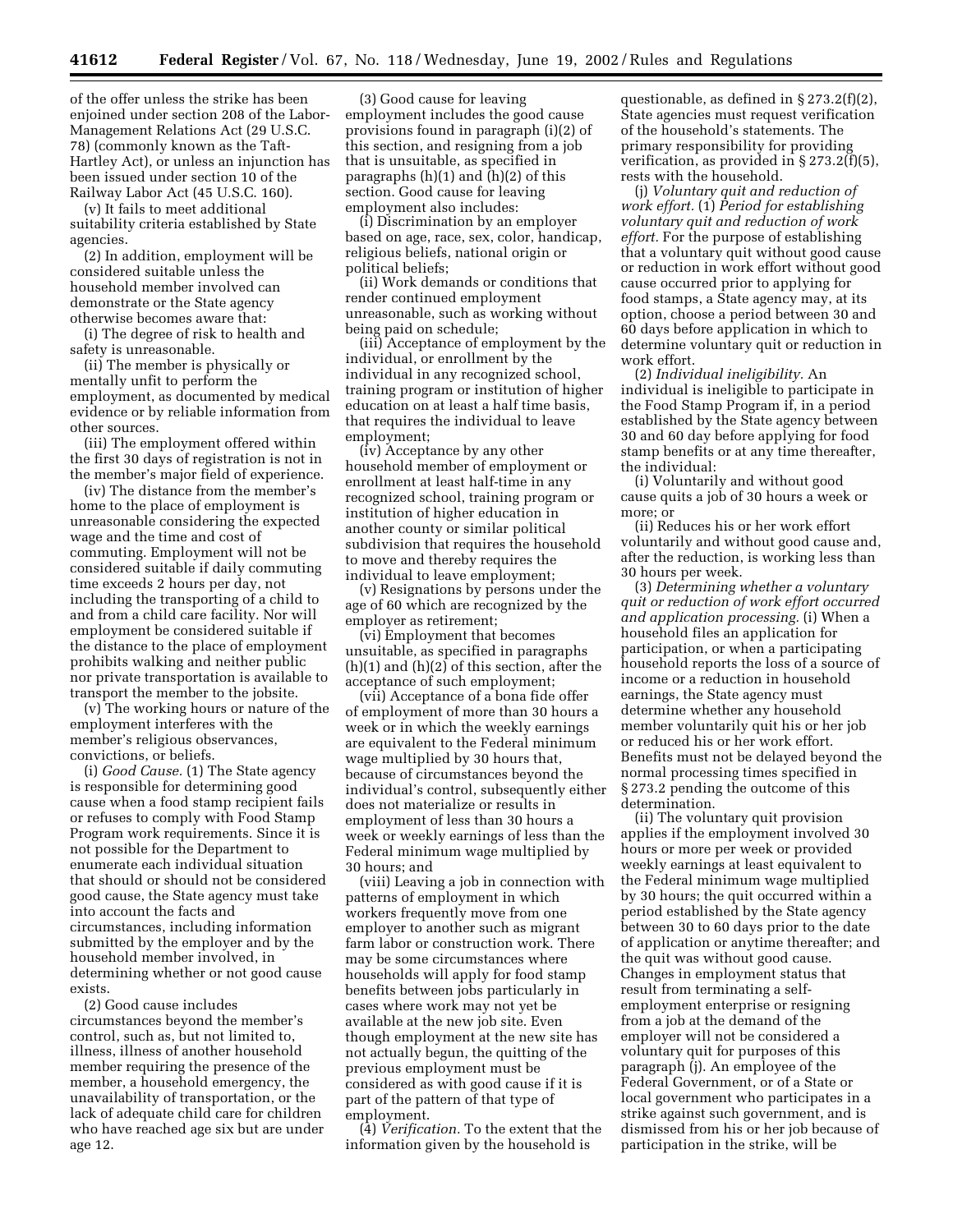of the offer unless the strike has been enjoined under section 208 of the Labor-Management Relations Act (29 U.S.C. 78) (commonly known as the Taft-Hartley Act), or unless an injunction has been issued under section 10 of the Railway Labor Act (45 U.S.C. 160).

(v) It fails to meet additional suitability criteria established by State agencies.

(2) In addition, employment will be considered suitable unless the household member involved can demonstrate or the State agency otherwise becomes aware that:

(i) The degree of risk to health and safety is unreasonable.

(ii) The member is physically or mentally unfit to perform the employment, as documented by medical evidence or by reliable information from other sources.

(iii) The employment offered within the first 30 days of registration is not in the member's major field of experience.

(iv) The distance from the member's home to the place of employment is unreasonable considering the expected wage and the time and cost of commuting. Employment will not be considered suitable if daily commuting time exceeds 2 hours per day, not including the transporting of a child to and from a child care facility. Nor will employment be considered suitable if the distance to the place of employment prohibits walking and neither public nor private transportation is available to transport the member to the jobsite.

(v) The working hours or nature of the employment interferes with the member's religious observances, convictions, or beliefs.

(i) *Good Cause.* (1) The State agency is responsible for determining good cause when a food stamp recipient fails or refuses to comply with Food Stamp Program work requirements. Since it is not possible for the Department to enumerate each individual situation that should or should not be considered good cause, the State agency must take into account the facts and circumstances, including information submitted by the employer and by the household member involved, in determining whether or not good cause exists.

(2) Good cause includes circumstances beyond the member's control, such as, but not limited to, illness, illness of another household member requiring the presence of the member, a household emergency, the unavailability of transportation, or the lack of adequate child care for children who have reached age six but are under age 12.

(3) Good cause for leaving employment includes the good cause provisions found in paragraph (i)(2) of this section, and resigning from a job that is unsuitable, as specified in paragraphs (h)(1) and (h)(2) of this section. Good cause for leaving employment also includes:

(i) Discrimination by an employer based on age, race, sex, color, handicap, religious beliefs, national origin or political beliefs;

(ii) Work demands or conditions that render continued employment unreasonable, such as working without being paid on schedule;

(iii) Acceptance of employment by the individual, or enrollment by the individual in any recognized school, training program or institution of higher education on at least a half time basis, that requires the individual to leave employment;

(iv) Acceptance by any other household member of employment or enrollment at least half-time in any recognized school, training program or institution of higher education in another county or similar political subdivision that requires the household to move and thereby requires the individual to leave employment;

(v) Resignations by persons under the age of 60 which are recognized by the employer as retirement;

(vi) Employment that becomes unsuitable, as specified in paragraphs (h)(1) and (h)(2) of this section, after the acceptance of such employment;

(vii) Acceptance of a bona fide offer of employment of more than 30 hours a week or in which the weekly earnings are equivalent to the Federal minimum wage multiplied by 30 hours that, because of circumstances beyond the individual's control, subsequently either does not materialize or results in employment of less than 30 hours a week or weekly earnings of less than the Federal minimum wage multiplied by 30 hours; and

(viii) Leaving a job in connection with patterns of employment in which workers frequently move from one employer to another such as migrant farm labor or construction work. There may be some circumstances where households will apply for food stamp benefits between jobs particularly in cases where work may not yet be available at the new job site. Even though employment at the new site has not actually begun, the quitting of the previous employment must be considered as with good cause if it is part of the pattern of that type of employment.

(4) *Verification.* To the extent that the information given by the household is questionable, as defined in § 273.2(f)(2), State agencies must request verification of the household's statements. The primary responsibility for providing verification, as provided in § 273.2(f)(5), rests with the household.

(j) *Voluntary quit and reduction of work effort.* (1) *Period for establishing voluntary quit and reduction of work effort.* For the purpose of establishing that a voluntary quit without good cause or reduction in work effort without good cause occurred prior to applying for food stamps, a State agency may, at its option, choose a period between 30 and 60 days before application in which to determine voluntary quit or reduction in work effort.

(2) *Individual ineligibility.* An individual is ineligible to participate in the Food Stamp Program if, in a period established by the State agency between 30 and 60 day before applying for food stamp benefits or at any time thereafter, the individual:

(i) Voluntarily and without good cause quits a job of 30 hours a week or more; or

(ii) Reduces his or her work effort voluntarily and without good cause and, after the reduction, is working less than 30 hours per week.

(3) *Determining whether a voluntary quit or reduction of work effort occurred and application processing.* (i) When a household files an application for participation, or when a participating household reports the loss of a source of income or a reduction in household earnings, the State agency must determine whether any household member voluntarily quit his or her job or reduced his or her work effort. Benefits must not be delayed beyond the normal processing times specified in § 273.2 pending the outcome of this determination.

(ii) The voluntary quit provision applies if the employment involved 30 hours or more per week or provided weekly earnings at least equivalent to the Federal minimum wage multiplied by 30 hours; the quit occurred within a period established by the State agency between 30 to 60 days prior to the date of application or anytime thereafter; and the quit was without good cause. Changes in employment status that result from terminating a self-employment enterprise or resigning from a job at the demand of the employer will not be considered a voluntary quit for purposes of this paragraph (j). An employee of the Federal Government, or of a State or local government who participates in a strike against such government, and is dismissed from his or her job because of participation in the strike, will be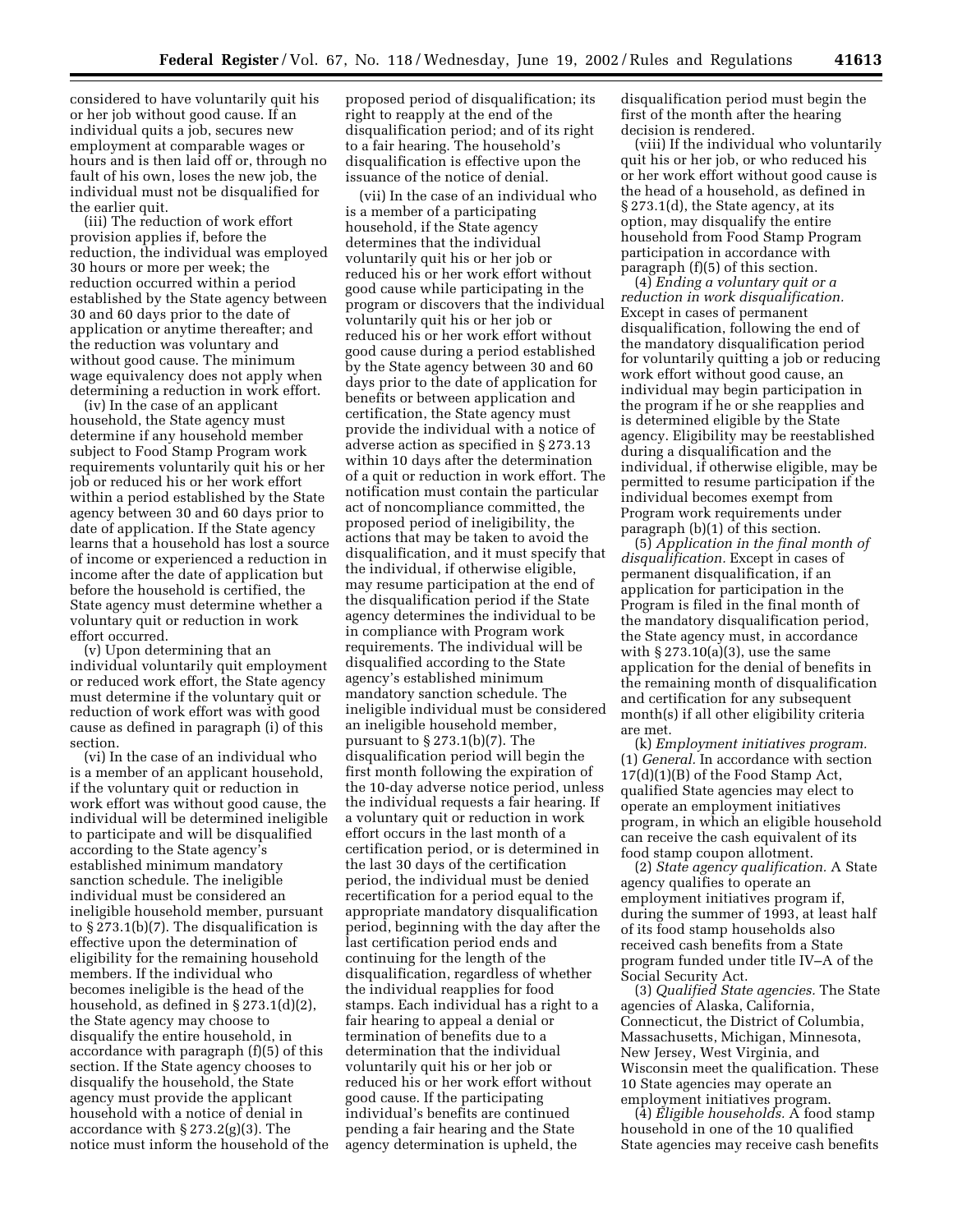considered to have voluntarily quit his or her job without good cause. If an individual quits a job, secures new employment at comparable wages or hours and is then laid off or, through no fault of his own, loses the new job, the individual must not be disqualified for the earlier quit.

(iii) The reduction of work effort provision applies if, before the reduction, the individual was employed 30 hours or more per week; the reduction occurred within a period established by the State agency between 30 and 60 days prior to the date of application or anytime thereafter; and the reduction was voluntary and without good cause. The minimum wage equivalency does not apply when determining a reduction in work effort.

(iv) In the case of an applicant household, the State agency must determine if any household member subject to Food Stamp Program work requirements voluntarily quit his or her job or reduced his or her work effort within a period established by the State agency between 30 and 60 days prior to date of application. If the State agency learns that a household has lost a source of income or experienced a reduction in income after the date of application but before the household is certified, the State agency must determine whether a voluntary quit or reduction in work effort occurred.

(v) Upon determining that an individual voluntarily quit employment or reduced work effort, the State agency must determine if the voluntary quit or reduction of work effort was with good cause as defined in paragraph (i) of this section.

(vi) In the case of an individual who is a member of an applicant household, if the voluntary quit or reduction in work effort was without good cause, the individual will be determined ineligible to participate and will be disqualified according to the State agency's established minimum mandatory sanction schedule. The ineligible individual must be considered an ineligible household member, pursuant to § 273.1(b)(7). The disqualification is effective upon the determination of eligibility for the remaining household members. If the individual who becomes ineligible is the head of the household, as defined in § 273.1(d)(2), the State agency may choose to disqualify the entire household, in accordance with paragraph (f)(5) of this section. If the State agency chooses to disqualify the household, the State agency must provide the applicant household with a notice of denial in accordance with § 273.2(g)(3). The notice must inform the household of the proposed period of disqualification; its right to reapply at the end of the disqualification period; and of its right to a fair hearing. The household's disqualification is effective upon the issuance of the notice of denial.

(vii) In the case of an individual who is a member of a participating household, if the State agency determines that the individual voluntarily quit his or her job or reduced his or her work effort without good cause while participating in the program or discovers that the individual voluntarily quit his or her job or reduced his or her work effort without good cause during a period established by the State agency between 30 and 60 days prior to the date of application for benefits or between application and certification, the State agency must provide the individual with a notice of adverse action as specified in § 273.13 within 10 days after the determination of a quit or reduction in work effort. The notification must contain the particular act of noncompliance committed, the proposed period of ineligibility, the actions that may be taken to avoid the disqualification, and it must specify that the individual, if otherwise eligible, may resume participation at the end of the disqualification period if the State agency determines the individual to be in compliance with Program work requirements. The individual will be disqualified according to the State agency's established minimum mandatory sanction schedule. The ineligible individual must be considered an ineligible household member, pursuant to § 273.1(b)(7). The disqualification period will begin the first month following the expiration of the 10-day adverse notice period, unless the individual requests a fair hearing. If a voluntary quit or reduction in work effort occurs in the last month of a certification period, or is determined in the last 30 days of the certification period, the individual must be denied recertification for a period equal to the appropriate mandatory disqualification period, beginning with the day after the last certification period ends and continuing for the length of the disqualification, regardless of whether the individual reapplies for food stamps. Each individual has a right to a fair hearing to appeal a denial or termination of benefits due to a determination that the individual voluntarily quit his or her job or reduced his or her work effort without good cause. If the participating individual's benefits are continued pending a fair hearing and the State agency determination is upheld, the disqualification period must begin the first of the month after the hearing decision is rendered.

(viii) If the individual who voluntarily quit his or her job, or who reduced his or her work effort without good cause is the head of a household, as defined in § 273.1(d), the State agency, at its option, may disqualify the entire household from Food Stamp Program participation in accordance with paragraph (f)(5) of this section.

(4) *Ending a voluntary quit or a reduction in work disqualification.* Except in cases of permanent disqualification, following the end of the mandatory disqualification period for voluntarily quitting a job or reducing work effort without good cause, an individual may begin participation in the program if he or she reapplies and is determined eligible by the State agency. Eligibility may be reestablished during a disqualification and the individual, if otherwise eligible, may be permitted to resume participation if the individual becomes exempt from Program work requirements under paragraph (b)(1) of this section.

(5) *Application in the final month of disqualification.* Except in cases of permanent disqualification, if an application for participation in the Program is filed in the final month of the mandatory disqualification period, the State agency must, in accordance with § 273.10(a)(3), use the same application for the denial of benefits in the remaining month of disqualification and certification for any subsequent month(s) if all other eligibility criteria are met.

(k) *Employment initiatives program.* (1) *General.* In accordance with section 17(d)(1)(B) of the Food Stamp Act, qualified State agencies may elect to operate an employment initiatives program, in which an eligible household can receive the cash equivalent of its food stamp coupon allotment.

(2) *State agency qualification.* A State agency qualifies to operate an employment initiatives program if, during the summer of 1993, at least half of its food stamp households also received cash benefits from a State program funded under title IV–A of the Social Security Act.

(3) *Qualified State agencies.* The State agencies of Alaska, California, Connecticut, the District of Columbia, Massachusetts, Michigan, Minnesota, New Jersey, West Virginia, and Wisconsin meet the qualification. These 10 State agencies may operate an employment initiatives program.

(4) *Eligible households.* A food stamp household in one of the 10 qualified State agencies may receive cash benefits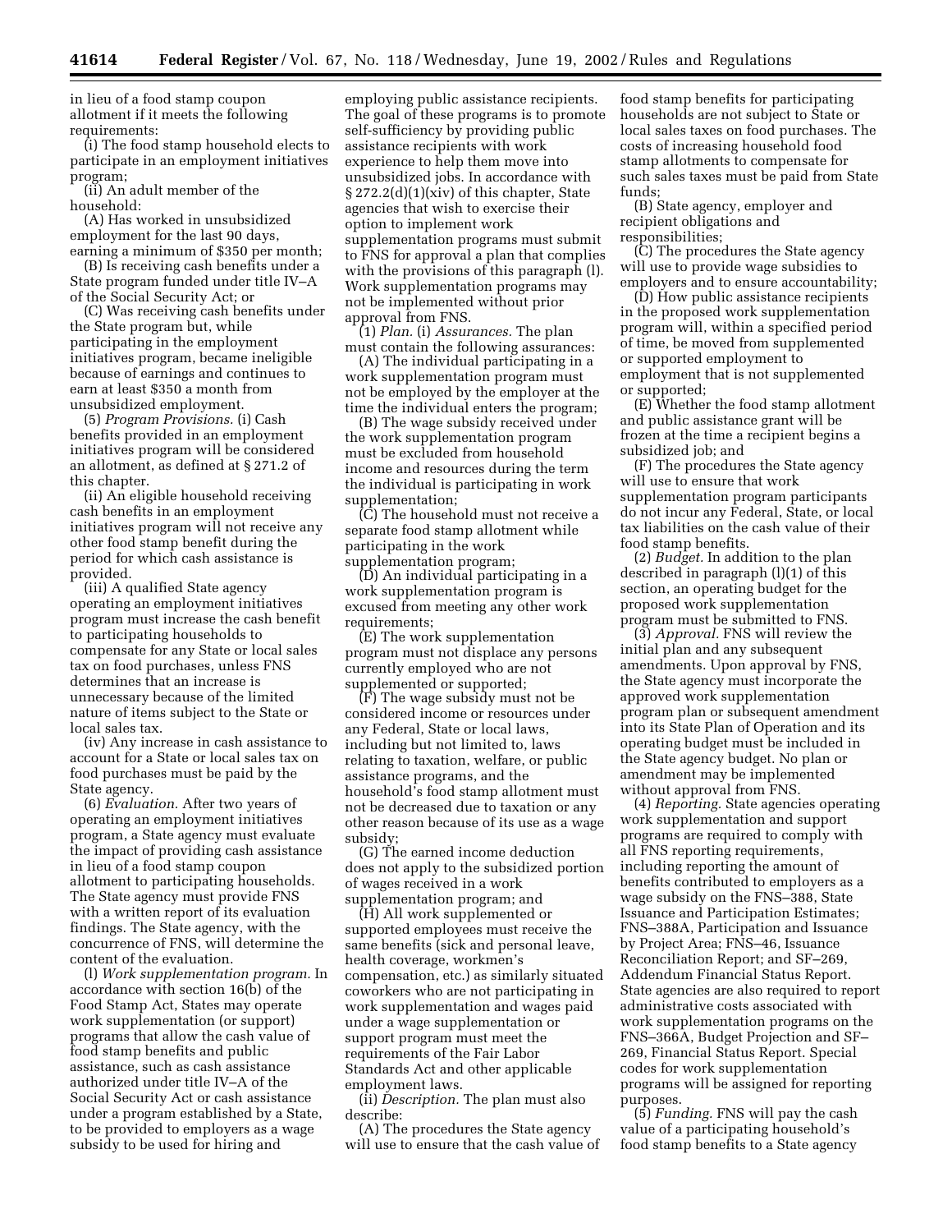in lieu of a food stamp coupon allotment if it meets the following requirements:

(i) The food stamp household elects to participate in an employment initiatives program;

(ii) An adult member of the household:

(A) Has worked in unsubsidized employment for the last 90 days, earning a minimum of $350 per month;

(B) Is receiving cash benefits under a State program funded under title IV–A of the Social Security Act; or

(C) Was receiving cash benefits under the State program but, while participating in the employment initiatives program, became ineligible because of earnings and continues to earn at least $350 a month from unsubsidized employment.

(5) *Program Provisions.* (i) Cash benefits provided in an employment initiatives program will be considered an allotment, as defined at § 271.2 of this chapter.

(ii) An eligible household receiving cash benefits in an employment initiatives program will not receive any other food stamp benefit during the period for which cash assistance is provided.

(iii) A qualified State agency operating an employment initiatives program must increase the cash benefit to participating households to compensate for any State or local sales tax on food purchases, unless FNS determines that an increase is unnecessary because of the limited nature of items subject to the State or local sales tax.

(iv) Any increase in cash assistance to account for a State or local sales tax on food purchases must be paid by the State agency.

(6) *Evaluation.* After two years of operating an employment initiatives program, a State agency must evaluate the impact of providing cash assistance in lieu of a food stamp coupon allotment to participating households. The State agency must provide FNS with a written report of its evaluation findings. The State agency, with the concurrence of FNS, will determine the content of the evaluation.

(l) *Work supplementation program.* In accordance with section 16(b) of the Food Stamp Act, States may operate work supplementation (or support) programs that allow the cash value of food stamp benefits and public assistance, such as cash assistance authorized under title IV–A of the Social Security Act or cash assistance under a program established by a State, to be provided to employers as a wage subsidy to be used for hiring and employing public assistance recipients. The goal of these programs is to promote self-sufficiency by providing public assistance recipients with work experience to help them move into unsubsidized jobs. In accordance with § 272.2(d)(1)(xiv) of this chapter, State agencies that wish to exercise their option to implement work supplementation programs must submit to FNS for approval a plan that complies with the provisions of this paragraph (l). Work supplementation programs may not be implemented without prior approval from FNS.

(1) *Plan.* (i) *Assurances.* The plan must contain the following assurances:

(A) The individual participating in a work supplementation program must not be employed by the employer at the time the individual enters the program;

(B) The wage subsidy received under the work supplementation program must be excluded from household income and resources during the term the individual is participating in work supplementation;

(C) The household must not receive a separate food stamp allotment while participating in the work supplementation program;

(D) An individual participating in a work supplementation program is excused from meeting any other work requirements;

(E) The work supplementation program must not displace any persons currently employed who are not supplemented or supported;

(F) The wage subsidy must not be considered income or resources under any Federal, State or local laws, including but not limited to, laws relating to taxation, welfare, or public assistance programs, and the household's food stamp allotment must not be decreased due to taxation or any other reason because of its use as a wage subsidy;

(G) The earned income deduction does not apply to the subsidized portion of wages received in a work supplementation program; and

(H) All work supplemented or supported employees must receive the same benefits (sick and personal leave, health coverage, workmen's compensation, etc.) as similarly situated coworkers who are not participating in work supplementation and wages paid under a wage supplementation or support program must meet the requirements of the Fair Labor Standards Act and other applicable employment laws.

(ii) *Description.* The plan must also describe:

(A) The procedures the State agency will use to ensure that the cash value of food stamp benefits for participating households are not subject to State or local sales taxes on food purchases. The costs of increasing household food stamp allotments to compensate for such sales taxes must be paid from State funds;

(B) State agency, employer and recipient obligations and responsibilities;

(C) The procedures the State agency will use to provide wage subsidies to employers and to ensure accountability;

(D) How public assistance recipients in the proposed work supplementation program will, within a specified period of time, be moved from supplemented or supported employment to employment that is not supplemented or supported;

(E) Whether the food stamp allotment and public assistance grant will be frozen at the time a recipient begins a subsidized job; and

(F) The procedures the State agency will use to ensure that work supplementation program participants do not incur any Federal, State, or local tax liabilities on the cash value of their food stamp benefits.

(2) *Budget.* In addition to the plan described in paragraph (l)(1) of this section, an operating budget for the proposed work supplementation program must be submitted to FNS.

(3) *Approval.* FNS will review the initial plan and any subsequent amendments. Upon approval by FNS, the State agency must incorporate the approved work supplementation program plan or subsequent amendment into its State Plan of Operation and its operating budget must be included in the State agency budget. No plan or amendment may be implemented without approval from FNS.

(4) *Reporting.* State agencies operating work supplementation and support programs are required to comply with all FNS reporting requirements, including reporting the amount of benefits contributed to employers as a wage subsidy on the FNS–388, State Issuance and Participation Estimates; FNS–388A, Participation and Issuance by Project Area; FNS–46, Issuance Reconciliation Report; and SF–269, Addendum Financial Status Report. State agencies are also required to report administrative costs associated with work supplementation programs on the FNS–366A, Budget Projection and SF–269, Financial Status Report. Special codes for work supplementation programs will be assigned for reporting purposes.

(5) *Funding.* FNS will pay the cash value of a participating household's food stamp benefits to a State agency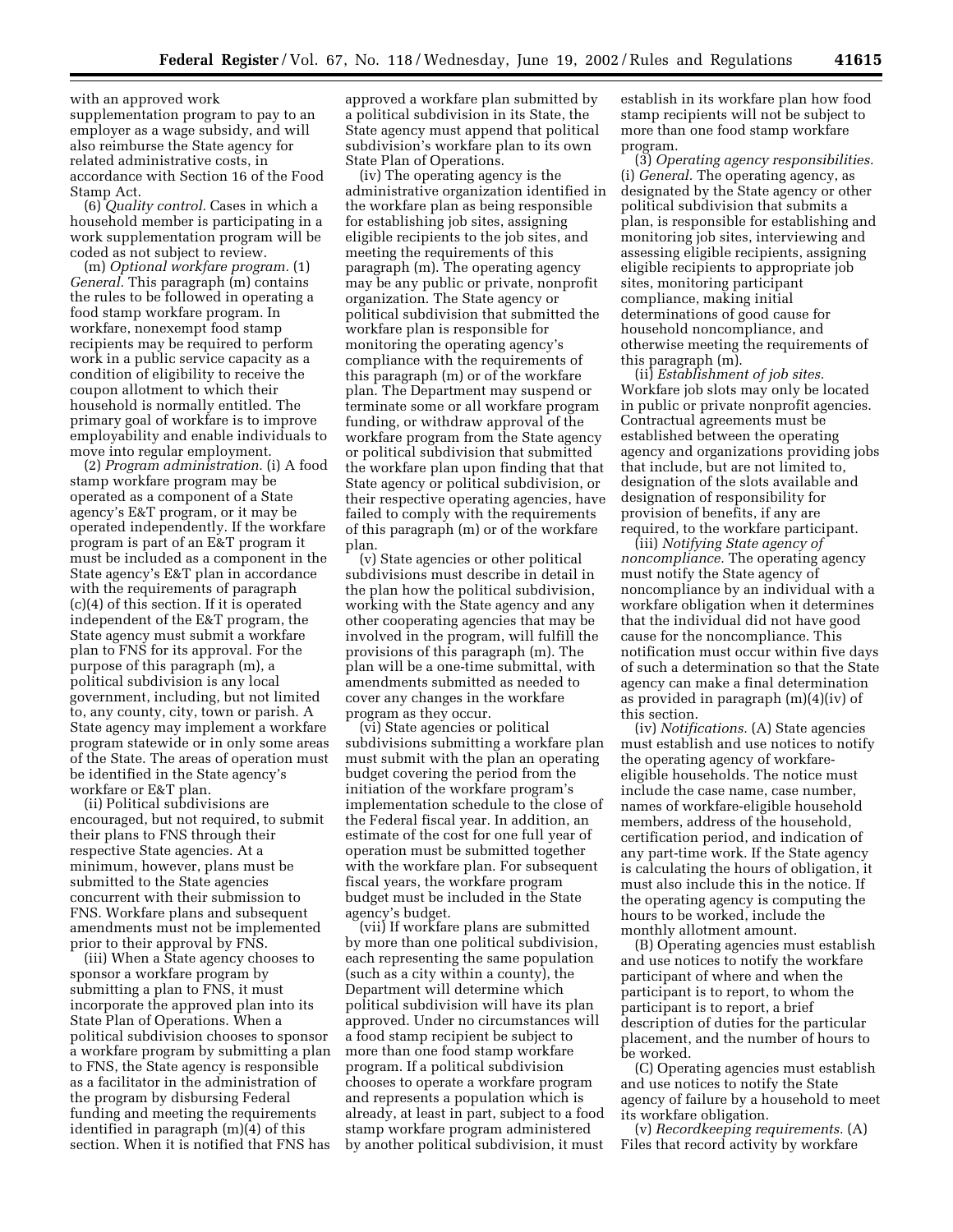with an approved work supplementation program to pay to an employer as a wage subsidy, and will also reimburse the State agency for related administrative costs, in accordance with Section 16 of the Food Stamp Act.

(6) *Quality control.* Cases in which a household member is participating in a work supplementation program will be coded as not subject to review.

(m) *Optional workfare program.* (1) *General.* This paragraph (m) contains the rules to be followed in operating a food stamp workfare program. In workfare, nonexempt food stamp recipients may be required to perform work in a public service capacity as a condition of eligibility to receive the coupon allotment to which their household is normally entitled. The primary goal of workfare is to improve employability and enable individuals to move into regular employment.

(2) *Program administration.* (i) A food stamp workfare program may be operated as a component of a State agency's E&T program, or it may be operated independently. If the workfare program is part of an E&T program it must be included as a component in the State agency's E&T plan in accordance with the requirements of paragraph (c)(4) of this section. If it is operated independent of the E&T program, the State agency must submit a workfare plan to FNS for its approval. For the purpose of this paragraph (m), a political subdivision is any local government, including, but not limited to, any county, city, town or parish. A State agency may implement a workfare program statewide or in only some areas of the State. The areas of operation must be identified in the State agency's workfare or E&T plan.

(ii) Political subdivisions are encouraged, but not required, to submit their plans to FNS through their respective State agencies. At a minimum, however, plans must be submitted to the State agencies concurrent with their submission to FNS. Workfare plans and subsequent amendments must not be implemented prior to their approval by FNS.

(iii) When a State agency chooses to sponsor a workfare program by submitting a plan to FNS, it must incorporate the approved plan into its State Plan of Operations. When a political subdivision chooses to sponsor a workfare program by submitting a plan to FNS, the State agency is responsible as a facilitator in the administration of the program by disbursing Federal funding and meeting the requirements identified in paragraph (m)(4) of this section. When it is notified that FNS has approved a workfare plan submitted by a political subdivision in its State, the State agency must append that political subdivision's workfare plan to its own State Plan of Operations.

(iv) The operating agency is the administrative organization identified in the workfare plan as being responsible for establishing job sites, assigning eligible recipients to the job sites, and meeting the requirements of this paragraph (m). The operating agency may be any public or private, nonprofit organization. The State agency or political subdivision that submitted the workfare plan is responsible for monitoring the operating agency's compliance with the requirements of this paragraph (m) or of the workfare plan. The Department may suspend or terminate some or all workfare program funding, or withdraw approval of the workfare program from the State agency or political subdivision that submitted the workfare plan upon finding that that State agency or political subdivision, or their respective operating agencies, have failed to comply with the requirements of this paragraph (m) or of the workfare plan.

(v) State agencies or other political subdivisions must describe in detail in the plan how the political subdivision, working with the State agency and any other cooperating agencies that may be involved in the program, will fulfill the provisions of this paragraph (m). The plan will be a one-time submittal, with amendments submitted as needed to cover any changes in the workfare program as they occur.

(vi) State agencies or political subdivisions submitting a workfare plan must submit with the plan an operating budget covering the period from the initiation of the workfare program's implementation schedule to the close of the Federal fiscal year. In addition, an estimate of the cost for one full year of operation must be submitted together with the workfare plan. For subsequent fiscal years, the workfare program budget must be included in the State agency's budget.

(vii) If workfare plans are submitted by more than one political subdivision, each representing the same population (such as a city within a county), the Department will determine which political subdivision will have its plan approved. Under no circumstances will a food stamp recipient be subject to more than one food stamp workfare program. If a political subdivision chooses to operate a workfare program and represents a population which is already, at least in part, subject to a food stamp workfare program administered by another political subdivision, it must establish in its workfare plan how food stamp recipients will not be subject to more than one food stamp workfare program.

(3) *Operating agency responsibilities.* (i) *General.* The operating agency, as designated by the State agency or other political subdivision that submits a plan, is responsible for establishing and monitoring job sites, interviewing and assessing eligible recipients, assigning eligible recipients to appropriate job sites, monitoring participant compliance, making initial determinations of good cause for household noncompliance, and otherwise meeting the requirements of this paragraph (m).

(ii) *Establishment of job sites.* Workfare job slots may only be located in public or private nonprofit agencies. Contractual agreements must be established between the operating agency and organizations providing jobs that include, but are not limited to, designation of the slots available and designation of responsibility for provision of benefits, if any are required, to the workfare participant.

(iii) *Notifying State agency of noncompliance.* The operating agency must notify the State agency of noncompliance by an individual with a workfare obligation when it determines that the individual did not have good cause for the noncompliance. This notification must occur within five days of such a determination so that the State agency can make a final determination as provided in paragraph (m)(4)(iv) of this section.

(iv) *Notifications.* (A) State agencies must establish and use notices to notify the operating agency of workfare-eligible households. The notice must include the case name, case number, names of workfare-eligible household members, address of the household, certification period, and indication of any part-time work. If the State agency is calculating the hours of obligation, it must also include this in the notice. If the operating agency is computing the hours to be worked, include the monthly allotment amount.

(B) Operating agencies must establish and use notices to notify the workfare participant of where and when the participant is to report, to whom the participant is to report, a brief description of duties for the particular placement, and the number of hours to be worked.

(C) Operating agencies must establish and use notices to notify the State agency of failure by a household to meet its workfare obligation.

(v) *Recordkeeping requirements.* (A) Files that record activity by workfare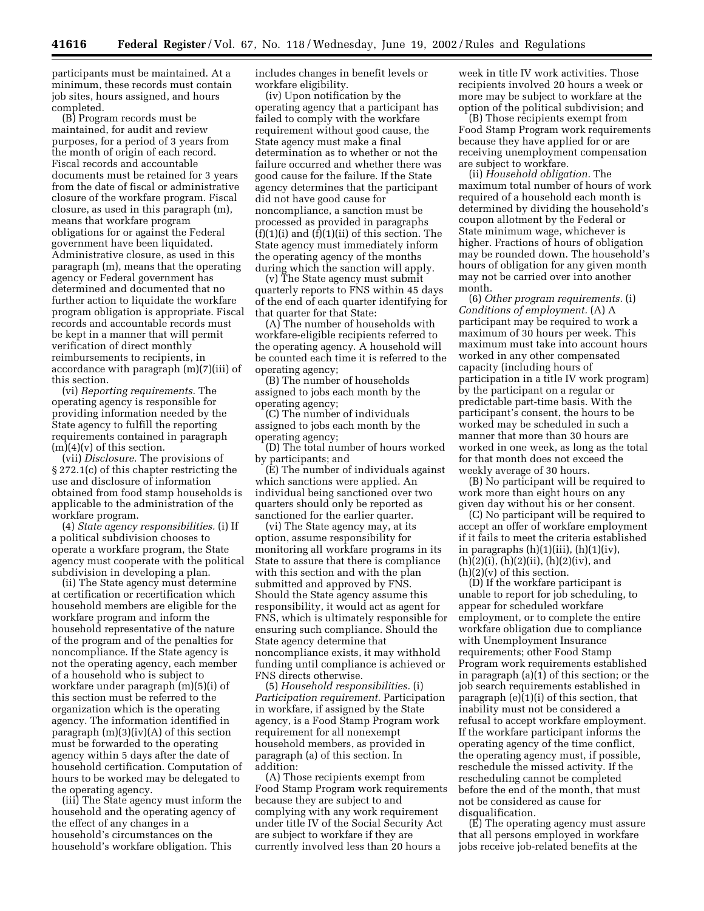participants must be maintained. At a minimum, these records must contain job sites, hours assigned, and hours completed.

(B) Program records must be maintained, for audit and review purposes, for a period of 3 years from the month of origin of each record. Fiscal records and accountable documents must be retained for 3 years from the date of fiscal or administrative closure of the workfare program. Fiscal closure, as used in this paragraph (m), means that workfare program obligations for or against the Federal government have been liquidated. Administrative closure, as used in this paragraph (m), means that the operating agency or Federal government has determined and documented that no further action to liquidate the workfare program obligation is appropriate. Fiscal records and accountable records must be kept in a manner that will permit verification of direct monthly reimbursements to recipients, in accordance with paragraph (m)(7)(iii) of this section.

(vi) *Reporting requirements.* The operating agency is responsible for providing information needed by the State agency to fulfill the reporting requirements contained in paragraph (m)(4)(v) of this section.

(vii) *Disclosure.* The provisions of § 272.1(c) of this chapter restricting the use and disclosure of information obtained from food stamp households is applicable to the administration of the workfare program.

(4) *State agency responsibilities.* (i) If a political subdivision chooses to operate a workfare program, the State agency must cooperate with the political subdivision in developing a plan.

(ii) The State agency must determine at certification or recertification which household members are eligible for the workfare program and inform the household representative of the nature of the program and of the penalties for noncompliance. If the State agency is not the operating agency, each member of a household who is subject to workfare under paragraph (m)(5)(i) of this section must be referred to the organization which is the operating agency. The information identified in paragraph (m)(3)(iv)(A) of this section must be forwarded to the operating agency within 5 days after the date of household certification. Computation of hours to be worked may be delegated to the operating agency.

(iii) The State agency must inform the household and the operating agency of the effect of any changes in a household's circumstances on the household's workfare obligation. This includes changes in benefit levels or workfare eligibility.

(iv) Upon notification by the operating agency that a participant has failed to comply with the workfare requirement without good cause, the State agency must make a final determination as to whether or not the failure occurred and whether there was good cause for the failure. If the State agency determines that the participant did not have good cause for noncompliance, a sanction must be processed as provided in paragraphs (f)(1)(i) and (f)(1)(ii) of this section. The State agency must immediately inform the operating agency of the months during which the sanction will apply.

(v) The State agency must submit quarterly reports to FNS within 45 days of the end of each quarter identifying for that quarter for that State:

(A) The number of households with workfare-eligible recipients referred to the operating agency. A household will be counted each time it is referred to the operating agency;

(B) The number of households assigned to jobs each month by the operating agency;

(C) The number of individuals assigned to jobs each month by the operating agency;

(D) The total number of hours worked by participants; and

(E) The number of individuals against which sanctions were applied. An individual being sanctioned over two quarters should only be reported as sanctioned for the earlier quarter.

(vi) The State agency may, at its option, assume responsibility for monitoring all workfare programs in its State to assure that there is compliance with this section and with the plan submitted and approved by FNS. Should the State agency assume this responsibility, it would act as agent for FNS, which is ultimately responsible for ensuring such compliance. Should the State agency determine that noncompliance exists, it may withhold funding until compliance is achieved or FNS directs otherwise.

(5) *Household responsibilities.* (i) *Participation requirement.* Participation in workfare, if assigned by the State agency, is a Food Stamp Program work requirement for all nonexempt household members, as provided in paragraph (a) of this section. In addition:

(A) Those recipients exempt from Food Stamp Program work requirements because they are subject to and complying with any work requirement under title IV of the Social Security Act are subject to workfare if they are currently involved less than 20 hours a week in title IV work activities. Those recipients involved 20 hours a week or more may be subject to workfare at the option of the political subdivision; and

(B) Those recipients exempt from Food Stamp Program work requirements because they have applied for or are receiving unemployment compensation are subject to workfare.

(ii) *Household obligation.* The maximum total number of hours of work required of a household each month is determined by dividing the household's coupon allotment by the Federal or State minimum wage, whichever is higher. Fractions of hours of obligation may be rounded down. The household's hours of obligation for any given month may not be carried over into another month.

(6) *Other program requirements.* (i) *Conditions of employment.* (A) A participant may be required to work a maximum of 30 hours per week. This maximum must take into account hours worked in any other compensated capacity (including hours of participation in a title IV work program) by the participant on a regular or predictable part-time basis. With the participant's consent, the hours to be worked may be scheduled in such a manner that more than 30 hours are worked in one week, as long as the total for that month does not exceed the weekly average of 30 hours.

(B) No participant will be required to work more than eight hours on any given day without his or her consent.

(C) No participant will be required to accept an offer of workfare employment if it fails to meet the criteria established in paragraphs (h)(1)(iii), (h)(1)(iv), (h)(2)(i), (h)(2)(ii), (h)(2)(iv), and (h)(2)(v) of this section.

(D) If the workfare participant is unable to report for job scheduling, to appear for scheduled workfare employment, or to complete the entire workfare obligation due to compliance with Unemployment Insurance requirements; other Food Stamp Program work requirements established in paragraph (a)(1) of this section; or the job search requirements established in paragraph (e)(1)(i) of this section, that inability must not be considered a refusal to accept workfare employment. If the workfare participant informs the operating agency of the time conflict, the operating agency must, if possible, reschedule the missed activity. If the rescheduling cannot be completed before the end of the month, that must not be considered as cause for disqualification.

(E) The operating agency must assure that all persons employed in workfare jobs receive job-related benefits at the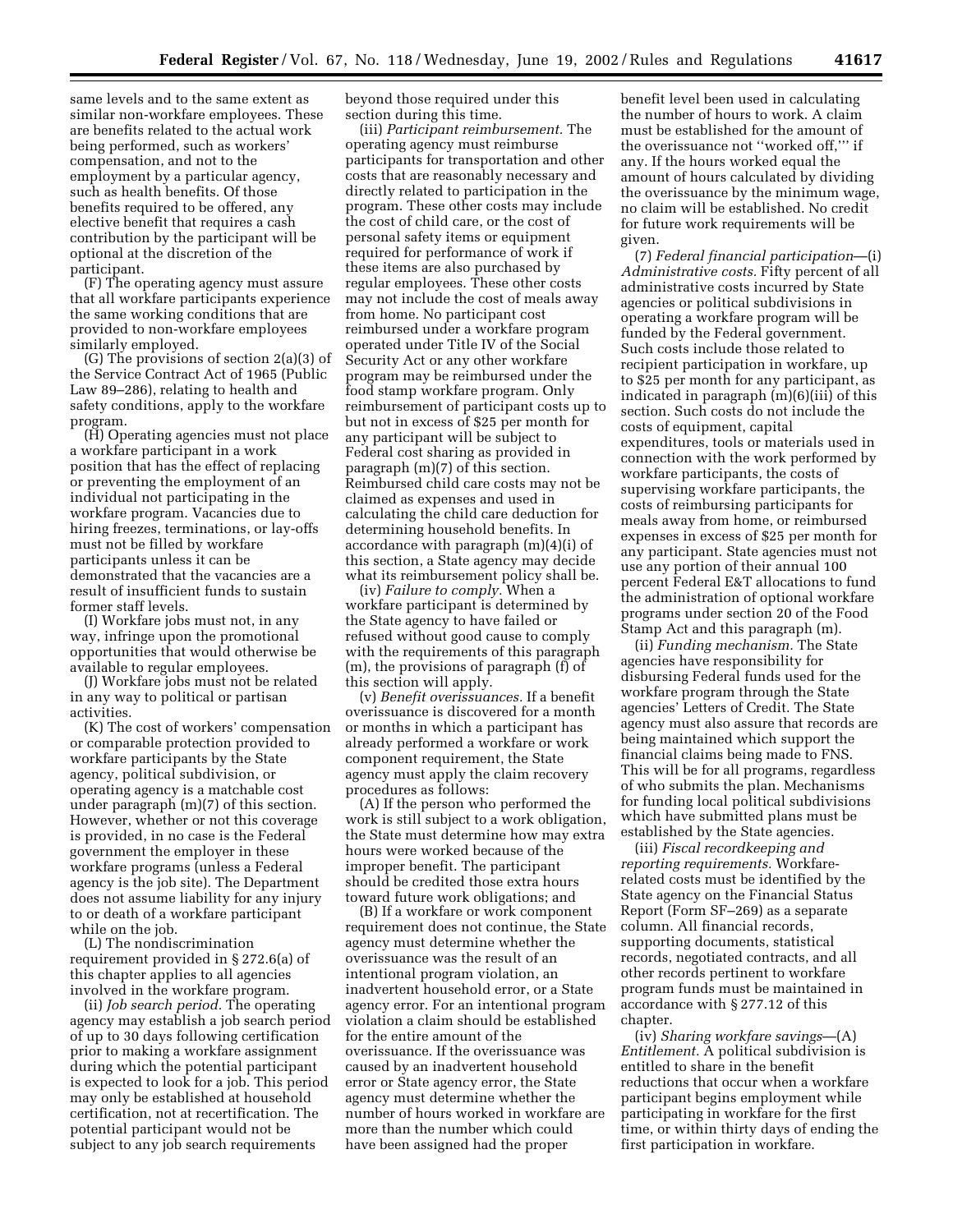same levels and to the same extent as similar non-workfare employees. These are benefits related to the actual work being performed, such as workers' compensation, and not to the employment by a particular agency, such as health benefits. Of those benefits required to be offered, any elective benefit that requires a cash contribution by the participant will be optional at the discretion of the participant.

(F) The operating agency must assure that all workfare participants experience the same working conditions that are provided to non-workfare employees similarly employed.

(G) The provisions of section 2(a)(3) of the Service Contract Act of 1965 (Public Law 89–286), relating to health and safety conditions, apply to the workfare program.

(H) Operating agencies must not place a workfare participant in a work position that has the effect of replacing or preventing the employment of an individual not participating in the workfare program. Vacancies due to hiring freezes, terminations, or lay-offs must not be filled by workfare participants unless it can be demonstrated that the vacancies are a result of insufficient funds to sustain former staff levels.

(I) Workfare jobs must not, in any way, infringe upon the promotional opportunities that would otherwise be available to regular employees.

(J) Workfare jobs must not be related in any way to political or partisan activities.

(K) The cost of workers' compensation or comparable protection provided to workfare participants by the State agency, political subdivision, or operating agency is a matchable cost under paragraph (m)(7) of this section. However, whether or not this coverage is provided, in no case is the Federal government the employer in these workfare programs (unless a Federal agency is the job site). The Department does not assume liability for any injury to or death of a workfare participant while on the job.

(L) The nondiscrimination requirement provided in § 272.6(a) of this chapter applies to all agencies involved in the workfare program.

(ii) *Job search period.* The operating agency may establish a job search period of up to 30 days following certification prior to making a workfare assignment during which the potential participant is expected to look for a job. This period may only be established at household certification, not at recertification. The potential participant would not be subject to any job search requirements beyond those required under this section during this time.

(iii) *Participant reimbursement.* The operating agency must reimburse participants for transportation and other costs that are reasonably necessary and directly related to participation in the program. These other costs may include the cost of child care, or the cost of personal safety items or equipment required for performance of work if these items are also purchased by regular employees. These other costs may not include the cost of meals away from home. No participant cost reimbursed under a workfare program operated under Title IV of the Social Security Act or any other workfare program may be reimbursed under the food stamp workfare program. Only reimbursement of participant costs up to but not in excess of $25 per month for any participant will be subject to Federal cost sharing as provided in paragraph (m)(7) of this section. Reimbursed child care costs may not be claimed as expenses and used in calculating the child care deduction for determining household benefits. In accordance with paragraph (m)(4)(i) of this section, a State agency may decide what its reimbursement policy shall be.

(iv) *Failure to comply.* When a workfare participant is determined by the State agency to have failed or refused without good cause to comply with the requirements of this paragraph (m), the provisions of paragraph (f) of this section will apply.

(v) *Benefit overissuances.* If a benefit overissuance is discovered for a month or months in which a participant has already performed a workfare or work component requirement, the State agency must apply the claim recovery procedures as follows:

(A) If the person who performed the work is still subject to a work obligation, the State must determine how may extra hours were worked because of the improper benefit. The participant should be credited those extra hours toward future work obligations; and

(B) If a workfare or work component requirement does not continue, the State agency must determine whether the overissuance was the result of an intentional program violation, an inadvertent household error, or a State agency error. For an intentional program violation a claim should be established for the entire amount of the overissuance. If the overissuance was caused by an inadvertent household error or State agency error, the State agency must determine whether the number of hours worked in workfare are more than the number which could have been assigned had the proper benefit level been used in calculating the number of hours to work. A claim must be established for the amount of the overissuance not ''worked off,''' if any. If the hours worked equal the amount of hours calculated by dividing the overissuance by the minimum wage, no claim will be established. No credit for future work requirements will be given.

(7) *Federal financial participation*—(i) *Administrative costs.* Fifty percent of all administrative costs incurred by State agencies or political subdivisions in operating a workfare program will be funded by the Federal government. Such costs include those related to recipient participation in workfare, up to $25 per month for any participant, as indicated in paragraph (m)(6)(iii) of this section. Such costs do not include the costs of equipment, capital expenditures, tools or materials used in connection with the work performed by workfare participants, the costs of supervising workfare participants, the costs of reimbursing participants for meals away from home, or reimbursed expenses in excess of $25 per month for any participant. State agencies must not use any portion of their annual 100 percent Federal E&T allocations to fund the administration of optional workfare programs under section 20 of the Food Stamp Act and this paragraph (m).

(ii) *Funding mechanism.* The State agencies have responsibility for disbursing Federal funds used for the workfare program through the State agencies' Letters of Credit. The State agency must also assure that records are being maintained which support the financial claims being made to FNS. This will be for all programs, regardless of who submits the plan. Mechanisms for funding local political subdivisions which have submitted plans must be established by the State agencies.

(iii) *Fiscal recordkeeping and reporting requirements.* Workfare-related costs must be identified by the State agency on the Financial Status Report (Form SF–269) as a separate column. All financial records, supporting documents, statistical records, negotiated contracts, and all other records pertinent to workfare program funds must be maintained in accordance with § 277.12 of this chapter.

(iv) *Sharing workfare savings*—(A) *Entitlement.* A political subdivision is entitled to share in the benefit reductions that occur when a workfare participant begins employment while participating in workfare for the first time, or within thirty days of ending the first participation in workfare.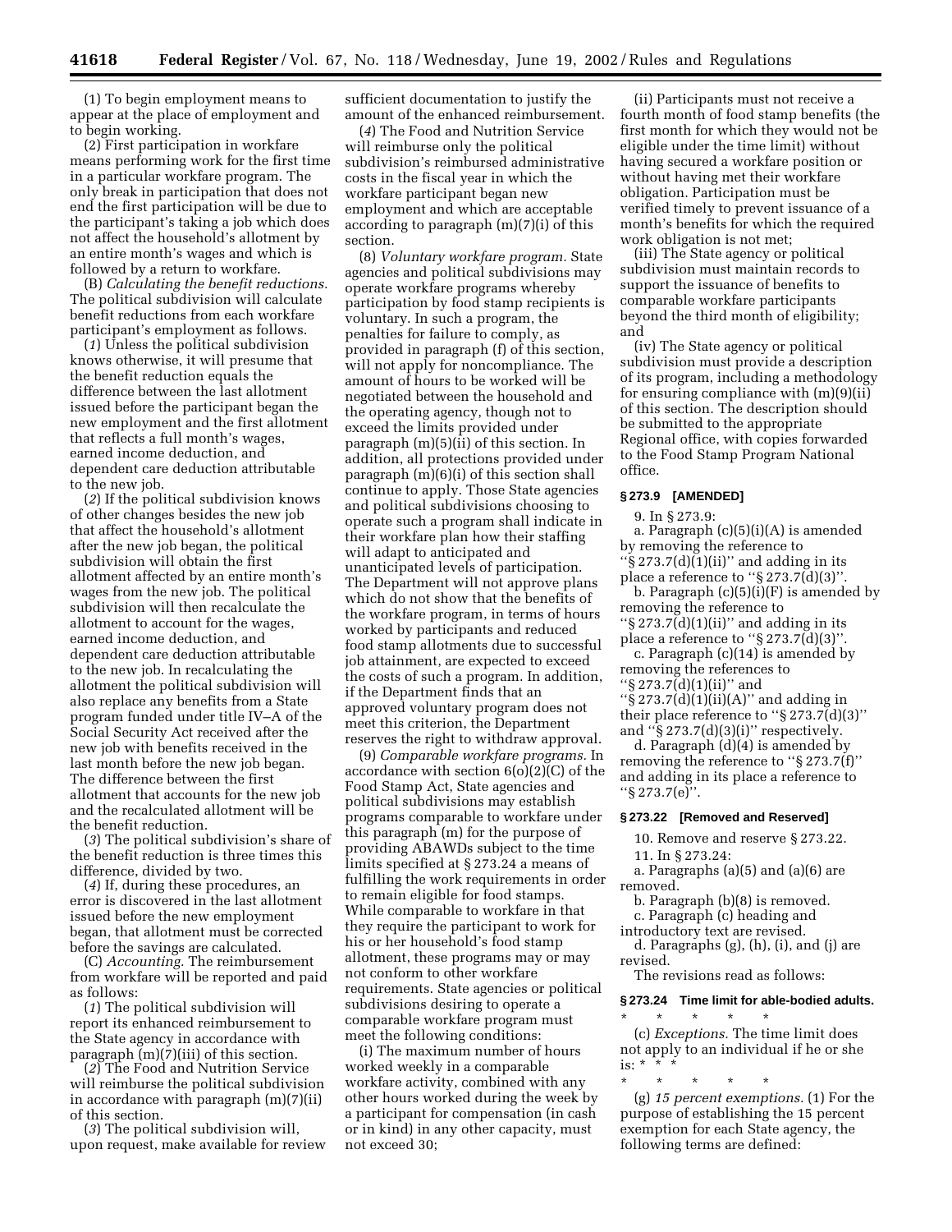(1) To begin employment means to appear at the place of employment and to begin working.

(2) First participation in workfare means performing work for the first time in a particular workfare program. The only break in participation that does not end the first participation will be due to the participant's taking a job which does not affect the household's allotment by an entire month's wages and which is followed by a return to workfare.

(B) *Calculating the benefit reductions.* The political subdivision will calculate benefit reductions from each workfare participant's employment as follows.

(*1*) Unless the political subdivision knows otherwise, it will presume that the benefit reduction equals the difference between the last allotment issued before the participant began the new employment and the first allotment that reflects a full month's wages, earned income deduction, and dependent care deduction attributable to the new job.

(*2*) If the political subdivision knows of other changes besides the new job that affect the household's allotment after the new job began, the political subdivision will obtain the first allotment affected by an entire month's wages from the new job. The political subdivision will then recalculate the allotment to account for the wages, earned income deduction, and dependent care deduction attributable to the new job. In recalculating the allotment the political subdivision will also replace any benefits from a State program funded under title IV–A of the Social Security Act received after the new job with benefits received in the last month before the new job began. The difference between the first allotment that accounts for the new job and the recalculated allotment will be the benefit reduction.

(*3*) The political subdivision's share of the benefit reduction is three times this difference, divided by two.

(*4*) If, during these procedures, an error is discovered in the last allotment issued before the new employment began, that allotment must be corrected before the savings are calculated.

(C) *Accounting.* The reimbursement from workfare will be reported and paid as follows:

(*1*) The political subdivision will report its enhanced reimbursement to the State agency in accordance with paragraph (m)(7)(iii) of this section.

(*2*) The Food and Nutrition Service will reimburse the political subdivision in accordance with paragraph (m)(7)(ii) of this section.

(*3*) The political subdivision will, upon request, make available for review sufficient documentation to justify the amount of the enhanced reimbursement.

(*4*) The Food and Nutrition Service will reimburse only the political subdivision's reimbursed administrative costs in the fiscal year in which the workfare participant began new employment and which are acceptable according to paragraph (m)(7)(i) of this section.

(8) *Voluntary workfare program.* State agencies and political subdivisions may operate workfare programs whereby participation by food stamp recipients is voluntary. In such a program, the penalties for failure to comply, as provided in paragraph (f) of this section, will not apply for noncompliance. The amount of hours to be worked will be negotiated between the household and the operating agency, though not to exceed the limits provided under paragraph (m)(5)(ii) of this section. In addition, all protections provided under paragraph (m)(6)(i) of this section shall continue to apply. Those State agencies and political subdivisions choosing to operate such a program shall indicate in their workfare plan how their staffing will adapt to anticipated and unanticipated levels of participation. The Department will not approve plans which do not show that the benefits of the workfare program, in terms of hours worked by participants and reduced food stamp allotments due to successful job attainment, are expected to exceed the costs of such a program. In addition, if the Department finds that an approved voluntary program does not meet this criterion, the Department reserves the right to withdraw approval.

(9) *Comparable workfare programs.* In accordance with section 6(o)(2)(C) of the Food Stamp Act, State agencies and political subdivisions may establish programs comparable to workfare under this paragraph (m) for the purpose of providing ABAWDs subject to the time limits specified at § 273.24 a means of fulfilling the work requirements in order to remain eligible for food stamps. While comparable to workfare in that they require the participant to work for his or her household's food stamp allotment, these programs may or may not conform to other workfare requirements. State agencies or political subdivisions desiring to operate a comparable workfare program must meet the following conditions:

(i) The maximum number of hours worked weekly in a comparable workfare activity, combined with any other hours worked during the week by a participant for compensation (in cash or in kind) in any other capacity, must not exceed 30;

(ii) Participants must not receive a fourth month of food stamp benefits (the first month for which they would not be eligible under the time limit) without having secured a workfare position or without having met their workfare obligation. Participation must be verified timely to prevent issuance of a month's benefits for which the required work obligation is not met;

(iii) The State agency or political subdivision must maintain records to support the issuance of benefits to comparable workfare participants beyond the third month of eligibility; and

(iv) The State agency or political subdivision must provide a description of its program, including a methodology for ensuring compliance with (m)(9)(ii) of this section. The description should be submitted to the appropriate Regional office, with copies forwarded to the Food Stamp Program National office.

**§ 273.9 [AMENDED]**

9. In § 273.9:

a. Paragraph (c)(5)(i)(A) is amended by removing the reference to "§ 273.7(d)(1)(ii)" and adding in its place a reference to "§ 273.7(d)(3)".

b. Paragraph (c)(5)(i)(F) is amended by removing the reference to "§ 273.7(d)(1)(ii)" and adding in its place a reference to "§ 273.7(d)(3)".

c. Paragraph (c)(14) is amended by removing the references to "§ 273.7(d)(1)(ii)" and "§ 273.7(d)(1)(ii)(A)" and adding in their place reference to "§ 273.7(d)(3)" and "§ 273.7(d)(3)(i)" respectively.

d. Paragraph (d)(4) is amended by removing the reference to "§ 273.7(f)" and adding in its place a reference to "§ 273.7(e)".

**§ 273.22 [Removed and Reserved]**

10. Remove and reserve § 273.22.

11. In § 273.24:

a. Paragraphs (a)(5) and (a)(6) are removed.

b. Paragraph (b)(8) is removed.

c. Paragraph (c) heading and introductory text are revised.

d. Paragraphs (g), (h), (i), and (j) are revised.

The revisions read as follows:

**§ 273.24 Time limit for able-bodied adults.**

\* \* \* \* \*

(c) *Exceptions.* The time limit does not apply to an individual if he or she is: \* \* \*

\* \* \* \* \*

(g) *15 percent exemptions.* (1) For the purpose of establishing the 15 percent exemption for each State agency, the following terms are defined: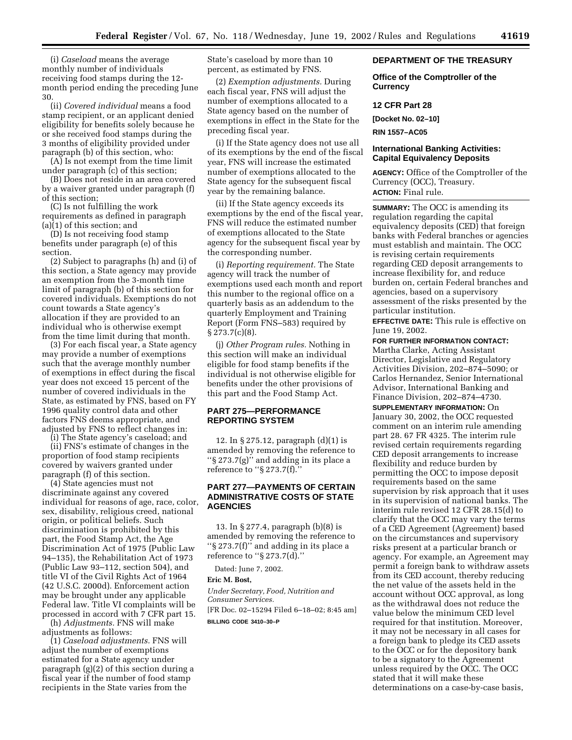(i) *Caseload* means the average monthly number of individuals receiving food stamps during the 12-month period ending the preceding June 30.

(ii) *Covered individual* means a food stamp recipient, or an applicant denied eligibility for benefits solely because he or she received food stamps during the 3 months of eligibility provided under paragraph (b) of this section, who:

(A) Is not exempt from the time limit under paragraph (c) of this section;

(B) Does not reside in an area covered by a waiver granted under paragraph (f) of this section;

(C) Is not fulfilling the work requirements as defined in paragraph (a)(1) of this section; and

(D) Is not receiving food stamp benefits under paragraph (e) of this section.

(2) Subject to paragraphs (h) and (i) of this section, a State agency may provide an exemption from the 3-month time limit of paragraph (b) of this section for covered individuals. Exemptions do not count towards a State agency's allocation if they are provided to an individual who is otherwise exempt from the time limit during that month.

(3) For each fiscal year, a State agency may provide a number of exemptions such that the average monthly number of exemptions in effect during the fiscal year does not exceed 15 percent of the number of covered individuals in the State, as estimated by FNS, based on FY 1996 quality control data and other factors FNS deems appropriate, and adjusted by FNS to reflect changes in:

(i) The State agency's caseload; and

(ii) FNS's estimate of changes in the proportion of food stamp recipients covered by waivers granted under paragraph (f) of this section.

(4) State agencies must not discriminate against any covered individual for reasons of age, race, color, sex, disability, religious creed, national origin, or political beliefs. Such discrimination is prohibited by this part, the Food Stamp Act, the Age Discrimination Act of 1975 (Public Law 94–135), the Rehabilitation Act of 1973 (Public Law 93–112, section 504), and title VI of the Civil Rights Act of 1964 (42 U.S.C. 2000d). Enforcement action may be brought under any applicable Federal law. Title VI complaints will be processed in accord with 7 CFR part 15.

(h) *Adjustments.* FNS will make adjustments as follows:

(1) *Caseload adjustments.* FNS will adjust the number of exemptions estimated for a State agency under paragraph (g)(2) of this section during a fiscal year if the number of food stamp recipients in the State varies from the State's caseload by more than 10 percent, as estimated by FNS.

(2) *Exemption adjustments.* During each fiscal year, FNS will adjust the number of exemptions allocated to a State agency based on the number of exemptions in effect in the State for the preceding fiscal year.

(i) If the State agency does not use all of its exemptions by the end of the fiscal year, FNS will increase the estimated number of exemptions allocated to the State agency for the subsequent fiscal year by the remaining balance.

(ii) If the State agency exceeds its exemptions by the end of the fiscal year, FNS will reduce the estimated number of exemptions allocated to the State agency for the subsequent fiscal year by the corresponding number.

(i) *Reporting requirement.* The State agency will track the number of exemptions used each month and report this number to the regional office on a quarterly basis as an addendum to the quarterly Employment and Training Report (Form FNS–583) required by § 273.7(c)(8).

(j) *Other Program rules.* Nothing in this section will make an individual eligible for food stamp benefits if the individual is not otherwise eligible for benefits under the other provisions of this part and the Food Stamp Act.

## PART 275—PERFORMANCE REPORTING SYSTEM

12. In § 275.12, paragraph (d)(1) is amended by removing the reference to "§ 273.7(g)" and adding in its place a reference to "§ 273.7(f)."

## PART 277—PAYMENTS OF CERTAIN ADMINISTRATIVE COSTS OF STATE AGENCIES

13. In § 277.4, paragraph (b)(8) is amended by removing the reference to "§ 273.7(f)" and adding in its place a reference to "§ 273.7(d)."

Dated: June 7, 2002.

**Eric M. Bost,**

*Under Secretary, Food, Nutrition and Consumer Services.*

[FR Doc. 02–15294 Filed 6–18–02; 8:45 am]

**BILLING CODE 3410–30–P**

## DEPARTMENT OF THE TREASURY

### Office of the Comptroller of the Currency

### 12 CFR Part 28

**[Docket No. 02–10]**

**RIN 1557–AC05**

### International Banking Activities: Capital Equivalency Deposits

**AGENCY:** Office of the Comptroller of the Currency (OCC), Treasury.

**ACTION:** Final rule.

**SUMMARY:** The OCC is amending its regulation regarding the capital equivalency deposits (CED) that foreign banks with Federal branches or agencies must establish and maintain. The OCC is revising certain requirements regarding CED deposit arrangements to increase flexibility for, and reduce burden on, certain Federal branches and agencies, based on a supervisory assessment of the risks presented by the particular institution.

**EFFECTIVE DATE:** This rule is effective on June 19, 2002.

**FOR FURTHER INFORMATION CONTACT:** Martha Clarke, Acting Assistant Director, Legislative and Regulatory Activities Division, 202–874–5090; or Carlos Hernandez, Senior International Advisor, International Banking and Finance Division, 202–874–4730.

**SUPPLEMENTARY INFORMATION:** On January 30, 2002, the OCC requested comment on an interim rule amending part 28. 67 FR 4325. The interim rule revised certain requirements regarding CED deposit arrangements to increase flexibility and reduce burden by permitting the OCC to impose deposit requirements based on the same supervision by risk approach that it uses in its supervision of national banks. The interim rule revised 12 CFR 28.15(d) to clarify that the OCC may vary the terms of a CED Agreement (Agreement) based on the circumstances and supervisory risks present at a particular branch or agency. For example, an Agreement may permit a foreign bank to withdraw assets from its CED account, thereby reducing the net value of the assets held in the account without OCC approval, as long as the withdrawal does not reduce the value below the minimum CED level required for that institution. Moreover, it may not be necessary in all cases for a foreign bank to pledge its CED assets to the OCC or for the depository bank to be a signatory to the Agreement unless required by the OCC. The OCC stated that it will make these determinations on a case-by-case basis,